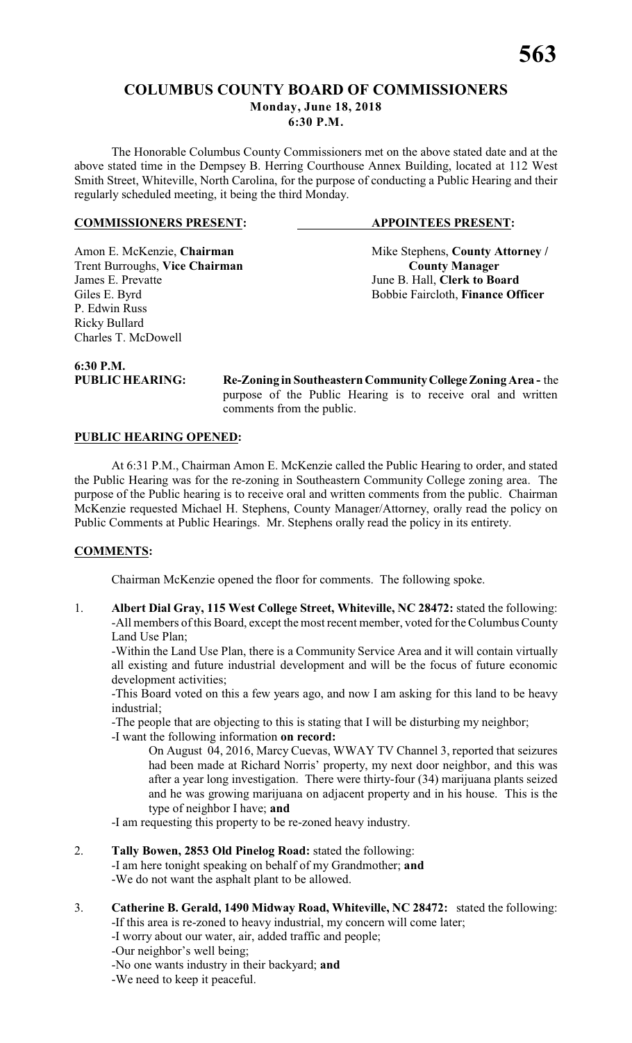# COLUMBUS COUNTY BOARD OF COMMISSIONERS

**Monday, June 18, 2018**
**6:30 P.M.**

The Honorable Columbus County Commissioners met on the above stated date and at the above stated time in the Dempsey B. Herring Courthouse Annex Building, located at 112 West Smith Street, Whiteville, North Carolina, for the purpose of conducting a Public Hearing and their regularly scheduled meeting, it being the third Monday.

| **COMMISSIONERS PRESENT:** | **APPOINTEES PRESENT:** |
|---|---|
| Amon E. McKenzie, **Chairman** | Mike Stephens, **County Attorney / County Manager** |
| Trent Burroughs, **Vice Chairman** | June B. Hall, **Clerk to Board** |
| James E. Prevatte | Bobbie Faircloth, **Finance Officer** |
| Giles E. Byrd | |
| P. Edwin Russ | |
| Ricky Bullard | |
| Charles T. McDowell | |

**6:30 P.M.**
**PUBLIC HEARING:** **Re-Zoning in Southeastern Community College Zoning Area -** the purpose of the Public Hearing is to receive oral and written comments from the public.

**PUBLIC HEARING OPENED:**

At 6:31 P.M., Chairman Amon E. McKenzie called the Public Hearing to order, and stated the Public Hearing was for the re-zoning in Southeastern Community College zoning area. The purpose of the Public hearing is to receive oral and written comments from the public. Chairman McKenzie requested Michael H. Stephens, County Manager/Attorney, orally read the policy on Public Comments at Public Hearings. Mr. Stephens orally read the policy in its entirety.

**COMMENTS:**

Chairman McKenzie opened the floor for comments. The following spoke.

1. **Albert Dial Gray, 115 West College Street, Whiteville, NC 28472:** stated the following:
   -All members of this Board, except the most recent member, voted for the Columbus County Land Use Plan;
   -Within the Land Use Plan, there is a Community Service Area and it will contain virtually all existing and future industrial development and will be the focus of future economic development activities;
   -This Board voted on this a few years ago, and now I am asking for this land to be heavy industrial;
   -The people that are objecting to this is stating that I will be disturbing my neighbor;
   -I want the following information **on record:**
   
   On August 04, 2016, Marcy Cuevas, WWAY TV Channel 3, reported that seizures had been made at Richard Norris' property, my next door neighbor, and this was after a year long investigation. There were thirty-four (34) marijuana plants seized and he was growing marijuana on adjacent property and in his house. This is the type of neighbor I have; **and**
   
   -I am requesting this property to be re-zoned heavy industry.

2. **Tally Bowen, 2853 Old Pinelog Road:** stated the following:
   -I am here tonight speaking on behalf of my Grandmother; **and**
   -We do not want the asphalt plant to be allowed.

3. **Catherine B. Gerald, 1490 Midway Road, Whiteville, NC 28472:** stated the following:
   -If this area is re-zoned to heavy industrial, my concern will come later;
   -I worry about our water, air, added traffic and people;
   -Our neighbor's well being;
   -No one wants industry in their backyard; **and**
   -We need to keep it peaceful.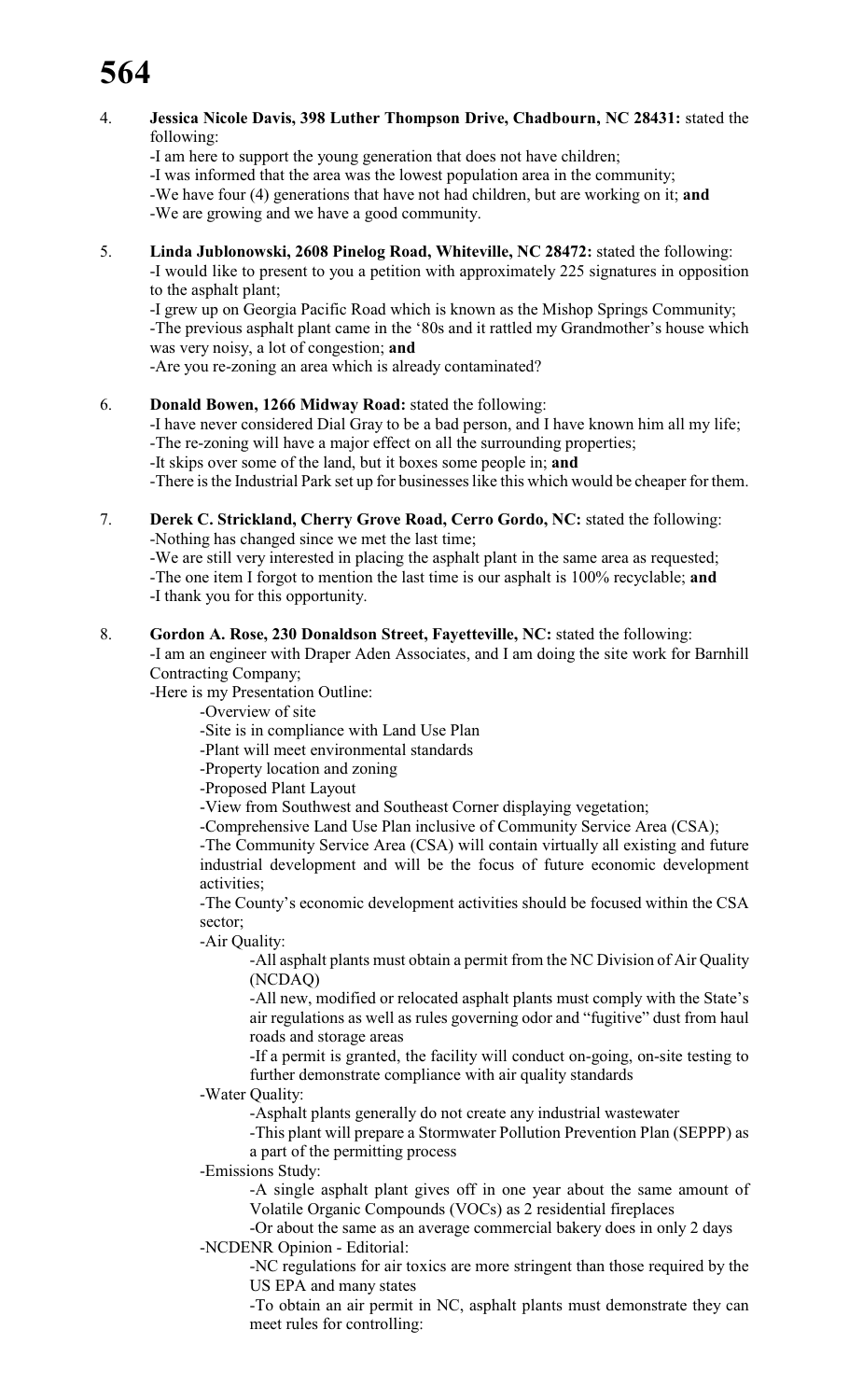4. **Jessica Nicole Davis, 398 Luther Thompson Drive, Chadbourn, NC 28431:** stated the following:
   - -I am here to support the young generation that does not have children;
   - -I was informed that the area was the lowest population area in the community;
   - -We have four (4) generations that have not had children, but are working on it; **and**
   - -We are growing and we have a good community.

5. **Linda Jublonowski, 2608 Pinelog Road, Whiteville, NC 28472:** stated the following:
   - -I would like to present to you a petition with approximately 225 signatures in opposition to the asphalt plant;
   - -I grew up on Georgia Pacific Road which is known as the Mishop Springs Community;
   - -The previous asphalt plant came in the '80s and it rattled my Grandmother's house which was very noisy, a lot of congestion; **and**
   - -Are you re-zoning an area which is already contaminated?

6. **Donald Bowen, 1266 Midway Road:** stated the following:
   - -I have never considered Dial Gray to be a bad person, and I have known him all my life;
   - -The re-zoning will have a major effect on all the surrounding properties;
   - -It skips over some of the land, but it boxes some people in; **and**
   - -There is the Industrial Park set up for businesses like this which would be cheaper for them.

7. **Derek C. Strickland, Cherry Grove Road, Cerro Gordo, NC:** stated the following:
   - -Nothing has changed since we met the last time;
   - -We are still very interested in placing the asphalt plant in the same area as requested;
   - -The one item I forgot to mention the last time is our asphalt is 100% recyclable; **and**
   - -I thank you for this opportunity.

8. **Gordon A. Rose, 230 Donaldson Street, Fayetteville, NC:** stated the following:
   - -I am an engineer with Draper Aden Associates, and I am doing the site work for Barnhill Contracting Company;
   - -Here is my Presentation Outline:
     - -Overview of site
     - -Site is in compliance with Land Use Plan
     - -Plant will meet environmental standards
     - -Property location and zoning
     - -Proposed Plant Layout
     - -View from Southwest and Southeast Corner displaying vegetation;
     - -Comprehensive Land Use Plan inclusive of Community Service Area (CSA);
     - -The Community Service Area (CSA) will contain virtually all existing and future industrial development and will be the focus of future economic development activities;
     - -The County's economic development activities should be focused within the CSA sector;
     - -Air Quality:
       - -All asphalt plants must obtain a permit from the NC Division of Air Quality (NCDAQ)
       - -All new, modified or relocated asphalt plants must comply with the State's air regulations as well as rules governing odor and "fugitive" dust from haul roads and storage areas
       - -If a permit is granted, the facility will conduct on-going, on-site testing to further demonstrate compliance with air quality standards
     - -Water Quality:
       - -Asphalt plants generally do not create any industrial wastewater
       - -This plant will prepare a Stormwater Pollution Prevention Plan (SEPPP) as a part of the permitting process
     - -Emissions Study:
       - -A single asphalt plant gives off in one year about the same amount of Volatile Organic Compounds (VOCs) as 2 residential fireplaces
       - -Or about the same as an average commercial bakery does in only 2 days
     - -NCDENR Opinion - Editorial:
       - -NC regulations for air toxics are more stringent than those required by the US EPA and many states
       - -To obtain an air permit in NC, asphalt plants must demonstrate they can meet rules for controlling: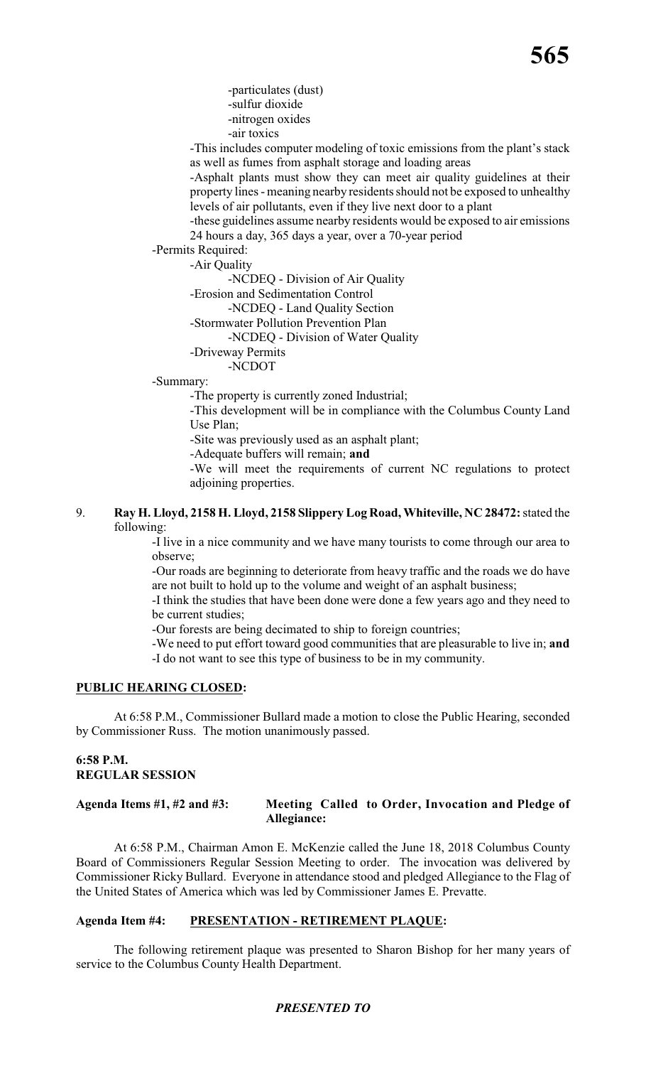-particulates (dust)
-sulfur dioxide
-nitrogen oxides
-air toxics

-This includes computer modeling of toxic emissions from the plant's stack as well as fumes from asphalt storage and loading areas

-Asphalt plants must show they can meet air quality guidelines at their property lines - meaning nearby residents should not be exposed to unhealthy levels of air pollutants, even if they live next door to a plant

-these guidelines assume nearby residents would be exposed to air emissions 24 hours a day, 365 days a year, over a 70-year period

-Permits Required:
- -Air Quality
  - -NCDEQ - Division of Air Quality
- -Erosion and Sedimentation Control
  - -NCDEQ - Land Quality Section
- -Stormwater Pollution Prevention Plan
  - -NCDEQ - Division of Water Quality
- -Driveway Permits
  - -NCDOT

-Summary:
- -The property is currently zoned Industrial;
- -This development will be in compliance with the Columbus County Land Use Plan;
- -Site was previously used as an asphalt plant;
- -Adequate buffers will remain; **and**
- -We will meet the requirements of current NC regulations to protect adjoining properties.

9. **Ray H. Lloyd, 2158 H. Lloyd, 2158 Slippery Log Road, Whiteville, NC 28472:** stated the following:
   - -I live in a nice community and we have many tourists to come through our area to observe;
   - -Our roads are beginning to deteriorate from heavy traffic and the roads we do have are not built to hold up to the volume and weight of an asphalt business;
   - -I think the studies that have been done were done a few years ago and they need to be current studies;
   - -Our forests are being decimated to ship to foreign countries;
   - -We need to put effort toward good communities that are pleasurable to live in; **and**
   - -I do not want to see this type of business to be in my community.

**PUBLIC HEARING CLOSED:**

At 6:58 P.M., Commissioner Bullard made a motion to close the Public Hearing, seconded by Commissioner Russ. The motion unanimously passed.

**6:58 P.M.**
**REGULAR SESSION**

**Agenda Items #1, #2 and #3: Meeting Called to Order, Invocation and Pledge of Allegiance:**

At 6:58 P.M., Chairman Amon E. McKenzie called the June 18, 2018 Columbus County Board of Commissioners Regular Session Meeting to order. The invocation was delivered by Commissioner Ricky Bullard. Everyone in attendance stood and pledged Allegiance to the Flag of the United States of America which was led by Commissioner James E. Prevatte.

**Agenda Item #4: PRESENTATION - RETIREMENT PLAQUE:**

The following retirement plaque was presented to Sharon Bishop for her many years of service to the Columbus County Health Department.

***PRESENTED TO***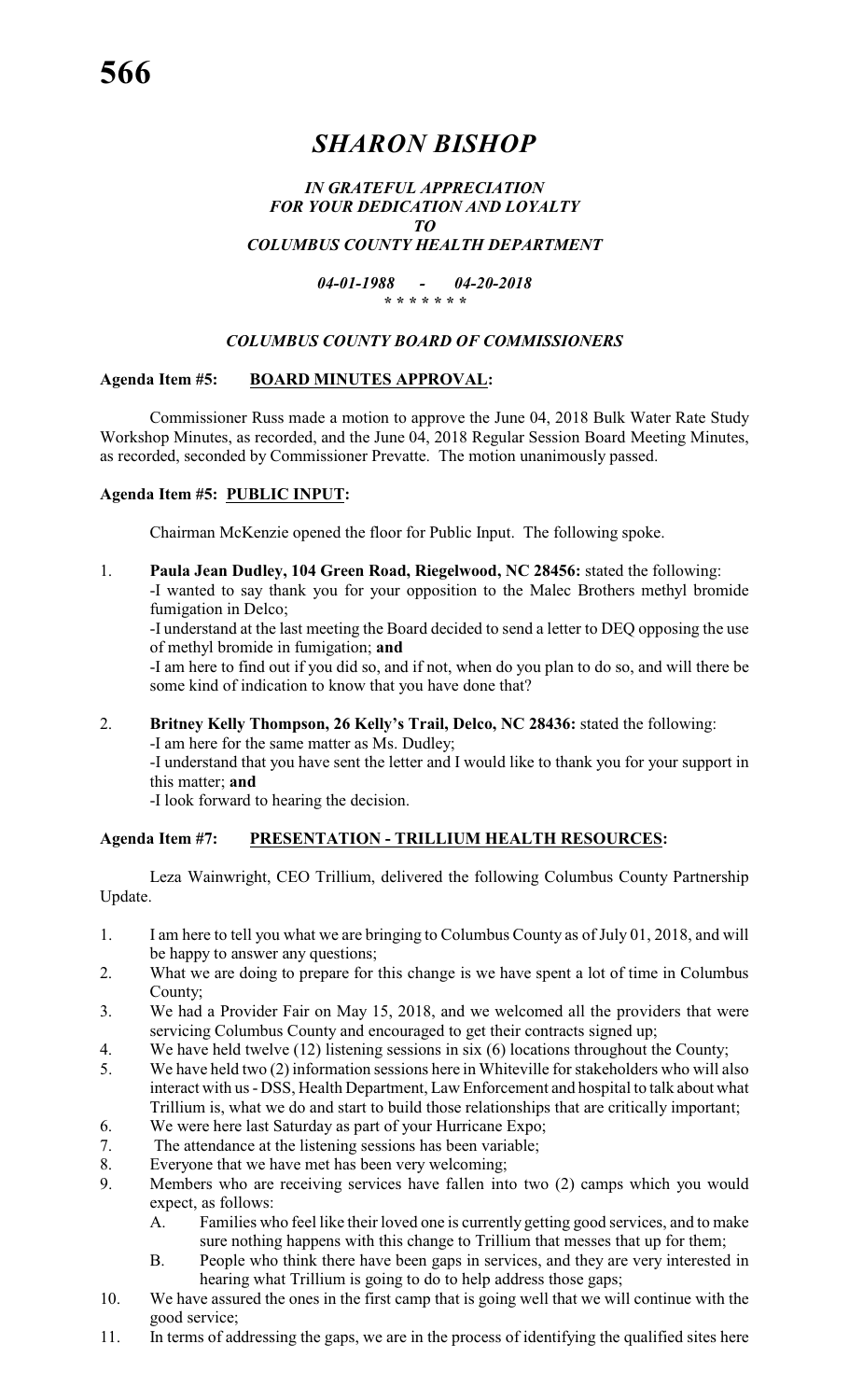# *SHARON BISHOP*

***IN GRATEFUL APPRECIATION***
***FOR YOUR DEDICATION AND LOYALTY***
***TO***
***COLUMBUS COUNTY HEALTH DEPARTMENT***

***04-01-1988 - 04-20-2018***
***\* \* \* \* \* \* \****

***COLUMBUS COUNTY BOARD OF COMMISSIONERS***

**Agenda Item #5: <u>BOARD MINUTES APPROVAL</u>:**

Commissioner Russ made a motion to approve the June 04, 2018 Bulk Water Rate Study Workshop Minutes, as recorded, and the June 04, 2018 Regular Session Board Meeting Minutes, as recorded, seconded by Commissioner Prevatte. The motion unanimously passed.

**Agenda Item #5: <u>PUBLIC INPUT</u>:**

Chairman McKenzie opened the floor for Public Input. The following spoke.

1. **Paula Jean Dudley, 104 Green Road, Riegelwood, NC 28456:** stated the following:
   -I wanted to say thank you for your opposition to the Malec Brothers methyl bromide fumigation in Delco;
   -I understand at the last meeting the Board decided to send a letter to DEQ opposing the use of methyl bromide in fumigation; **and**
   -I am here to find out if you did so, and if not, when do you plan to do so, and will there be some kind of indication to know that you have done that?

2. **Britney Kelly Thompson, 26 Kelly's Trail, Delco, NC 28436:** stated the following:
   -I am here for the same matter as Ms. Dudley;
   -I understand that you have sent the letter and I would like to thank you for your support in this matter; **and**
   -I look forward to hearing the decision.

**Agenda Item #7: <u>PRESENTATION - TRILLIUM HEALTH RESOURCES</u>:**

Leza Wainwright, CEO Trillium, delivered the following Columbus County Partnership Update.

1. I am here to tell you what we are bringing to Columbus County as of July 01, 2018, and will be happy to answer any questions;
2. What we are doing to prepare for this change is we have spent a lot of time in Columbus County;
3. We had a Provider Fair on May 15, 2018, and we welcomed all the providers that were servicing Columbus County and encouraged to get their contracts signed up;
4. We have held twelve (12) listening sessions in six (6) locations throughout the County;
5. We have held two (2) information sessions here in Whiteville for stakeholders who will also interact with us - DSS, Health Department, Law Enforcement and hospital to talk about what Trillium is, what we do and start to build those relationships that are critically important;
6. We were here last Saturday as part of your Hurricane Expo;
7. The attendance at the listening sessions has been variable;
8. Everyone that we have met has been very welcoming;
9. Members who are receiving services have fallen into two (2) camps which you would expect, as follows:
   A. Families who feel like their loved one is currently getting good services, and to make sure nothing happens with this change to Trillium that messes that up for them;
   B. People who think there have been gaps in services, and they are very interested in hearing what Trillium is going to do to help address those gaps;
10. We have assured the ones in the first camp that is going well that we will continue with the good service;
11. In terms of addressing the gaps, we are in the process of identifying the qualified sites here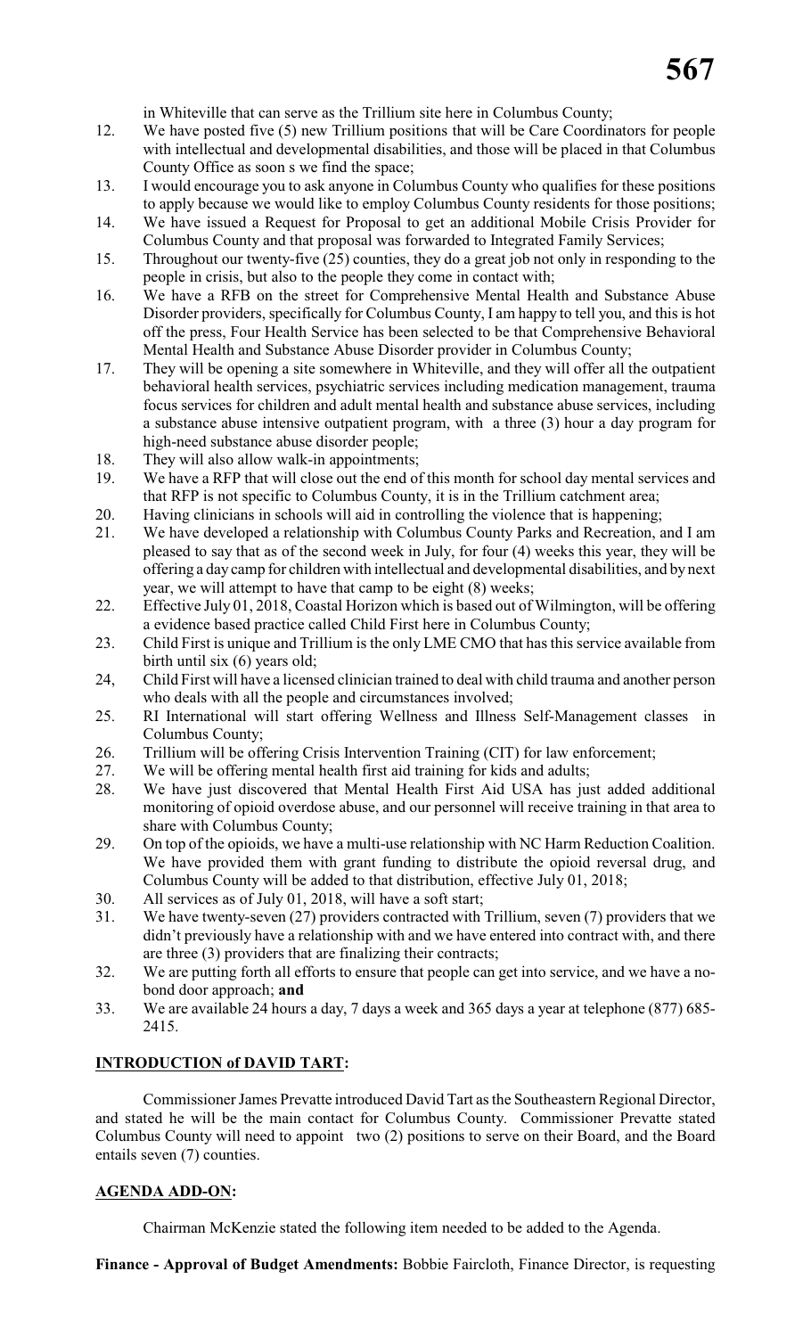in Whiteville that can serve as the Trillium site here in Columbus County;

12. We have posted five (5) new Trillium positions that will be Care Coordinators for people with intellectual and developmental disabilities, and those will be placed in that Columbus County Office as soon s we find the space;
13. I would encourage you to ask anyone in Columbus County who qualifies for these positions to apply because we would like to employ Columbus County residents for those positions;
14. We have issued a Request for Proposal to get an additional Mobile Crisis Provider for Columbus County and that proposal was forwarded to Integrated Family Services;
15. Throughout our twenty-five (25) counties, they do a great job not only in responding to the people in crisis, but also to the people they come in contact with;
16. We have a RFB on the street for Comprehensive Mental Health and Substance Abuse Disorder providers, specifically for Columbus County, I am happy to tell you, and this is hot off the press, Four Health Service has been selected to be that Comprehensive Behavioral Mental Health and Substance Abuse Disorder provider in Columbus County;
17. They will be opening a site somewhere in Whiteville, and they will offer all the outpatient behavioral health services, psychiatric services including medication management, trauma focus services for children and adult mental health and substance abuse services, including a substance abuse intensive outpatient program, with a three (3) hour a day program for high-need substance abuse disorder people;
18. They will also allow walk-in appointments;
19. We have a RFP that will close out the end of this month for school day mental services and that RFP is not specific to Columbus County, it is in the Trillium catchment area;
20. Having clinicians in schools will aid in controlling the violence that is happening;
21. We have developed a relationship with Columbus County Parks and Recreation, and I am pleased to say that as of the second week in July, for four (4) weeks this year, they will be offering a day camp for children with intellectual and developmental disabilities, and by next year, we will attempt to have that camp to be eight (8) weeks;
22. Effective July 01, 2018, Coastal Horizon which is based out of Wilmington, will be offering a evidence based practice called Child First here in Columbus County;
23. Child First is unique and Trillium is the only LME CMO that has this service available from birth until six (6) years old;
24, Child First will have a licensed clinician trained to deal with child trauma and another person who deals with all the people and circumstances involved;
25. RI International will start offering Wellness and Illness Self-Management classes in Columbus County;
26. Trillium will be offering Crisis Intervention Training (CIT) for law enforcement;
27. We will be offering mental health first aid training for kids and adults;
28. We have just discovered that Mental Health First Aid USA has just added additional monitoring of opioid overdose abuse, and our personnel will receive training in that area to share with Columbus County;
29. On top of the opioids, we have a multi-use relationship with NC Harm Reduction Coalition. We have provided them with grant funding to distribute the opioid reversal drug, and Columbus County will be added to that distribution, effective July 01, 2018;
30. All services as of July 01, 2018, will have a soft start;
31. We have twenty-seven (27) providers contracted with Trillium, seven (7) providers that we didn't previously have a relationship with and we have entered into contract with, and there are three (3) providers that are finalizing their contracts;
32. We are putting forth all efforts to ensure that people can get into service, and we have a no-bond door approach; **and**
33. We are available 24 hours a day, 7 days a week and 365 days a year at telephone (877) 685-2415.

**INTRODUCTION of DAVID TART:**

Commissioner James Prevatte introduced David Tart as the Southeastern Regional Director, and stated he will be the main contact for Columbus County. Commissioner Prevatte stated Columbus County will need to appoint two (2) positions to serve on their Board, and the Board entails seven (7) counties.

**AGENDA ADD-ON:**

Chairman McKenzie stated the following item needed to be added to the Agenda.

**Finance - Approval of Budget Amendments:** Bobbie Faircloth, Finance Director, is requesting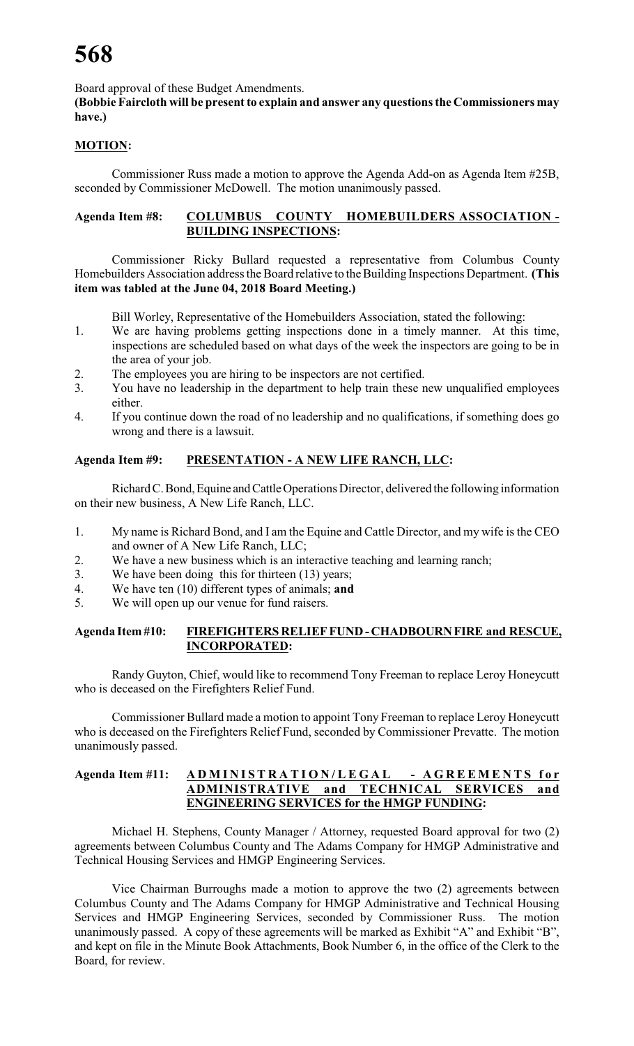Board approval of these Budget Amendments.
**(Bobbie Faircloth will be present to explain and answer any questions the Commissioners may have.)**

**MOTION:**

Commissioner Russ made a motion to approve the Agenda Add-on as Agenda Item #25B, seconded by Commissioner McDowell. The motion unanimously passed.

**Agenda Item #8: COLUMBUS COUNTY HOMEBUILDERS ASSOCIATION - BUILDING INSPECTIONS:**

Commissioner Ricky Bullard requested a representative from Columbus County Homebuilders Association address the Board relative to the Building Inspections Department. **(This item was tabled at the June 04, 2018 Board Meeting.)**

Bill Worley, Representative of the Homebuilders Association, stated the following:

1. We are having problems getting inspections done in a timely manner. At this time, inspections are scheduled based on what days of the week the inspectors are going to be in the area of your job.
2. The employees you are hiring to be inspectors are not certified.
3. You have no leadership in the department to help train these new unqualified employees either.
4. If you continue down the road of no leadership and no qualifications, if something does go wrong and there is a lawsuit.

**Agenda Item #9: PRESENTATION - A NEW LIFE RANCH, LLC:**

Richard C. Bond, Equine and Cattle Operations Director, delivered the following information on their new business, A New Life Ranch, LLC.

1. My name is Richard Bond, and I am the Equine and Cattle Director, and my wife is the CEO and owner of A New Life Ranch, LLC;
2. We have a new business which is an interactive teaching and learning ranch;
3. We have been doing this for thirteen (13) years;
4. We have ten (10) different types of animals; **and**
5. We will open up our venue for fund raisers.

**Agenda Item #10: FIREFIGHTERS RELIEF FUND - CHADBOURN FIRE and RESCUE, INCORPORATED:**

Randy Guyton, Chief, would like to recommend Tony Freeman to replace Leroy Honeycutt who is deceased on the Firefighters Relief Fund.

Commissioner Bullard made a motion to appoint Tony Freeman to replace Leroy Honeycutt who is deceased on the Firefighters Relief Fund, seconded by Commissioner Prevatte. The motion unanimously passed.

**Agenda Item #11: ADMINISTRATION/LEGAL - AGREEMENTS for ADMINISTRATIVE and TECHNICAL SERVICES and ENGINEERING SERVICES for the HMGP FUNDING:**

Michael H. Stephens, County Manager / Attorney, requested Board approval for two (2) agreements between Columbus County and The Adams Company for HMGP Administrative and Technical Housing Services and HMGP Engineering Services.

Vice Chairman Burroughs made a motion to approve the two (2) agreements between Columbus County and The Adams Company for HMGP Administrative and Technical Housing Services and HMGP Engineering Services, seconded by Commissioner Russ. The motion unanimously passed. A copy of these agreements will be marked as Exhibit "A" and Exhibit "B", and kept on file in the Minute Book Attachments, Book Number 6, in the office of the Clerk to the Board, for review.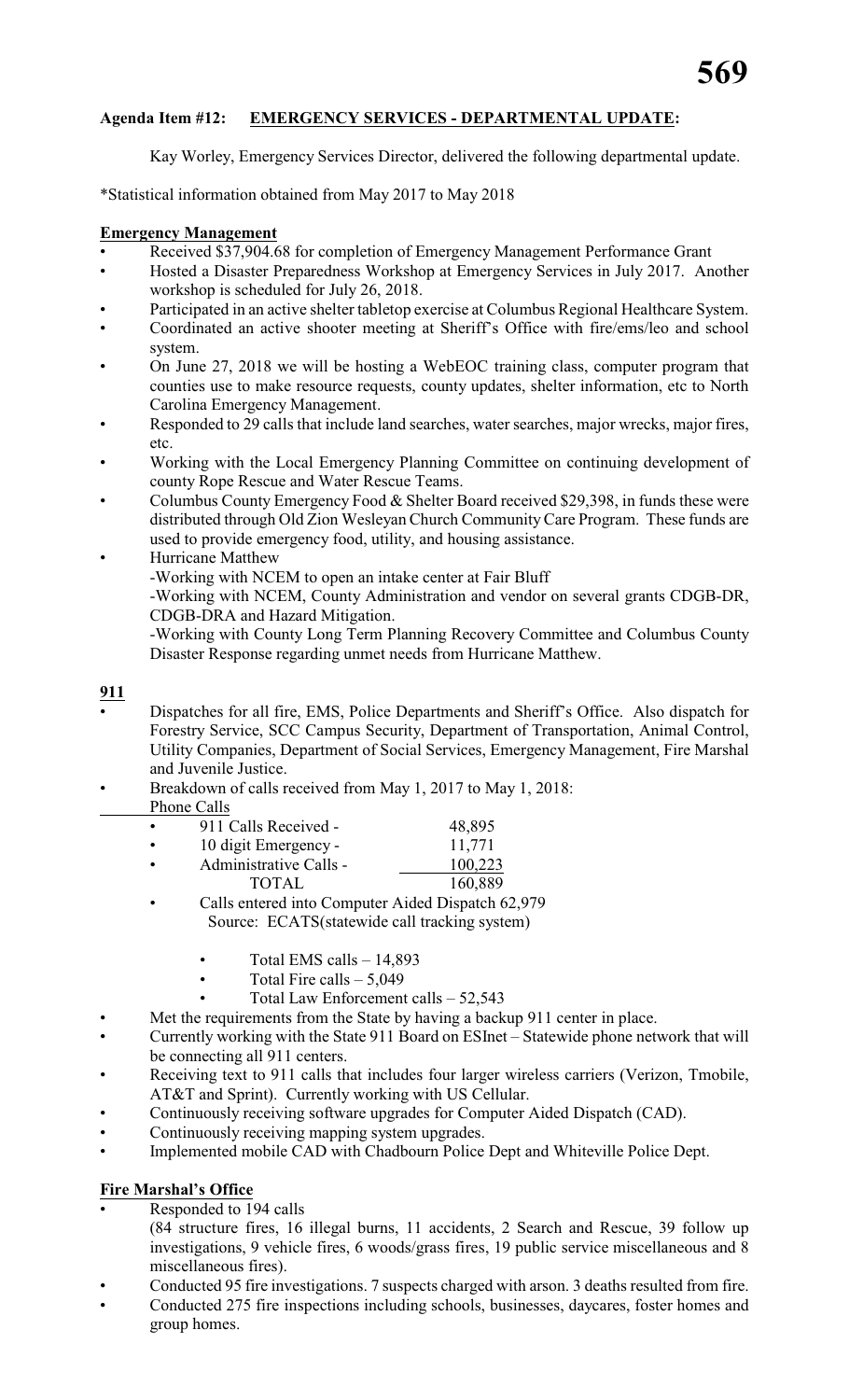**Agenda Item #12: EMERGENCY SERVICES - DEPARTMENTAL UPDATE:**

Kay Worley, Emergency Services Director, delivered the following departmental update.

*Statistical information obtained from May 2017 to May 2018

**Emergency Management**

- Received $37,904.68 for completion of Emergency Management Performance Grant
- Hosted a Disaster Preparedness Workshop at Emergency Services in July 2017. Another workshop is scheduled for July 26, 2018.
- Participated in an active shelter tabletop exercise at Columbus Regional Healthcare System.
- Coordinated an active shooter meeting at Sheriff's Office with fire/ems/leo and school system.
- On June 27, 2018 we will be hosting a WebEOC training class, computer program that counties use to make resource requests, county updates, shelter information, etc to North Carolina Emergency Management.
- Responded to 29 calls that include land searches, water searches, major wrecks, major fires, etc.
- Working with the Local Emergency Planning Committee on continuing development of county Rope Rescue and Water Rescue Teams.
- Columbus County Emergency Food & Shelter Board received $29,398, in funds these were distributed through Old Zion Wesleyan Church Community Care Program. These funds are used to provide emergency food, utility, and housing assistance.
- Hurricane Matthew
  - -Working with NCEM to open an intake center at Fair Bluff
  - -Working with NCEM, County Administration and vendor on several grants CDGB-DR, CDGB-DRA and Hazard Mitigation.
  - -Working with County Long Term Planning Recovery Committee and Columbus County Disaster Response regarding unmet needs from Hurricane Matthew.

**911**

- Dispatches for all fire, EMS, Police Departments and Sheriff's Office. Also dispatch for Forestry Service, SCC Campus Security, Department of Transportation, Animal Control, Utility Companies, Department of Social Services, Emergency Management, Fire Marshal and Juvenile Justice.
- Breakdown of calls received from May 1, 2017 to May 1, 2018:

Phone Calls

| | |
|---|---|
| • 911 Calls Received - | 48,895 |
| • 10 digit Emergency - | 11,771 |
| • Administrative Calls - | 100,223 |
| TOTAL | 160,889 |

- Calls entered into Computer Aided Dispatch 62,979
  Source: ECATS(statewide call tracking system)
  - Total EMS calls – 14,893
  - Total Fire calls – 5,049
  - Total Law Enforcement calls – 52,543
- Met the requirements from the State by having a backup 911 center in place.
- Currently working with the State 911 Board on ESInet – Statewide phone network that will be connecting all 911 centers.
- Receiving text to 911 calls that includes four larger wireless carriers (Verizon, Tmobile, AT&T and Sprint). Currently working with US Cellular.
- Continuously receiving software upgrades for Computer Aided Dispatch (CAD).
- Continuously receiving mapping system upgrades.
- Implemented mobile CAD with Chadbourn Police Dept and Whiteville Police Dept.

**Fire Marshal's Office**

- Responded to 194 calls
  (84 structure fires, 16 illegal burns, 11 accidents, 2 Search and Rescue, 39 follow up investigations, 9 vehicle fires, 6 woods/grass fires, 19 public service miscellaneous and 8 miscellaneous fires).
- Conducted 95 fire investigations. 7 suspects charged with arson. 3 deaths resulted from fire.
- Conducted 275 fire inspections including schools, businesses, daycares, foster homes and group homes.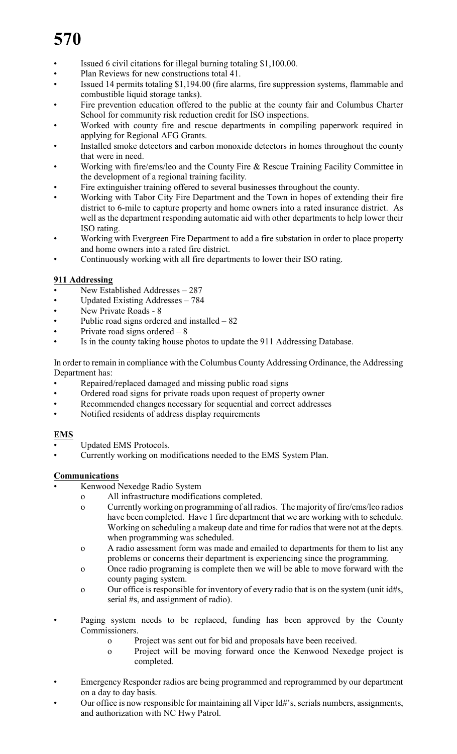- Issued 6 civil citations for illegal burning totaling $1,100.00.
- Plan Reviews for new constructions total 41.
- Issued 14 permits totaling $1,194.00 (fire alarms, fire suppression systems, flammable and combustible liquid storage tanks).
- Fire prevention education offered to the public at the county fair and Columbus Charter School for community risk reduction credit for ISO inspections.
- Worked with county fire and rescue departments in compiling paperwork required in applying for Regional AFG Grants.
- Installed smoke detectors and carbon monoxide detectors in homes throughout the county that were in need.
- Working with fire/ems/leo and the County Fire & Rescue Training Facility Committee in the development of a regional training facility.
- Fire extinguisher training offered to several businesses throughout the county.
- Working with Tabor City Fire Department and the Town in hopes of extending their fire district to 6-mile to capture property and home owners into a rated insurance district. As well as the department responding automatic aid with other departments to help lower their ISO rating.
- Working with Evergreen Fire Department to add a fire substation in order to place property and home owners into a rated fire district.
- Continuously working with all fire departments to lower their ISO rating.

**911 Addressing**

- New Established Addresses – 287
- Updated Existing Addresses – 784
- New Private Roads - 8
- Public road signs ordered and installed – 82
- Private road signs ordered – 8
- Is in the county taking house photos to update the 911 Addressing Database.

In order to remain in compliance with the Columbus County Addressing Ordinance, the Addressing Department has:

- Repaired/replaced damaged and missing public road signs
- Ordered road signs for private roads upon request of property owner
- Recommended changes necessary for sequential and correct addresses
- Notified residents of address display requirements

**EMS**

- Updated EMS Protocols.
- Currently working on modifications needed to the EMS System Plan.

**Communications**

- Kenwood Nexedge Radio System
  - All infrastructure modifications completed.
  - Currently working on programming of all radios. The majority of fire/ems/leo radios have been completed. Have 1 fire department that we are working with to schedule. Working on scheduling a makeup date and time for radios that were not at the depts. when programming was scheduled.
  - A radio assessment form was made and emailed to departments for them to list any problems or concerns their department is experiencing since the programming.
  - Once radio programing is complete then we will be able to move forward with the county paging system.
  - Our office is responsible for inventory of every radio that is on the system (unit id#s, serial #s, and assignment of radio).

- Paging system needs to be replaced, funding has been approved by the County Commissioners.
  - Project was sent out for bid and proposals have been received.
  - Project will be moving forward once the Kenwood Nexedge project is completed.

- Emergency Responder radios are being programmed and reprogrammed by our department on a day to day basis.
- Our office is now responsible for maintaining all Viper Id#'s, serials numbers, assignments, and authorization with NC Hwy Patrol.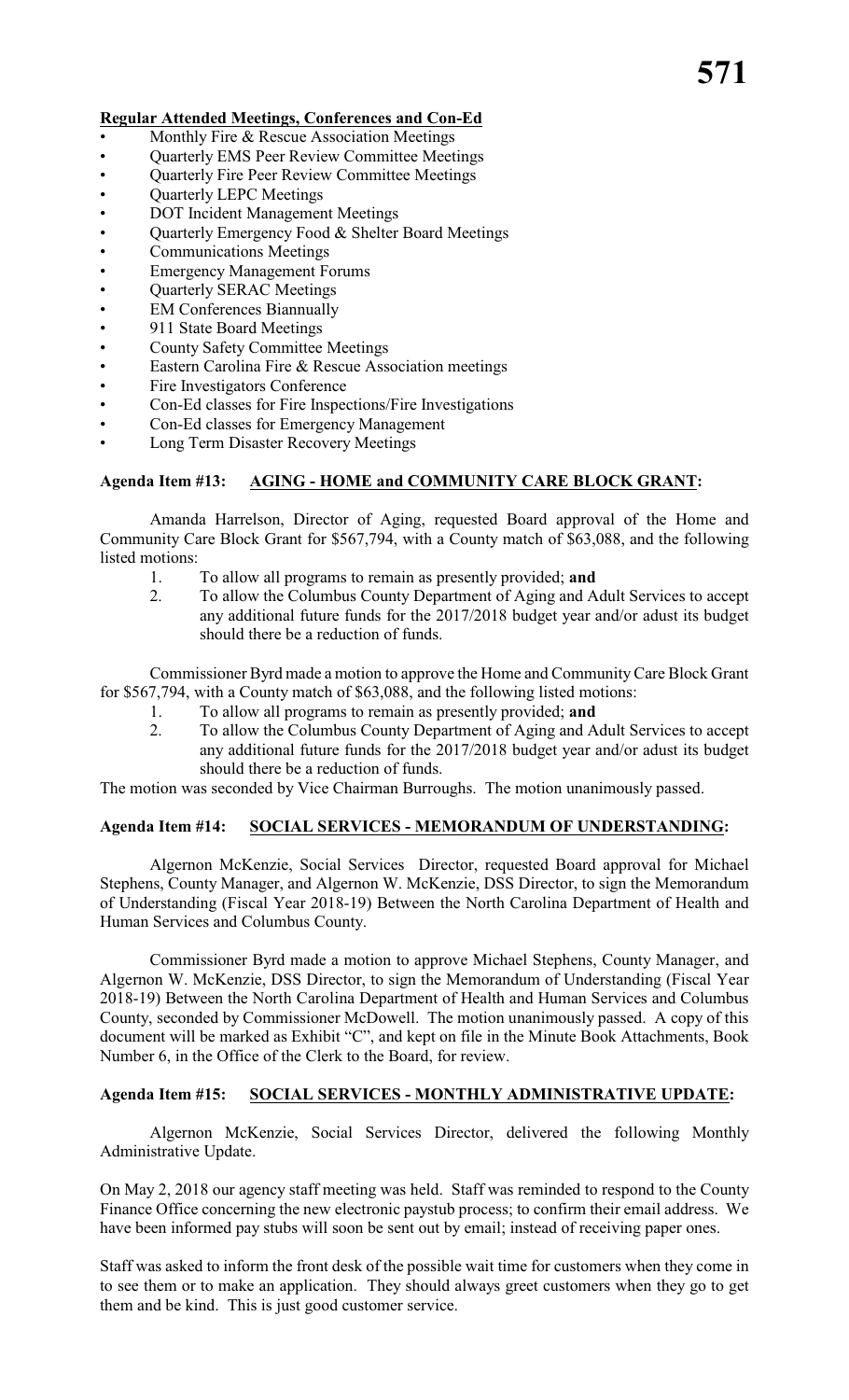**Regular Attended Meetings, Conferences and Con-Ed**

- Monthly Fire & Rescue Association Meetings
- Quarterly EMS Peer Review Committee Meetings
- Quarterly Fire Peer Review Committee Meetings
- Quarterly LEPC Meetings
- DOT Incident Management Meetings
- Quarterly Emergency Food & Shelter Board Meetings
- Communications Meetings
- Emergency Management Forums
- Quarterly SERAC Meetings
- EM Conferences Biannually
- 911 State Board Meetings
- County Safety Committee Meetings
- Eastern Carolina Fire & Rescue Association meetings
- Fire Investigators Conference
- Con-Ed classes for Fire Inspections/Fire Investigations
- Con-Ed classes for Emergency Management
- Long Term Disaster Recovery Meetings

**Agenda Item #13: AGING - HOME and COMMUNITY CARE BLOCK GRANT:**

Amanda Harrelson, Director of Aging, requested Board approval of the Home and Community Care Block Grant for $567,794, with a County match of $63,088, and the following listed motions:

1. To allow all programs to remain as presently provided; **and**
2. To allow the Columbus County Department of Aging and Adult Services to accept any additional future funds for the 2017/2018 budget year and/or adust its budget should there be a reduction of funds.

Commissioner Byrd made a motion to approve the Home and Community Care Block Grant for $567,794, with a County match of $63,088, and the following listed motions:

1. To allow all programs to remain as presently provided; **and**
2. To allow the Columbus County Department of Aging and Adult Services to accept any additional future funds for the 2017/2018 budget year and/or adust its budget should there be a reduction of funds.

The motion was seconded by Vice Chairman Burroughs. The motion unanimously passed.

**Agenda Item #14: SOCIAL SERVICES - MEMORANDUM OF UNDERSTANDING:**

Algernon McKenzie, Social Services Director, requested Board approval for Michael Stephens, County Manager, and Algernon W. McKenzie, DSS Director, to sign the Memorandum of Understanding (Fiscal Year 2018-19) Between the North Carolina Department of Health and Human Services and Columbus County.

Commissioner Byrd made a motion to approve Michael Stephens, County Manager, and Algernon W. McKenzie, DSS Director, to sign the Memorandum of Understanding (Fiscal Year 2018-19) Between the North Carolina Department of Health and Human Services and Columbus County, seconded by Commissioner McDowell. The motion unanimously passed. A copy of this document will be marked as Exhibit "C", and kept on file in the Minute Book Attachments, Book Number 6, in the Office of the Clerk to the Board, for review.

**Agenda Item #15: SOCIAL SERVICES - MONTHLY ADMINISTRATIVE UPDATE:**

Algernon McKenzie, Social Services Director, delivered the following Monthly Administrative Update.

On May 2, 2018 our agency staff meeting was held. Staff was reminded to respond to the County Finance Office concerning the new electronic paystub process; to confirm their email address. We have been informed pay stubs will soon be sent out by email; instead of receiving paper ones.

Staff was asked to inform the front desk of the possible wait time for customers when they come in to see them or to make an application. They should always greet customers when they go to get them and be kind. This is just good customer service.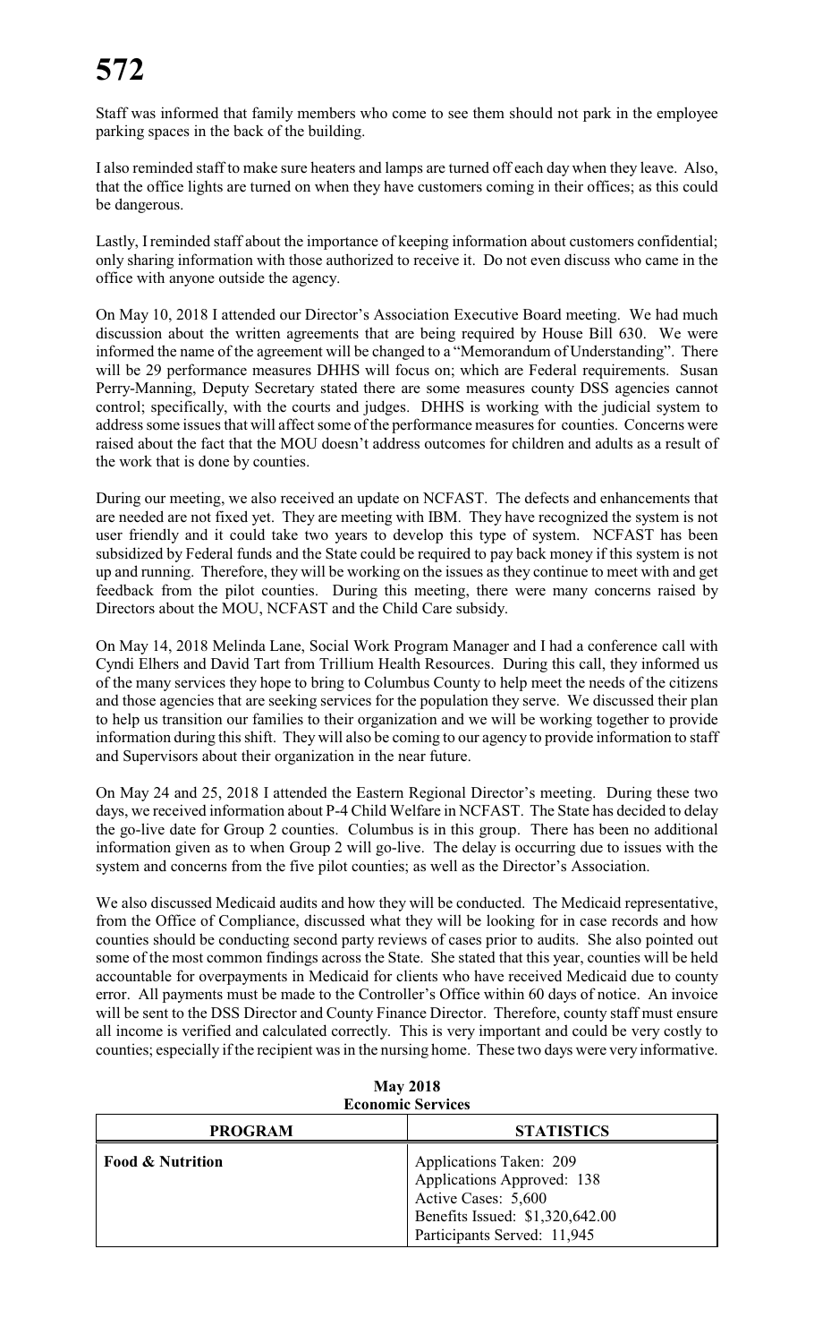Staff was informed that family members who come to see them should not park in the employee parking spaces in the back of the building.

I also reminded staff to make sure heaters and lamps are turned off each day when they leave. Also, that the office lights are turned on when they have customers coming in their offices; as this could be dangerous.

Lastly, I reminded staff about the importance of keeping information about customers confidential; only sharing information with those authorized to receive it. Do not even discuss who came in the office with anyone outside the agency.

On May 10, 2018 I attended our Director's Association Executive Board meeting. We had much discussion about the written agreements that are being required by House Bill 630. We were informed the name of the agreement will be changed to a "Memorandum of Understanding". There will be 29 performance measures DHHS will focus on; which are Federal requirements. Susan Perry-Manning, Deputy Secretary stated there are some measures county DSS agencies cannot control; specifically, with the courts and judges. DHHS is working with the judicial system to address some issues that will affect some of the performance measures for counties. Concerns were raised about the fact that the MOU doesn't address outcomes for children and adults as a result of the work that is done by counties.

During our meeting, we also received an update on NCFAST. The defects and enhancements that are needed are not fixed yet. They are meeting with IBM. They have recognized the system is not user friendly and it could take two years to develop this type of system. NCFAST has been subsidized by Federal funds and the State could be required to pay back money if this system is not up and running. Therefore, they will be working on the issues as they continue to meet with and get feedback from the pilot counties. During this meeting, there were many concerns raised by Directors about the MOU, NCFAST and the Child Care subsidy.

On May 14, 2018 Melinda Lane, Social Work Program Manager and I had a conference call with Cyndi Elhers and David Tart from Trillium Health Resources. During this call, they informed us of the many services they hope to bring to Columbus County to help meet the needs of the citizens and those agencies that are seeking services for the population they serve. We discussed their plan to help us transition our families to their organization and we will be working together to provide information during this shift. They will also be coming to our agency to provide information to staff and Supervisors about their organization in the near future.

On May 24 and 25, 2018 I attended the Eastern Regional Director's meeting. During these two days, we received information about P-4 Child Welfare in NCFAST. The State has decided to delay the go-live date for Group 2 counties. Columbus is in this group. There has been no additional information given as to when Group 2 will go-live. The delay is occurring due to issues with the system and concerns from the five pilot counties; as well as the Director's Association.

We also discussed Medicaid audits and how they will be conducted. The Medicaid representative, from the Office of Compliance, discussed what they will be looking for in case records and how counties should be conducting second party reviews of cases prior to audits. She also pointed out some of the most common findings across the State. She stated that this year, counties will be held accountable for overpayments in Medicaid for clients who have received Medicaid due to county error. All payments must be made to the Controller's Office within 60 days of notice. An invoice will be sent to the DSS Director and County Finance Director. Therefore, county staff must ensure all income is verified and calculated correctly. This is very important and could be very costly to counties; especially if the recipient was in the nursing home. These two days were very informative.

**May 2018**
**Economic Services**

| PROGRAM | STATISTICS |
|---|---|
| **Food & Nutrition** | Applications Taken: 209<br>Applications Approved: 138<br>Active Cases: 5,600<br>Benefits Issued: $1,320,642.00<br>Participants Served: 11,945 |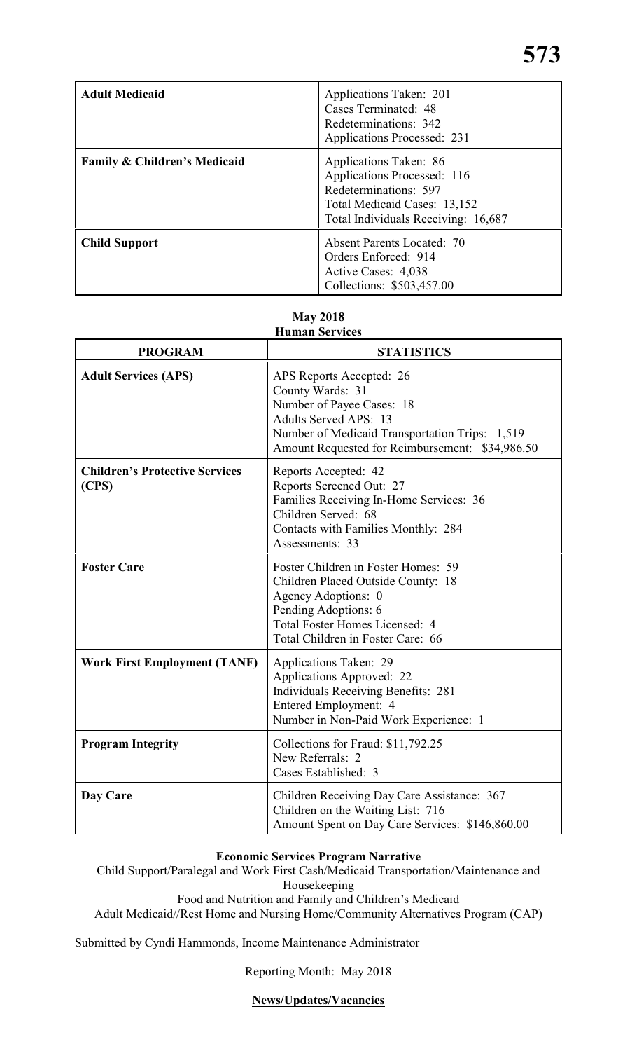| | |
|---|---|
| **Adult Medicaid** | Applications Taken: 201<br>Cases Terminated: 48<br>Redeterminations: 342<br>Applications Processed: 231 |
| **Family & Children's Medicaid** | Applications Taken: 86<br>Applications Processed: 116<br>Redeterminations: 597<br>Total Medicaid Cases: 13,152<br>Total Individuals Receiving: 16,687 |
| **Child Support** | Absent Parents Located: 70<br>Orders Enforced: 914<br>Active Cases: 4,038<br>Collections: $503,457.00 |

**May 2018**
**Human Services**

| PROGRAM | STATISTICS |
|---|---|
| **Adult Services (APS)** | APS Reports Accepted: 26<br>County Wards: 31<br>Number of Payee Cases: 18<br>Adults Served APS: 13<br>Number of Medicaid Transportation Trips: 1,519<br>Amount Requested for Reimbursement: $34,986.50 |
| **Children's Protective Services (CPS)** | Reports Accepted: 42<br>Reports Screened Out: 27<br>Families Receiving In-Home Services: 36<br>Children Served: 68<br>Contacts with Families Monthly: 284<br>Assessments: 33 |
| **Foster Care** | Foster Children in Foster Homes: 59<br>Children Placed Outside County: 18<br>Agency Adoptions: 0<br>Pending Adoptions: 6<br>Total Foster Homes Licensed: 4<br>Total Children in Foster Care: 66 |
| **Work First Employment (TANF)** | Applications Taken: 29<br>Applications Approved: 22<br>Individuals Receiving Benefits: 281<br>Entered Employment: 4<br>Number in Non-Paid Work Experience: 1 |
| **Program Integrity** | Collections for Fraud: $11,792.25<br>New Referrals: 2<br>Cases Established: 3 |
| **Day Care** | Children Receiving Day Care Assistance: 367<br>Children on the Waiting List: 716<br>Amount Spent on Day Care Services: $146,860.00 |

**Economic Services Program Narrative**

Child Support/Paralegal and Work First Cash/Medicaid Transportation/Maintenance and Housekeeping

Food and Nutrition and Family and Children's Medicaid

Adult Medicaid//Rest Home and Nursing Home/Community Alternatives Program (CAP)

Submitted by Cyndi Hammonds, Income Maintenance Administrator

Reporting Month: May 2018

**News/Updates/Vacancies**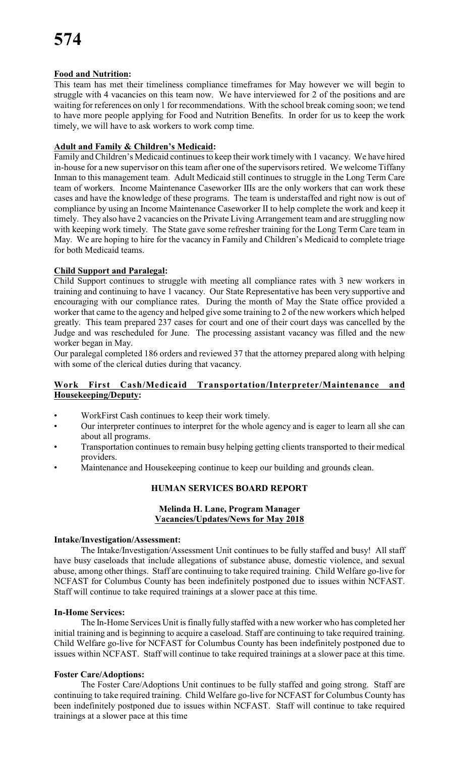**Food and Nutrition:**

This team has met their timeliness compliance timeframes for May however we will begin to struggle with 4 vacancies on this team now. We have interviewed for 2 of the positions and are waiting for references on only 1 for recommendations. With the school break coming soon; we tend to have more people applying for Food and Nutrition Benefits. In order for us to keep the work timely, we will have to ask workers to work comp time.

**Adult and Family & Children's Medicaid:**

Family and Children's Medicaid continues to keep their work timely with 1 vacancy. We have hired in-house for a new supervisor on this team after one of the supervisors retired. We welcome Tiffany Inman to this management team. Adult Medicaid still continues to struggle in the Long Term Care team of workers. Income Maintenance Caseworker IIIs are the only workers that can work these cases and have the knowledge of these programs. The team is understaffed and right now is out of compliance by using an Income Maintenance Caseworker II to help complete the work and keep it timely. They also have 2 vacancies on the Private Living Arrangement team and are struggling now with keeping work timely. The State gave some refresher training for the Long Term Care team in May. We are hoping to hire for the vacancy in Family and Children's Medicaid to complete triage for both Medicaid teams.

**Child Support and Paralegal:**

Child Support continues to struggle with meeting all compliance rates with 3 new workers in training and continuing to have 1 vacancy. Our State Representative has been very supportive and encouraging with our compliance rates. During the month of May the State office provided a worker that came to the agency and helped give some training to 2 of the new workers which helped greatly. This team prepared 237 cases for court and one of their court days was cancelled by the Judge and was rescheduled for June. The processing assistant vacancy was filled and the new worker began in May.

Our paralegal completed 186 orders and reviewed 37 that the attorney prepared along with helping with some of the clerical duties during that vacancy.

**Work First Cash/Medicaid Transportation/Interpreter/Maintenance and Housekeeping/Deputy:**

- WorkFirst Cash continues to keep their work timely.
- Our interpreter continues to interpret for the whole agency and is eager to learn all she can about all programs.
- Transportation continues to remain busy helping getting clients transported to their medical providers.
- Maintenance and Housekeeping continue to keep our building and grounds clean.

## HUMAN SERVICES BOARD REPORT

**Melinda H. Lane, Program Manager**
**Vacancies/Updates/News for May 2018**

**Intake/Investigation/Assessment:**

The Intake/Investigation/Assessment Unit continues to be fully staffed and busy! All staff have busy caseloads that include allegations of substance abuse, domestic violence, and sexual abuse, among other things. Staff are continuing to take required training. Child Welfare go-live for NCFAST for Columbus County has been indefinitely postponed due to issues within NCFAST. Staff will continue to take required trainings at a slower pace at this time.

**In-Home Services:**

The In-Home Services Unit is finally fully staffed with a new worker who has completed her initial training and is beginning to acquire a caseload. Staff are continuing to take required training. Child Welfare go-live for NCFAST for Columbus County has been indefinitely postponed due to issues within NCFAST. Staff will continue to take required trainings at a slower pace at this time.

**Foster Care/Adoptions:**

The Foster Care/Adoptions Unit continues to be fully staffed and going strong. Staff are continuing to take required training. Child Welfare go-live for NCFAST for Columbus County has been indefinitely postponed due to issues within NCFAST. Staff will continue to take required trainings at a slower pace at this time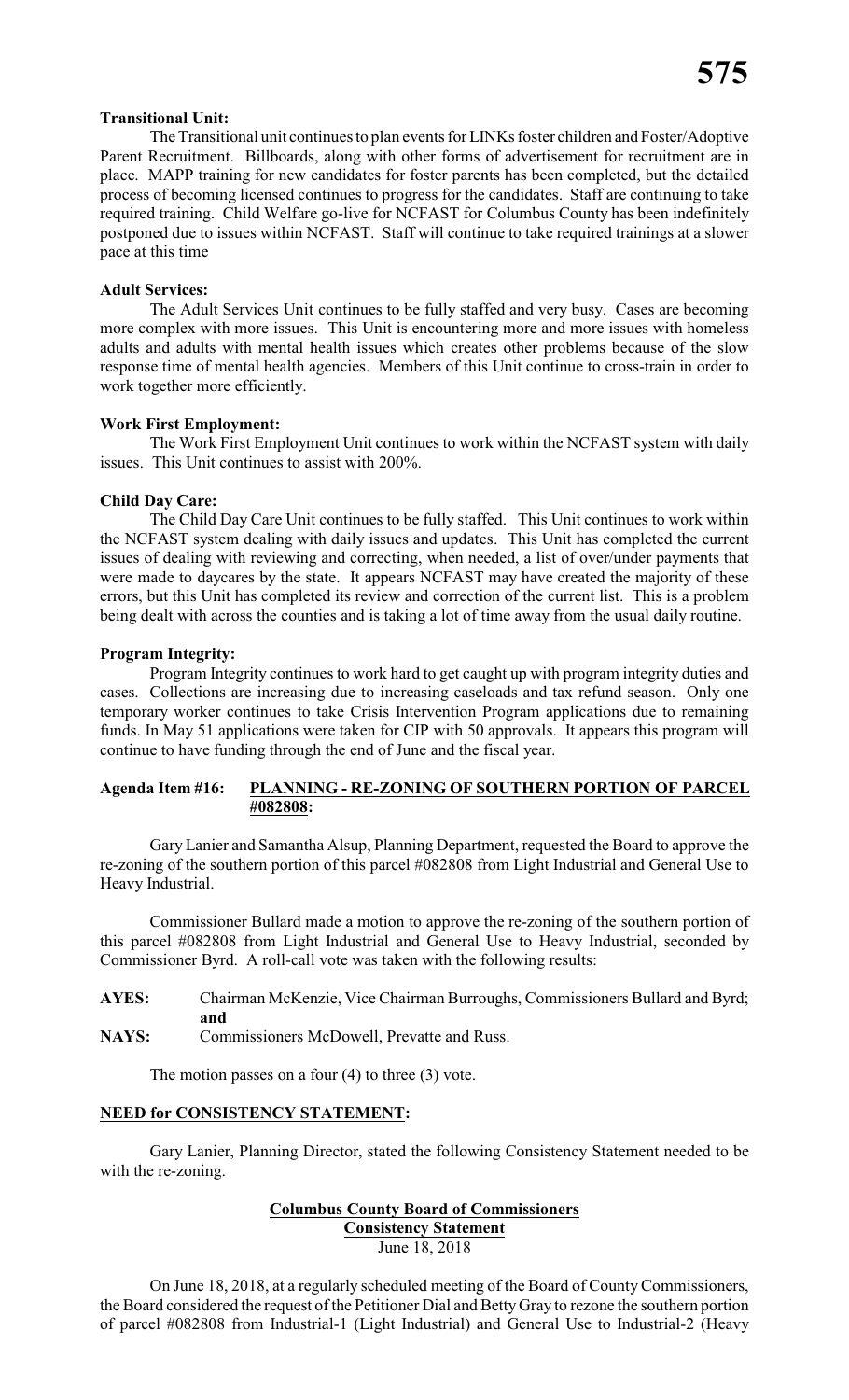**Transitional Unit:**

The Transitional unit continues to plan events for LINKs foster children and Foster/Adoptive Parent Recruitment. Billboards, along with other forms of advertisement for recruitment are in place. MAPP training for new candidates for foster parents has been completed, but the detailed process of becoming licensed continues to progress for the candidates. Staff are continuing to take required training. Child Welfare go-live for NCFAST for Columbus County has been indefinitely postponed due to issues within NCFAST. Staff will continue to take required trainings at a slower pace at this time

**Adult Services:**

The Adult Services Unit continues to be fully staffed and very busy. Cases are becoming more complex with more issues. This Unit is encountering more and more issues with homeless adults and adults with mental health issues which creates other problems because of the slow response time of mental health agencies. Members of this Unit continue to cross-train in order to work together more efficiently.

**Work First Employment:**

The Work First Employment Unit continues to work within the NCFAST system with daily issues. This Unit continues to assist with 200%.

**Child Day Care:**

The Child Day Care Unit continues to be fully staffed. This Unit continues to work within the NCFAST system dealing with daily issues and updates. This Unit has completed the current issues of dealing with reviewing and correcting, when needed, a list of over/under payments that were made to daycares by the state. It appears NCFAST may have created the majority of these errors, but this Unit has completed its review and correction of the current list. This is a problem being dealt with across the counties and is taking a lot of time away from the usual daily routine.

**Program Integrity:**

Program Integrity continues to work hard to get caught up with program integrity duties and cases. Collections are increasing due to increasing caseloads and tax refund season. Only one temporary worker continues to take Crisis Intervention Program applications due to remaining funds. In May 51 applications were taken for CIP with 50 approvals. It appears this program will continue to have funding through the end of June and the fiscal year.

**Agenda Item #16: PLANNING - RE-ZONING OF SOUTHERN PORTION OF PARCEL #082808:**

Gary Lanier and Samantha Alsup, Planning Department, requested the Board to approve the re-zoning of the southern portion of this parcel #082808 from Light Industrial and General Use to Heavy Industrial.

Commissioner Bullard made a motion to approve the re-zoning of the southern portion of this parcel #082808 from Light Industrial and General Use to Heavy Industrial, seconded by Commissioner Byrd. A roll-call vote was taken with the following results:

**AYES:** Chairman McKenzie, Vice Chairman Burroughs, Commissioners Bullard and Byrd; **and**

**NAYS:** Commissioners McDowell, Prevatte and Russ.

The motion passes on a four (4) to three (3) vote.

**NEED for CONSISTENCY STATEMENT:**

Gary Lanier, Planning Director, stated the following Consistency Statement needed to be with the re-zoning.

**Columbus County Board of Commissioners**
**Consistency Statement**
June 18, 2018

On June 18, 2018, at a regularly scheduled meeting of the Board of County Commissioners, the Board considered the request of the Petitioner Dial and Betty Gray to rezone the southern portion of parcel #082808 from Industrial-1 (Light Industrial) and General Use to Industrial-2 (Heavy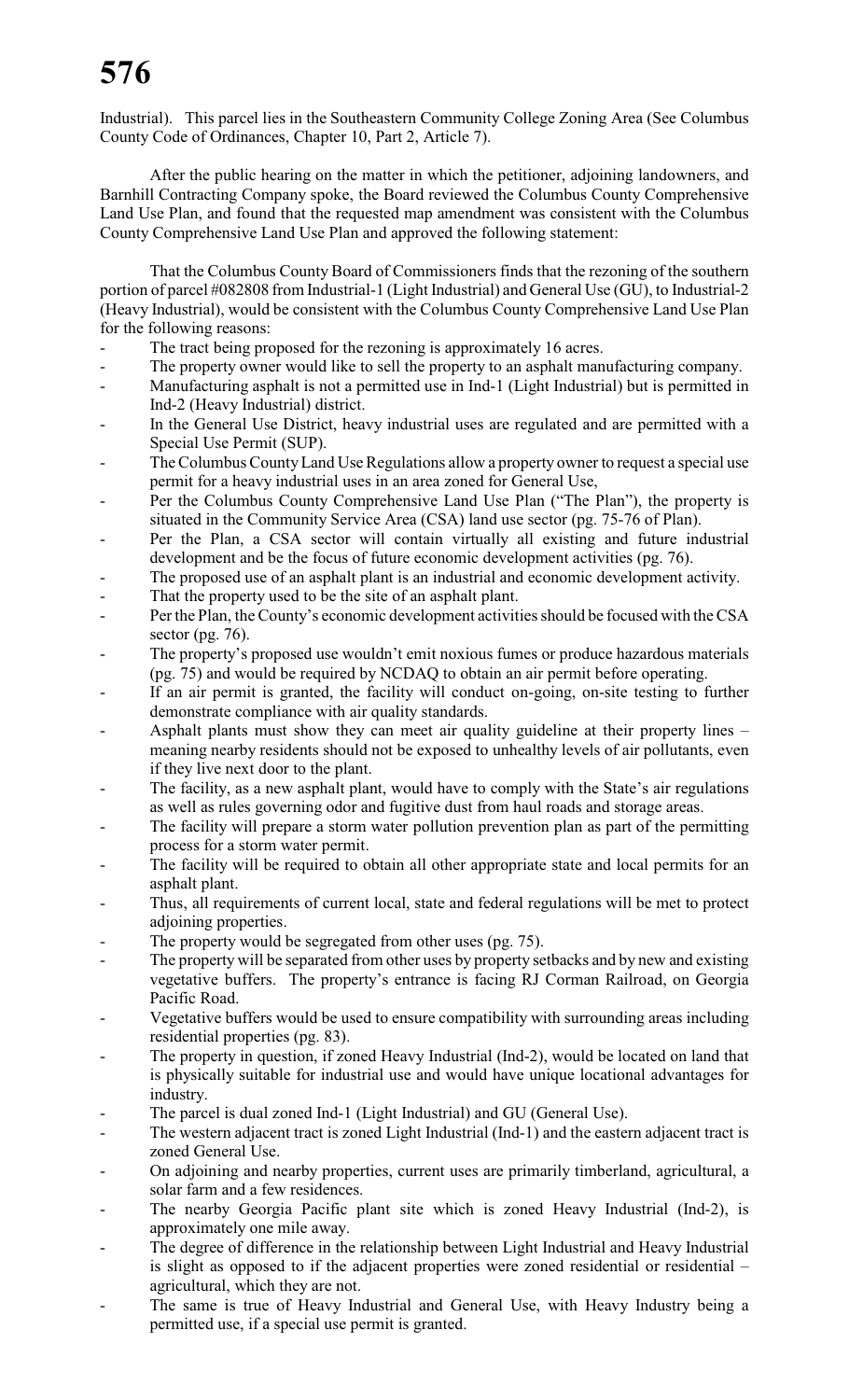Industrial). This parcel lies in the Southeastern Community College Zoning Area (See Columbus County Code of Ordinances, Chapter 10, Part 2, Article 7).

After the public hearing on the matter in which the petitioner, adjoining landowners, and Barnhill Contracting Company spoke, the Board reviewed the Columbus County Comprehensive Land Use Plan, and found that the requested map amendment was consistent with the Columbus County Comprehensive Land Use Plan and approved the following statement:

That the Columbus County Board of Commissioners finds that the rezoning of the southern portion of parcel #082808 from Industrial-1 (Light Industrial) and General Use (GU), to Industrial-2 (Heavy Industrial), would be consistent with the Columbus County Comprehensive Land Use Plan for the following reasons:

- The tract being proposed for the rezoning is approximately 16 acres.
- The property owner would like to sell the property to an asphalt manufacturing company.
- Manufacturing asphalt is not a permitted use in Ind-1 (Light Industrial) but is permitted in Ind-2 (Heavy Industrial) district.
- In the General Use District, heavy industrial uses are regulated and are permitted with a Special Use Permit (SUP).
- The Columbus County Land Use Regulations allow a property owner to request a special use permit for a heavy industrial uses in an area zoned for General Use,
- Per the Columbus County Comprehensive Land Use Plan ("The Plan"), the property is situated in the Community Service Area (CSA) land use sector (pg. 75-76 of Plan).
- Per the Plan, a CSA sector will contain virtually all existing and future industrial development and be the focus of future economic development activities (pg. 76).
- The proposed use of an asphalt plant is an industrial and economic development activity.
- That the property used to be the site of an asphalt plant.
- Per the Plan, the County's economic development activities should be focused with the CSA sector (pg. 76).
- The property's proposed use wouldn't emit noxious fumes or produce hazardous materials (pg. 75) and would be required by NCDAQ to obtain an air permit before operating.
- If an air permit is granted, the facility will conduct on-going, on-site testing to further demonstrate compliance with air quality standards.
- Asphalt plants must show they can meet air quality guideline at their property lines – meaning nearby residents should not be exposed to unhealthy levels of air pollutants, even if they live next door to the plant.
- The facility, as a new asphalt plant, would have to comply with the State's air regulations as well as rules governing odor and fugitive dust from haul roads and storage areas.
- The facility will prepare a storm water pollution prevention plan as part of the permitting process for a storm water permit.
- The facility will be required to obtain all other appropriate state and local permits for an asphalt plant.
- Thus, all requirements of current local, state and federal regulations will be met to protect adjoining properties.
- The property would be segregated from other uses (pg. 75).
- The property will be separated from other uses by property setbacks and by new and existing vegetative buffers. The property's entrance is facing RJ Corman Railroad, on Georgia Pacific Road.
- Vegetative buffers would be used to ensure compatibility with surrounding areas including residential properties (pg. 83).
- The property in question, if zoned Heavy Industrial (Ind-2), would be located on land that is physically suitable for industrial use and would have unique locational advantages for industry.
- The parcel is dual zoned Ind-1 (Light Industrial) and GU (General Use).
- The western adjacent tract is zoned Light Industrial (Ind-1) and the eastern adjacent tract is zoned General Use.
- On adjoining and nearby properties, current uses are primarily timberland, agricultural, a solar farm and a few residences.
- The nearby Georgia Pacific plant site which is zoned Heavy Industrial (Ind-2), is approximately one mile away.
- The degree of difference in the relationship between Light Industrial and Heavy Industrial is slight as opposed to if the adjacent properties were zoned residential or residential – agricultural, which they are not.
- The same is true of Heavy Industrial and General Use, with Heavy Industry being a permitted use, if a special use permit is granted.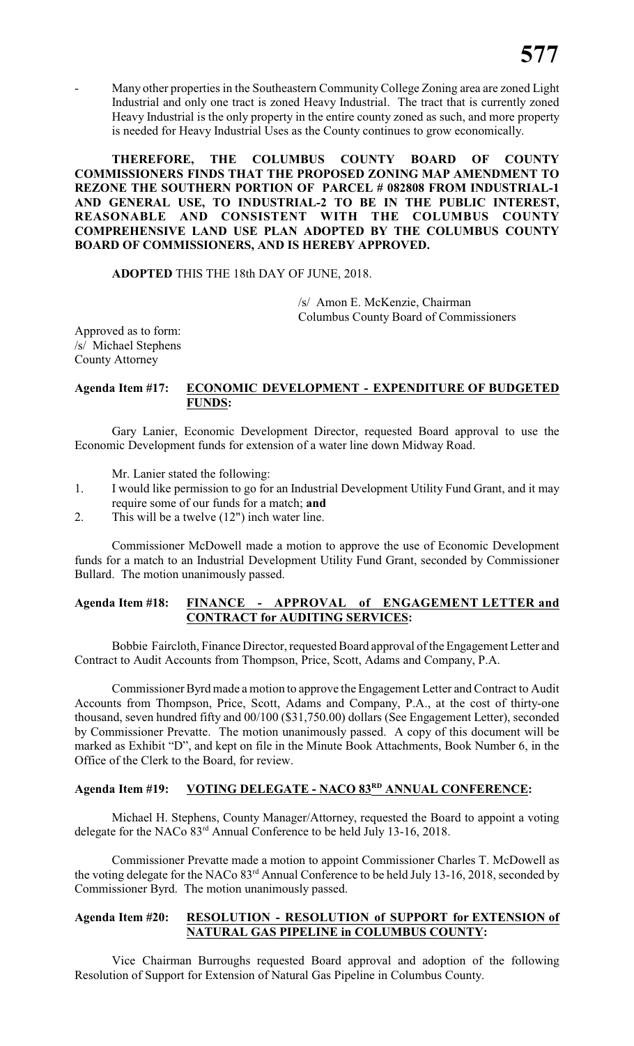- Many other properties in the Southeastern Community College Zoning area are zoned Light Industrial and only one tract is zoned Heavy Industrial. The tract that is currently zoned Heavy Industrial is the only property in the entire county zoned as such, and more property is needed for Heavy Industrial Uses as the County continues to grow economically.

**THEREFORE, THE COLUMBUS COUNTY BOARD OF COUNTY COMMISSIONERS FINDS THAT THE PROPOSED ZONING MAP AMENDMENT TO REZONE THE SOUTHERN PORTION OF PARCEL # 082808 FROM INDUSTRIAL-1 AND GENERAL USE, TO INDUSTRIAL-2 TO BE IN THE PUBLIC INTEREST, REASONABLE AND CONSISTENT WITH THE COLUMBUS COUNTY COMPREHENSIVE LAND USE PLAN ADOPTED BY THE COLUMBUS COUNTY BOARD OF COMMISSIONERS, AND IS HEREBY APPROVED.**

**ADOPTED** THIS THE 18th DAY OF JUNE, 2018.

/s/ Amon E. McKenzie, Chairman
Columbus County Board of Commissioners

Approved as to form:
/s/ Michael Stephens
County Attorney

**Agenda Item #17: ECONOMIC DEVELOPMENT - EXPENDITURE OF BUDGETED FUNDS:**

Gary Lanier, Economic Development Director, requested Board approval to use the Economic Development funds for extension of a water line down Midway Road.

Mr. Lanier stated the following:

1. I would like permission to go for an Industrial Development Utility Fund Grant, and it may require some of our funds for a match; **and**
2. This will be a twelve (12") inch water line.

Commissioner McDowell made a motion to approve the use of Economic Development funds for a match to an Industrial Development Utility Fund Grant, seconded by Commissioner Bullard. The motion unanimously passed.

**Agenda Item #18: FINANCE - APPROVAL of ENGAGEMENT LETTER and CONTRACT for AUDITING SERVICES:**

Bobbie Faircloth, Finance Director, requested Board approval of the Engagement Letter and Contract to Audit Accounts from Thompson, Price, Scott, Adams and Company, P.A.

Commissioner Byrd made a motion to approve the Engagement Letter and Contract to Audit Accounts from Thompson, Price, Scott, Adams and Company, P.A., at the cost of thirty-one thousand, seven hundred fifty and 00/100 ($31,750.00) dollars (See Engagement Letter), seconded by Commissioner Prevatte. The motion unanimously passed. A copy of this document will be marked as Exhibit "D", and kept on file in the Minute Book Attachments, Book Number 6, in the Office of the Clerk to the Board, for review.

**Agenda Item #19: VOTING DELEGATE - NACO 83RD ANNUAL CONFERENCE:**

Michael H. Stephens, County Manager/Attorney, requested the Board to appoint a voting delegate for the NACo 83rd Annual Conference to be held July 13-16, 2018.

Commissioner Prevatte made a motion to appoint Commissioner Charles T. McDowell as the voting delegate for the NACo 83rd Annual Conference to be held July 13-16, 2018, seconded by Commissioner Byrd. The motion unanimously passed.

**Agenda Item #20: RESOLUTION - RESOLUTION of SUPPORT for EXTENSION of NATURAL GAS PIPELINE in COLUMBUS COUNTY:**

Vice Chairman Burroughs requested Board approval and adoption of the following Resolution of Support for Extension of Natural Gas Pipeline in Columbus County.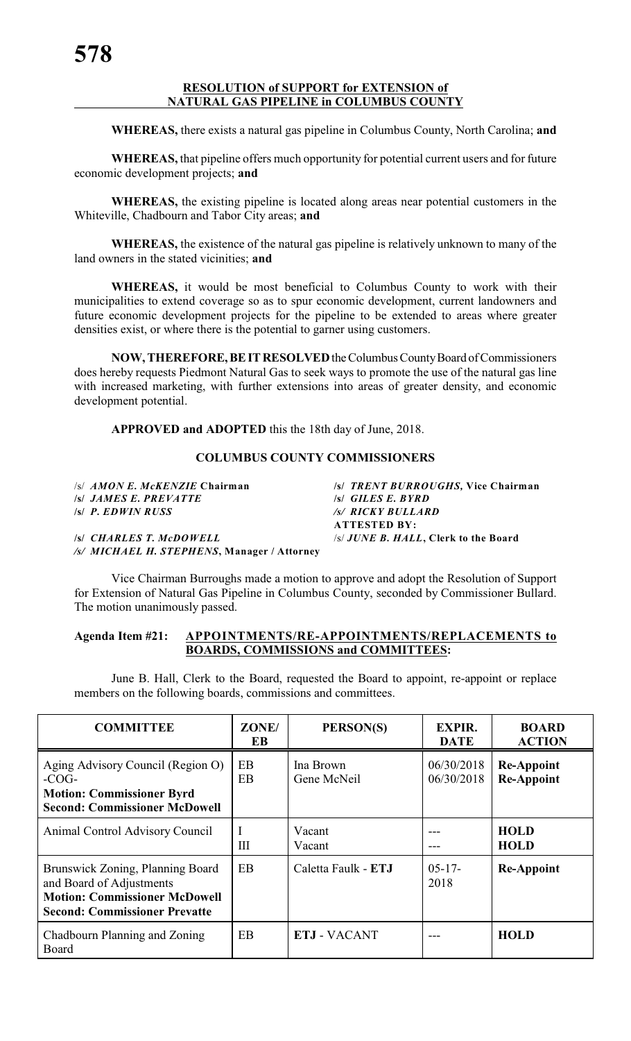**RESOLUTION of SUPPORT for EXTENSION of NATURAL GAS PIPELINE in COLUMBUS COUNTY**

**WHEREAS,** there exists a natural gas pipeline in Columbus County, North Carolina; **and**

**WHEREAS,** that pipeline offers much opportunity for potential current users and for future economic development projects; **and**

**WHEREAS,** the existing pipeline is located along areas near potential customers in the Whiteville, Chadbourn and Tabor City areas; **and**

**WHEREAS,** the existence of the natural gas pipeline is relatively unknown to many of the land owners in the stated vicinities; **and**

**WHEREAS,** it would be most beneficial to Columbus County to work with their municipalities to extend coverage so as to spur economic development, current landowners and future economic development projects for the pipeline to be extended to areas where greater densities exist, or where there is the potential to garner using customers.

**NOW, THEREFORE, BE IT RESOLVED** the Columbus County Board of Commissioners does hereby requests Piedmont Natural Gas to seek ways to promote the use of the natural gas line with increased marketing, with further extensions into areas of greater density, and economic development potential.

**APPROVED and ADOPTED** this the 18th day of June, 2018.

**COLUMBUS COUNTY COMMISSIONERS**

/s/ ***AMON E. McKENZIE* Chairman** | **/s/ *TRENT BURROUGHS,* Vice Chairman**
**/s/ *JAMES E. PREVATTE*** | **/s/ *GILES E. BYRD***
**/s/ *P. EDWIN RUSS*** | ***/s/ RICKY BULLARD***
**ATTESTED BY:**
**/s/ *CHARLES T. McDOWELL*** | /s/ ***JUNE B. HALL*, Clerk to the Board**
***/s/ MICHAEL H. STEPHENS*, Manager / Attorney**

Vice Chairman Burroughs made a motion to approve and adopt the Resolution of Support for Extension of Natural Gas Pipeline in Columbus County, seconded by Commissioner Bullard. The motion unanimously passed.

**Agenda Item #21: APPOINTMENTS/RE-APPOINTMENTS/REPLACEMENTS to BOARDS, COMMISSIONS and COMMITTEES:**

June B. Hall, Clerk to the Board, requested the Board to appoint, re-appoint or replace members on the following boards, commissions and committees.

| COMMITTEE | ZONE/ EB | PERSON(S) | EXPIR. DATE | BOARD ACTION |
|---|---|---|---|---|
| Aging Advisory Council (Region O) -COG-<br>**Motion: Commissioner Byrd**<br>**Second: Commissioner McDowell** | EB<br>EB | Ina Brown<br>Gene McNeil | 06/30/2018<br>06/30/2018 | **Re-Appoint**<br>**Re-Appoint** |
| Animal Control Advisory Council | I<br>III | Vacant<br>Vacant | ---<br>--- | **HOLD**<br>**HOLD** |
| Brunswick Zoning, Planning Board and Board of Adjustments<br>**Motion: Commissioner McDowell**<br>**Second: Commissioner Prevatte** | EB | Caletta Faulk - **ETJ** | 05-17-2018 | **Re-Appoint** |
| Chadbourn Planning and Zoning Board | EB | **ETJ** - VACANT | --- | **HOLD** |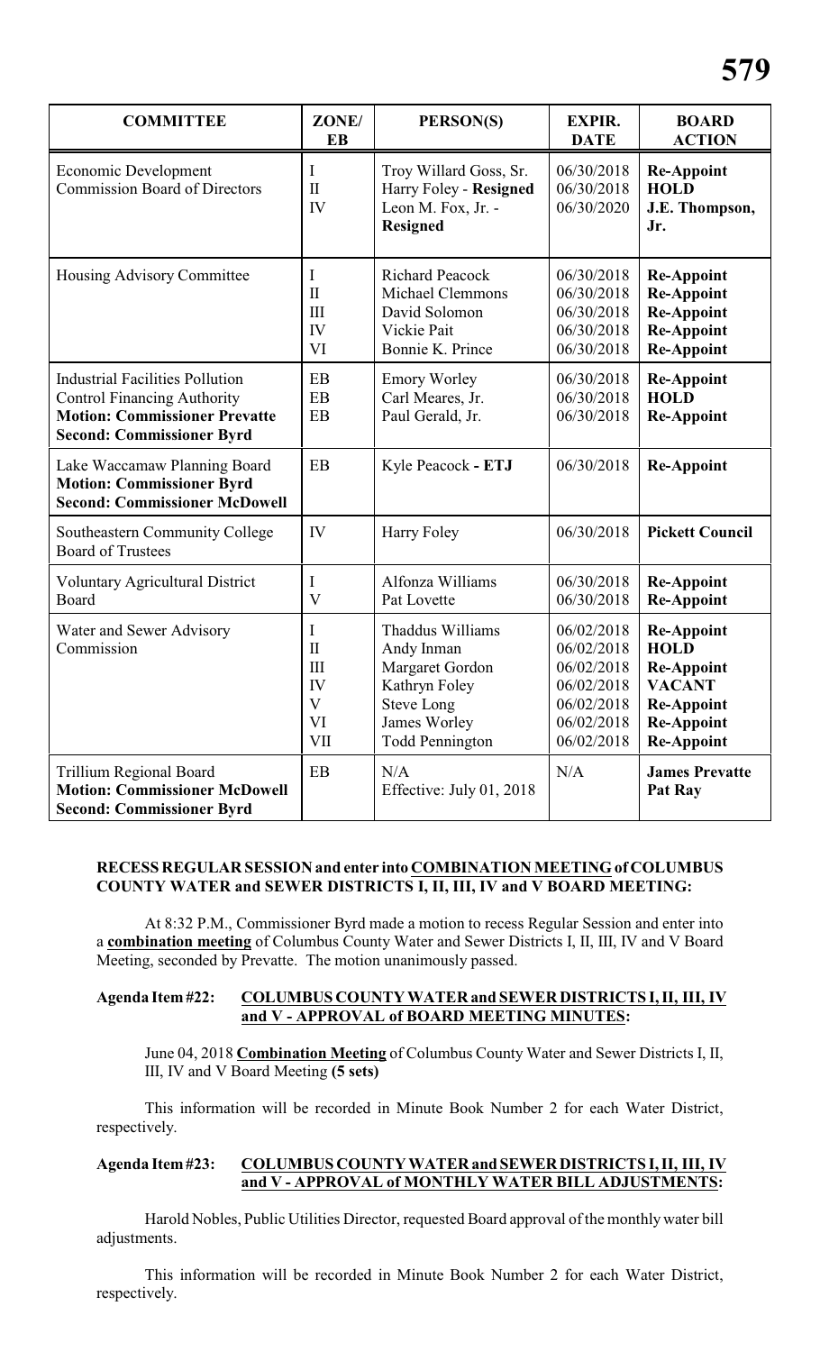| COMMITTEE | ZONE/ EB | PERSON(S) | EXPIR. DATE | BOARD ACTION |
|---|---|---|---|---|
| Economic Development Commission Board of Directors | I<br>II<br>IV | Troy Willard Goss, Sr.<br>Harry Foley - **Resigned**<br>Leon M. Fox, Jr. - **Resigned** | 06/30/2018<br>06/30/2018<br>06/30/2020 | **Re-Appoint**<br>**HOLD**<br>**J.E. Thompson, Jr.** |
| Housing Advisory Committee | I<br>II<br>III<br>IV<br>VI | Richard Peacock<br>Michael Clemmons<br>David Solomon<br>Vickie Pait<br>Bonnie K. Prince | 06/30/2018<br>06/30/2018<br>06/30/2018<br>06/30/2018<br>06/30/2018 | **Re-Appoint**<br>**Re-Appoint**<br>**Re-Appoint**<br>**Re-Appoint**<br>**Re-Appoint** |
| Industrial Facilities Pollution Control Financing Authority<br>**Motion: Commissioner Prevatte**<br>**Second: Commissioner Byrd** | EB<br>EB<br>EB | Emory Worley<br>Carl Meares, Jr.<br>Paul Gerald, Jr. | 06/30/2018<br>06/30/2018<br>06/30/2018 | **Re-Appoint**<br>**HOLD**<br>**Re-Appoint** |
| Lake Waccamaw Planning Board<br>**Motion: Commissioner Byrd**<br>**Second: Commissioner McDowell** | EB | Kyle Peacock **- ETJ** | 06/30/2018 | **Re-Appoint** |
| Southeastern Community College Board of Trustees | IV | Harry Foley | 06/30/2018 | **Pickett Council** |
| Voluntary Agricultural District Board | I<br>V | Alfonza Williams<br>Pat Lovette | 06/30/2018<br>06/30/2018 | **Re-Appoint**<br>**Re-Appoint** |
| Water and Sewer Advisory Commission | I<br>II<br>III<br>IV<br>V<br>VI<br>VII | Thaddus Williams<br>Andy Inman<br>Margaret Gordon<br>Kathryn Foley<br>Steve Long<br>James Worley<br>Todd Pennington | 06/02/2018<br>06/02/2018<br>06/02/2018<br>06/02/2018<br>06/02/2018<br>06/02/2018<br>06/02/2018 | **Re-Appoint**<br>**HOLD**<br>**Re-Appoint**<br>**VACANT**<br>**Re-Appoint**<br>**Re-Appoint**<br>**Re-Appoint** |
| Trillium Regional Board<br>**Motion: Commissioner McDowell**<br>**Second: Commissioner Byrd** | EB | N/A<br>Effective: July 01, 2018 | N/A | **James Prevatte**<br>**Pat Ray** |

**RECESS REGULAR SESSION and enter into COMBINATION MEETING of COLUMBUS COUNTY WATER and SEWER DISTRICTS I, II, III, IV and V BOARD MEETING:**

At 8:32 P.M., Commissioner Byrd made a motion to recess Regular Session and enter into a **combination meeting** of Columbus County Water and Sewer Districts I, II, III, IV and V Board Meeting, seconded by Prevatte. The motion unanimously passed.

**Agenda Item #22: COLUMBUS COUNTY WATER and SEWER DISTRICTS I, II, III, IV and V - APPROVAL of BOARD MEETING MINUTES:**

June 04, 2018 **Combination Meeting** of Columbus County Water and Sewer Districts I, II, III, IV and V Board Meeting **(5 sets)**

This information will be recorded in Minute Book Number 2 for each Water District, respectively.

**Agenda Item #23: COLUMBUS COUNTY WATER and SEWER DISTRICTS I, II, III, IV and V - APPROVAL of MONTHLY WATER BILL ADJUSTMENTS:**

Harold Nobles, Public Utilities Director, requested Board approval of the monthly water bill adjustments.

This information will be recorded in Minute Book Number 2 for each Water District, respectively.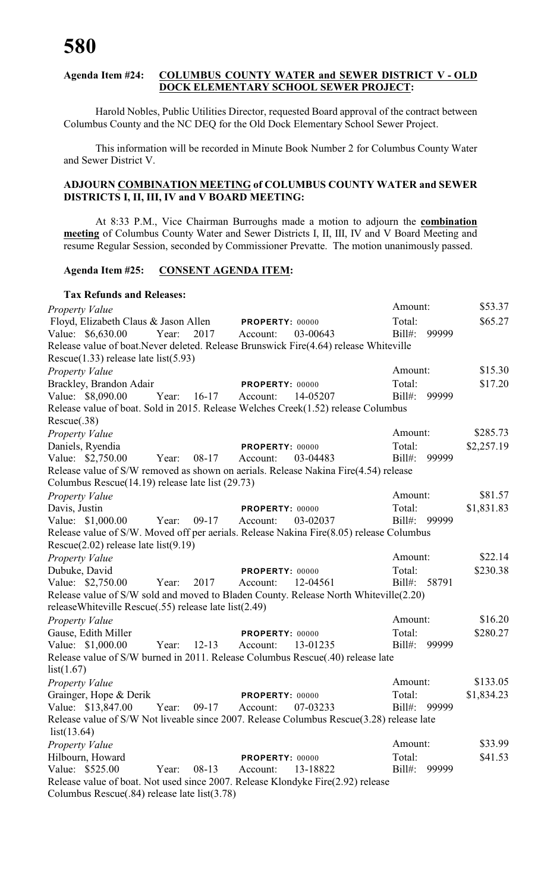**Agenda Item #24: COLUMBUS COUNTY WATER and SEWER DISTRICT V - OLD DOCK ELEMENTARY SCHOOL SEWER PROJECT:**

Harold Nobles, Public Utilities Director, requested Board approval of the contract between Columbus County and the NC DEQ for the Old Dock Elementary School Sewer Project.

This information will be recorded in Minute Book Number 2 for Columbus County Water and Sewer District V.

**ADJOURN COMBINATION MEETING of COLUMBUS COUNTY WATER and SEWER DISTRICTS I, II, III, IV and V BOARD MEETING:**

At 8:33 P.M., Vice Chairman Burroughs made a motion to adjourn the **combination meeting** of Columbus County Water and Sewer Districts I, II, III, IV and V Board Meeting and resume Regular Session, seconded by Commissioner Prevatte. The motion unanimously passed.

**Agenda Item #25: CONSENT AGENDA ITEM:**

**Tax Refunds and Releases:**

*Property Value* — Amount: $53.37
Floyd, Elizabeth Claus & Jason Allen — PROPERTY: 00000 — Total: $65.27
Value: $6,630.00 Year: 2017 Account: 03-00643 Bill#: 99999
Release value of boat.Never deleted. Release Brunswick Fire(4.64) release Whiteville Rescue(1.33) release late list(5.93)

*Property Value* — Amount: $15.30
Brackley, Brandon Adair — PROPERTY: 00000 — Total: $17.20
Value: $8,090.00 Year: 16-17 Account: 14-05207 Bill#: 99999
Release value of boat. Sold in 2015. Release Welches Creek(1.52) release Columbus Rescue(.38)

*Property Value* — Amount: $285.73
Daniels, Ryendia — PROPERTY: 00000 — Total: $2,257.19
Value: $2,750.00 Year: 08-17 Account: 03-04483 Bill#: 99999
Release value of S/W removed as shown on aerials. Release Nakina Fire(4.54) release Columbus Rescue(14.19) release late list (29.73)

*Property Value* — Amount: $81.57
Davis, Justin — PROPERTY: 00000 — Total: $1,831.83
Value: $1,000.00 Year: 09-17 Account: 03-02037 Bill#: 99999
Release value of S/W. Moved off per aerials. Release Nakina Fire(8.05) release Columbus Rescue(2.02) release late list(9.19)

*Property Value* — Amount: $22.14
Dubuke, David — PROPERTY: 00000 — Total: $230.38
Value: $2,750.00 Year: 2017 Account: 12-04561 Bill#: 58791
Release value of S/W sold and moved to Bladen County. Release North Whiteville(2.20) releaseWhiteville Rescue(.55) release late list(2.49)

*Property Value* — Amount: $16.20
Gause, Edith Miller — PROPERTY: 00000 — Total: $280.27
Value: $1,000.00 Year: 12-13 Account: 13-01235 Bill#: 99999
Release value of S/W burned in 2011. Release Columbus Rescue(.40) release late list(1.67)

*Property Value* — Amount: $133.05
Grainger, Hope & Derik — PROPERTY: 00000 — Total: $1,834.23
Value: $13,847.00 Year: 09-17 Account: 07-03233 Bill#: 99999
Release value of S/W Not liveable since 2007. Release Columbus Rescue(3.28) release late list(13.64)

*Property Value* — Amount: $33.99
Hilbourn, Howard — PROPERTY: 00000 — Total: $41.53
Value: $525.00 Year: 08-13 Account: 13-18822 Bill#: 99999
Release value of boat. Not used since 2007. Release Klondyke Fire(2.92) release Columbus Rescue(.84) release late list(3.78)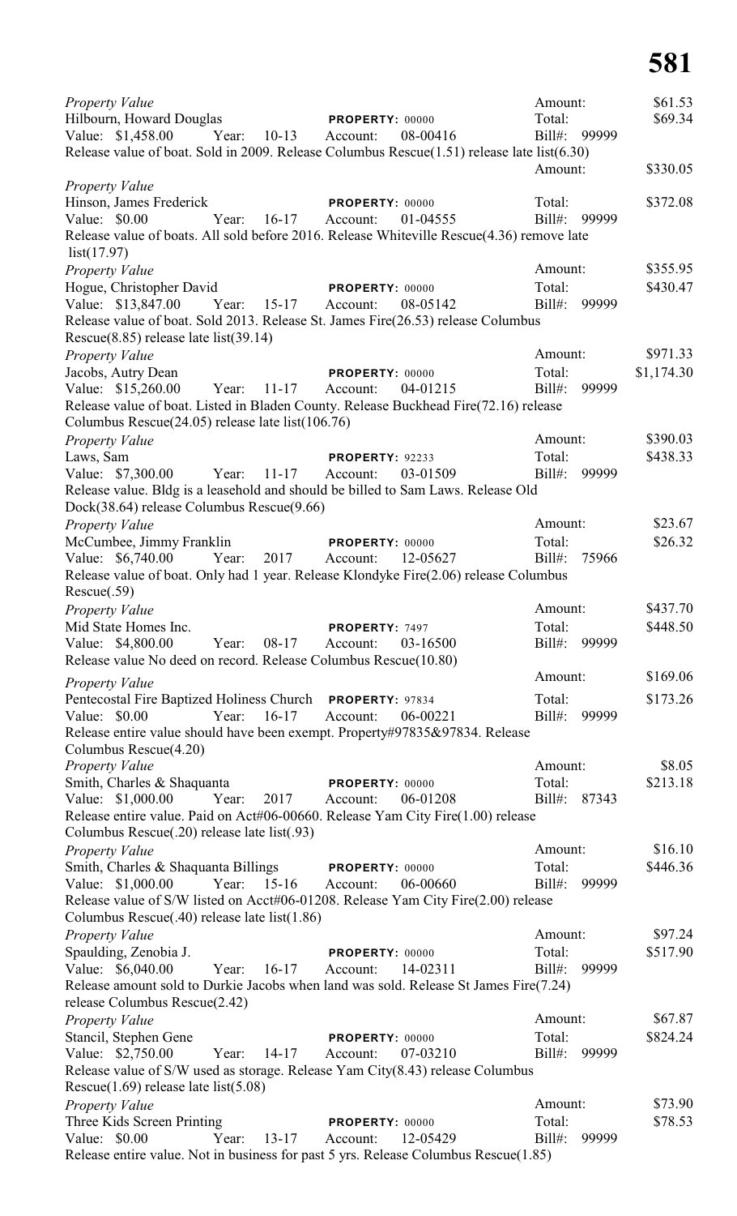*Property Value* Amount: $61.53
Hilbourn, Howard Douglas **PROPERTY:** 00000 Total: $69.34
Value: $1,458.00 Year: 10-13 Account: 08-00416 Bill#: 99999
Release value of boat. Sold in 2009. Release Columbus Rescue(1.51) release late list(6.30)

*Property Value* Amount: $330.05
Hinson, James Frederick **PROPERTY:** 00000 Total: $372.08
Value: $0.00 Year: 16-17 Account: 01-04555 Bill#: 99999
Release value of boats. All sold before 2016. Release Whiteville Rescue(4.36) remove late list(17.97)

*Property Value* Amount: $355.95
Hogue, Christopher David **PROPERTY:** 00000 Total: $430.47
Value: $13,847.00 Year: 15-17 Account: 08-05142 Bill#: 99999
Release value of boat. Sold 2013. Release St. James Fire(26.53) release Columbus Rescue(8.85) release late list(39.14)

*Property Value* Amount: $971.33
Jacobs, Autry Dean **PROPERTY:** 00000 Total: $1,174.30
Value: $15,260.00 Year: 11-17 Account: 04-01215 Bill#: 99999
Release value of boat. Listed in Bladen County. Release Buckhead Fire(72.16) release Columbus Rescue(24.05) release late list(106.76)

*Property Value* Amount: $390.03
Laws, Sam **PROPERTY:** 92233 Total: $438.33
Value: $7,300.00 Year: 11-17 Account: 03-01509 Bill#: 99999
Release value. Bldg is a leasehold and should be billed to Sam Laws. Release Old Dock(38.64) release Columbus Rescue(9.66)

*Property Value* Amount: $23.67
McCumbee, Jimmy Franklin **PROPERTY:** 00000 Total: $26.32
Value: $6,740.00 Year: 2017 Account: 12-05627 Bill#: 75966
Release value of boat. Only had 1 year. Release Klondyke Fire(2.06) release Columbus Rescue(.59)

*Property Value* Amount: $437.70
Mid State Homes Inc. **PROPERTY:** 7497 Total: $448.50
Value: $4,800.00 Year: 08-17 Account: 03-16500 Bill#: 99999
Release value No deed on record. Release Columbus Rescue(10.80)

*Property Value* Amount: $169.06
Pentecostal Fire Baptized Holiness Church **PROPERTY:** 97834 Total: $173.26
Value: $0.00 Year: 16-17 Account: 06-00221 Bill#: 99999
Release entire value should have been exempt. Property#97835&97834. Release Columbus Rescue(4.20)

*Property Value* Amount: $8.05
Smith, Charles & Shaquanta **PROPERTY:** 00000 Total: $213.18
Value: $1,000.00 Year: 2017 Account: 06-01208 Bill#: 87343
Release entire value. Paid on Act#06-00660. Release Yam City Fire(1.00) release Columbus Rescue(.20) release late list(.93)

*Property Value* Amount: $16.10
Smith, Charles & Shaquanta Billings **PROPERTY:** 00000 Total: $446.36
Value: $1,000.00 Year: 15-16 Account: 06-00660 Bill#: 99999
Release value of S/W listed on Acct#06-01208. Release Yam City Fire(2.00) release Columbus Rescue(.40) release late list(1.86)

*Property Value* Amount: $97.24
Spaulding, Zenobia J. **PROPERTY:** 00000 Total: $517.90
Value: $6,040.00 Year: 16-17 Account: 14-02311 Bill#: 99999
Release amount sold to Durkie Jacobs when land was sold. Release St James Fire(7.24) release Columbus Rescue(2.42)

*Property Value* Amount: $67.87
Stancil, Stephen Gene **PROPERTY:** 00000 Total: $824.24
Value: $2,750.00 Year: 14-17 Account: 07-03210 Bill#: 99999
Release value of S/W used as storage. Release Yam City(8.43) release Columbus Rescue(1.69) release late list(5.08)

*Property Value* Amount: $73.90
Three Kids Screen Printing **PROPERTY:** 00000 Total: $78.53
Value: $0.00 Year: 13-17 Account: 12-05429 Bill#: 99999
Release entire value. Not in business for past 5 yrs. Release Columbus Rescue(1.85)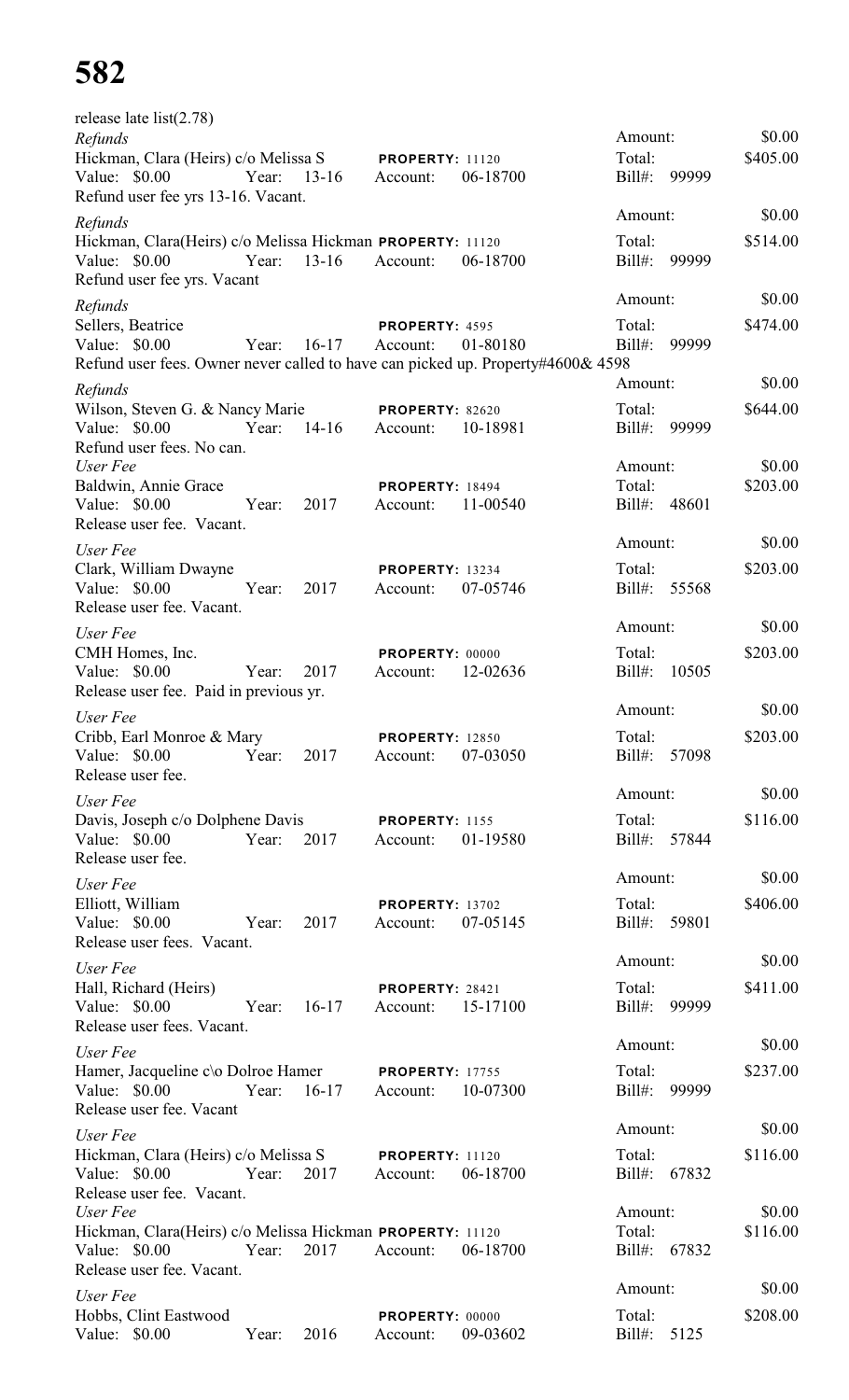release late list(2.78)

*Refunds*
Hickman, Clara (Heirs) c/o Melissa S **PROPERTY:** 11120
Value: $0.00 Year: 13-16 Account: 06-18700
Refund user fee yrs 13-16. Vacant.
Amount: $0.00
Total: $405.00
Bill#: 99999

*Refunds*
Hickman, Clara(Heirs) c/o Melissa Hickman **PROPERTY:** 11120
Value: $0.00 Year: 13-16 Account: 06-18700
Refund user fee yrs. Vacant
Amount: $0.00
Total: $514.00
Bill#: 99999

*Refunds*
Sellers, Beatrice **PROPERTY:** 4595
Value: $0.00 Year: 16-17 Account: 01-80180
Refund user fees. Owner never called to have can picked up. Property#4600& 4598
Amount: $0.00
Total: $474.00
Bill#: 99999

*Refunds*
Wilson, Steven G. & Nancy Marie **PROPERTY:** 82620
Value: $0.00 Year: 14-16 Account: 10-18981
Refund user fees. No can.
Amount: $0.00
Total: $644.00
Bill#: 99999

*User Fee*
Baldwin, Annie Grace **PROPERTY:** 18494
Value: $0.00 Year: 2017 Account: 11-00540
Release user fee. Vacant.
Amount: $0.00
Total: $203.00
Bill#: 48601

*User Fee*
Clark, William Dwayne **PROPERTY:** 13234
Value: $0.00 Year: 2017 Account: 07-05746
Release user fee. Vacant.
Amount: $0.00
Total: $203.00
Bill#: 55568

*User Fee*
CMH Homes, Inc. **PROPERTY:** 00000
Value: $0.00 Year: 2017 Account: 12-02636
Release user fee. Paid in previous yr.
Amount: $0.00
Total: $203.00
Bill#: 10505

*User Fee*
Cribb, Earl Monroe & Mary **PROPERTY:** 12850
Value: $0.00 Year: 2017 Account: 07-03050
Release user fee.
Amount: $0.00
Total: $203.00
Bill#: 57098

*User Fee*
Davis, Joseph c/o Dolphene Davis **PROPERTY:** 1155
Value: $0.00 Year: 2017 Account: 01-19580
Release user fee.
Amount: $0.00
Total: $116.00
Bill#: 57844

*User Fee*
Elliott, William **PROPERTY:** 13702
Value: $0.00 Year: 2017 Account: 07-05145
Release user fees. Vacant.
Amount: $0.00
Total: $406.00
Bill#: 59801

*User Fee*
Hall, Richard (Heirs) **PROPERTY:** 28421
Value: $0.00 Year: 16-17 Account: 15-17100
Release user fees. Vacant.
Amount: $0.00
Total: $411.00
Bill#: 99999

*User Fee*
Hamer, Jacqueline c\o Dolroe Hamer **PROPERTY:** 17755
Value: $0.00 Year: 16-17 Account: 10-07300
Release user fee. Vacant
Amount: $0.00
Total: $237.00
Bill#: 99999

*User Fee*
Hickman, Clara (Heirs) c/o Melissa S **PROPERTY:** 11120
Value: $0.00 Year: 2017 Account: 06-18700
Release user fee. Vacant.
Amount: $0.00
Total: $116.00
Bill#: 67832

*User Fee*
Hickman, Clara(Heirs) c/o Melissa Hickman **PROPERTY:** 11120
Value: $0.00 Year: 2017 Account: 06-18700
Release user fee. Vacant.
Amount: $0.00
Total: $116.00
Bill#: 67832

*User Fee*
Hobbs, Clint Eastwood **PROPERTY:** 00000
Value: $0.00 Year: 2016 Account: 09-03602
Amount: $0.00
Total: $208.00
Bill#: 5125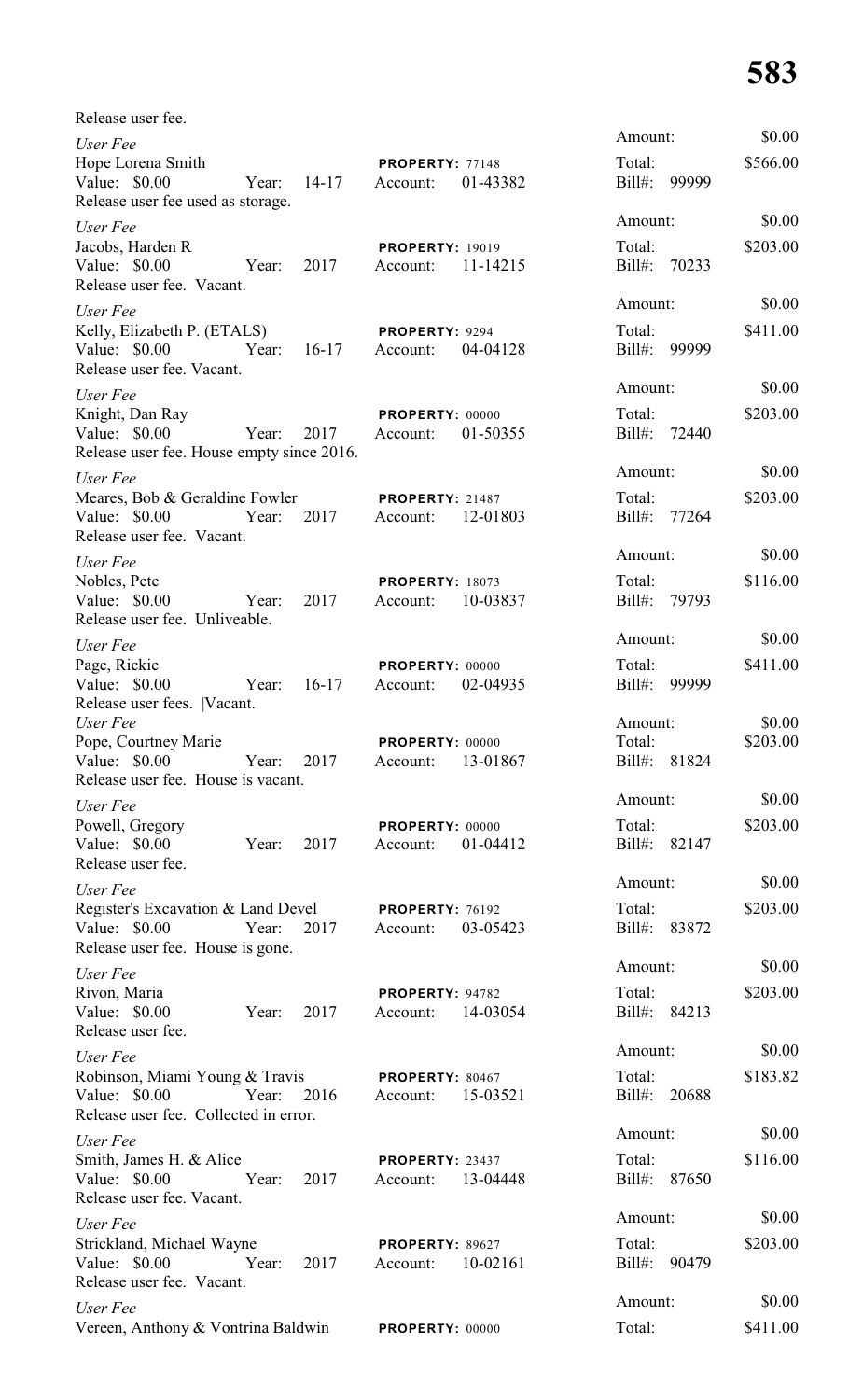Release user fee.

| | | |
|---|---|---|
| *User Fee* | | Amount: $0.00 |
| Hope Lorena Smith | **PROPERTY:** 77148 | Total: $566.00 |
| Value: $0.00 Year: 14-17 | Account: 01-43382 | Bill#: 99999 |
| Release user fee used as storage. | | |
| *User Fee* | | Amount: $0.00 |
| Jacobs, Harden R | **PROPERTY:** 19019 | Total: $203.00 |
| Value: $0.00 Year: 2017 | Account: 11-14215 | Bill#: 70233 |
| Release user fee. Vacant. | | |
| *User Fee* | | Amount: $0.00 |
| Kelly, Elizabeth P. (ETALS) | **PROPERTY:** 9294 | Total: $411.00 |
| Value: $0.00 Year: 16-17 | Account: 04-04128 | Bill#: 99999 |
| Release user fee. Vacant. | | |
| *User Fee* | | Amount: $0.00 |
| Knight, Dan Ray | **PROPERTY:** 00000 | Total: $203.00 |
| Value: $0.00 Year: 2017 | Account: 01-50355 | Bill#: 72440 |
| Release user fee. House empty since 2016. | | |
| *User Fee* | | Amount: $0.00 |
| Meares, Bob & Geraldine Fowler | **PROPERTY:** 21487 | Total: $203.00 |
| Value: $0.00 Year: 2017 | Account: 12-01803 | Bill#: 77264 |
| Release user fee. Vacant. | | |
| *User Fee* | | Amount: $0.00 |
| Nobles, Pete | **PROPERTY:** 18073 | Total: $116.00 |
| Value: $0.00 Year: 2017 | Account: 10-03837 | Bill#: 79793 |
| Release user fee. Unliveable. | | |
| *User Fee* | | Amount: $0.00 |
| Page, Rickie | **PROPERTY:** 00000 | Total: $411.00 |
| Value: $0.00 Year: 16-17 | Account: 02-04935 | Bill#: 99999 |
| Release user fees. \|Vacant. | | |
| *User Fee* | | Amount: $0.00 |
| Pope, Courtney Marie | **PROPERTY:** 00000 | Total: $203.00 |
| Value: $0.00 Year: 2017 | Account: 13-01867 | Bill#: 81824 |
| Release user fee. House is vacant. | | |
| *User Fee* | | Amount: $0.00 |
| Powell, Gregory | **PROPERTY:** 00000 | Total: $203.00 |
| Value: $0.00 Year: 2017 | Account: 01-04412 | Bill#: 82147 |
| Release user fee. | | |
| *User Fee* | | Amount: $0.00 |
| Register's Excavation & Land Devel | **PROPERTY:** 76192 | Total: $203.00 |
| Value: $0.00 Year: 2017 | Account: 03-05423 | Bill#: 83872 |
| Release user fee. House is gone. | | |
| *User Fee* | | Amount: $0.00 |
| Rivon, Maria | **PROPERTY:** 94782 | Total: $203.00 |
| Value: $0.00 Year: 2017 | Account: 14-03054 | Bill#: 84213 |
| Release user fee. | | |
| *User Fee* | | Amount: $0.00 |
| Robinson, Miami Young & Travis | **PROPERTY:** 80467 | Total: $183.82 |
| Value: $0.00 Year: 2016 | Account: 15-03521 | Bill#: 20688 |
| Release user fee. Collected in error. | | |
| *User Fee* | | Amount: $0.00 |
| Smith, James H. & Alice | **PROPERTY:** 23437 | Total: $116.00 |
| Value: $0.00 Year: 2017 | Account: 13-04448 | Bill#: 87650 |
| Release user fee. Vacant. | | |
| *User Fee* | | Amount: $0.00 |
| Strickland, Michael Wayne | **PROPERTY:** 89627 | Total: $203.00 |
| Value: $0.00 Year: 2017 | Account: 10-02161 | Bill#: 90479 |
| Release user fee. Vacant. | | |
| *User Fee* | | Amount: $0.00 |
| Vereen, Anthony & Vontrina Baldwin | **PROPERTY:** 00000 | Total: $411.00 |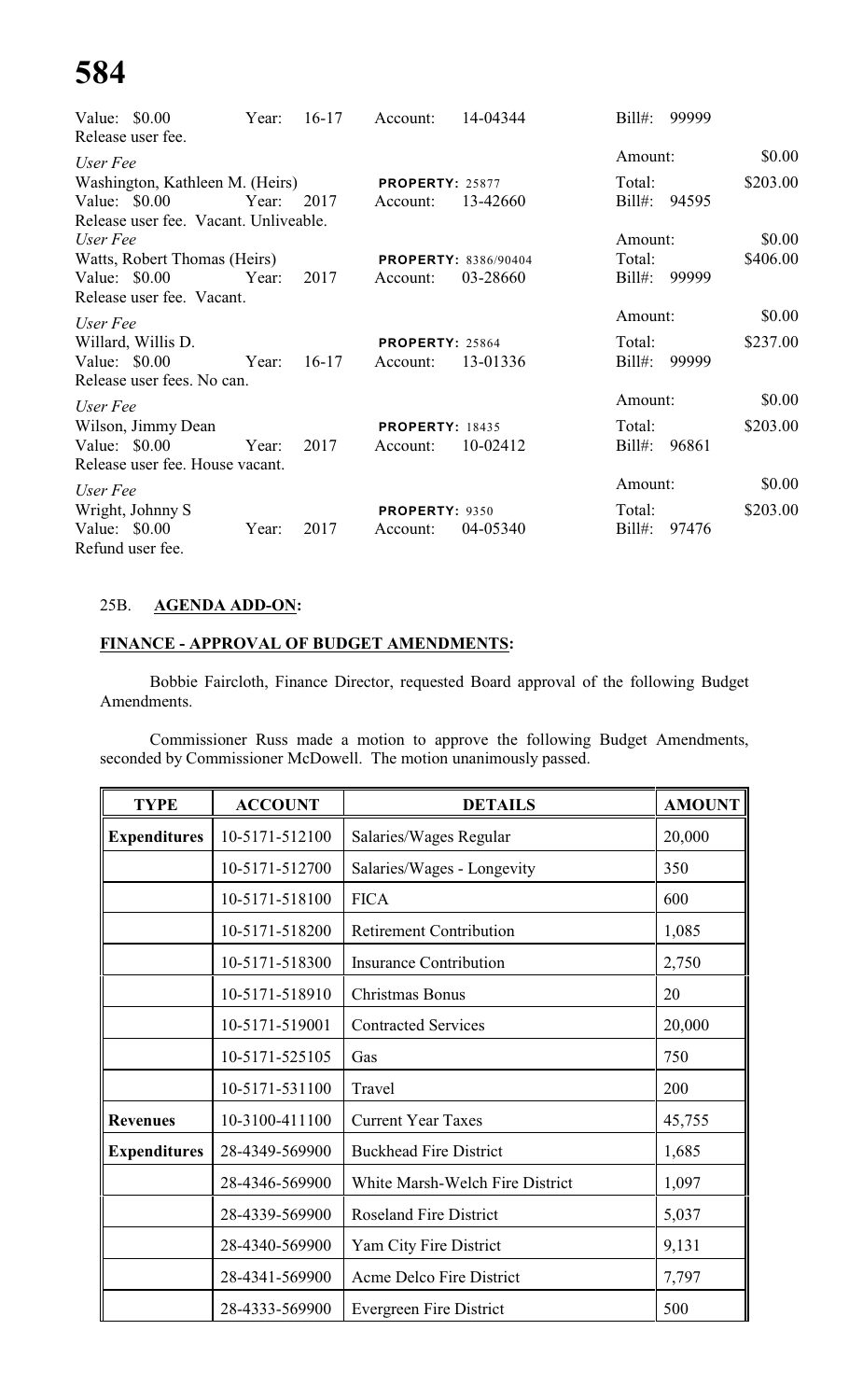Value: $0.00 Year: 16-17 Account: 14-04344 Bill#: 99999

Release user fee.

*User Fee* Amount: $0.00

Washington, Kathleen M. (Heirs) **PROPERTY:** 25877 Total: $203.00

Value: $0.00 Year: 2017 Account: 13-42660 Bill#: 94595

Release user fee. Vacant. Unliveable.

*User Fee* Amount: $0.00

Watts, Robert Thomas (Heirs) **PROPERTY:** 8386/90404 Total: $406.00

Value: $0.00 Year: 2017 Account: 03-28660 Bill#: 99999

Release user fee. Vacant.

*User Fee* Amount: $0.00

Willard, Willis D. **PROPERTY:** 25864 Total: $237.00

Value: $0.00 Year: 16-17 Account: 13-01336 Bill#: 99999

Release user fees. No can.

*User Fee* Amount: $0.00

Wilson, Jimmy Dean **PROPERTY:** 18435 Total: $203.00

Value: $0.00 Year: 2017 Account: 10-02412 Bill#: 96861

Release user fee. House vacant.

*User Fee* Amount: $0.00

Wright, Johnny S **PROPERTY:** 9350 Total: $203.00

Value: $0.00 Year: 2017 Account: 04-05340 Bill#: 97476

Refund user fee.

25B. **AGENDA ADD-ON:**

**FINANCE - APPROVAL OF BUDGET AMENDMENTS:**

Bobbie Faircloth, Finance Director, requested Board approval of the following Budget Amendments.

Commissioner Russ made a motion to approve the following Budget Amendments, seconded by Commissioner McDowell. The motion unanimously passed.

| TYPE | ACCOUNT | DETAILS | AMOUNT |
|---|---|---|---|
| **Expenditures** | 10-5171-512100 | Salaries/Wages Regular | 20,000 |
| | 10-5171-512700 | Salaries/Wages - Longevity | 350 |
| | 10-5171-518100 | FICA | 600 |
| | 10-5171-518200 | Retirement Contribution | 1,085 |
| | 10-5171-518300 | Insurance Contribution | 2,750 |
| | 10-5171-518910 | Christmas Bonus | 20 |
| | 10-5171-519001 | Contracted Services | 20,000 |
| | 10-5171-525105 | Gas | 750 |
| | 10-5171-531100 | Travel | 200 |
| **Revenues** | 10-3100-411100 | Current Year Taxes | 45,755 |
| **Expenditures** | 28-4349-569900 | Buckhead Fire District | 1,685 |
| | 28-4346-569900 | White Marsh-Welch Fire District | 1,097 |
| | 28-4339-569900 | Roseland Fire District | 5,037 |
| | 28-4340-569900 | Yam City Fire District | 9,131 |
| | 28-4341-569900 | Acme Delco Fire District | 7,797 |
| | 28-4333-569900 | Evergreen Fire District | 500 |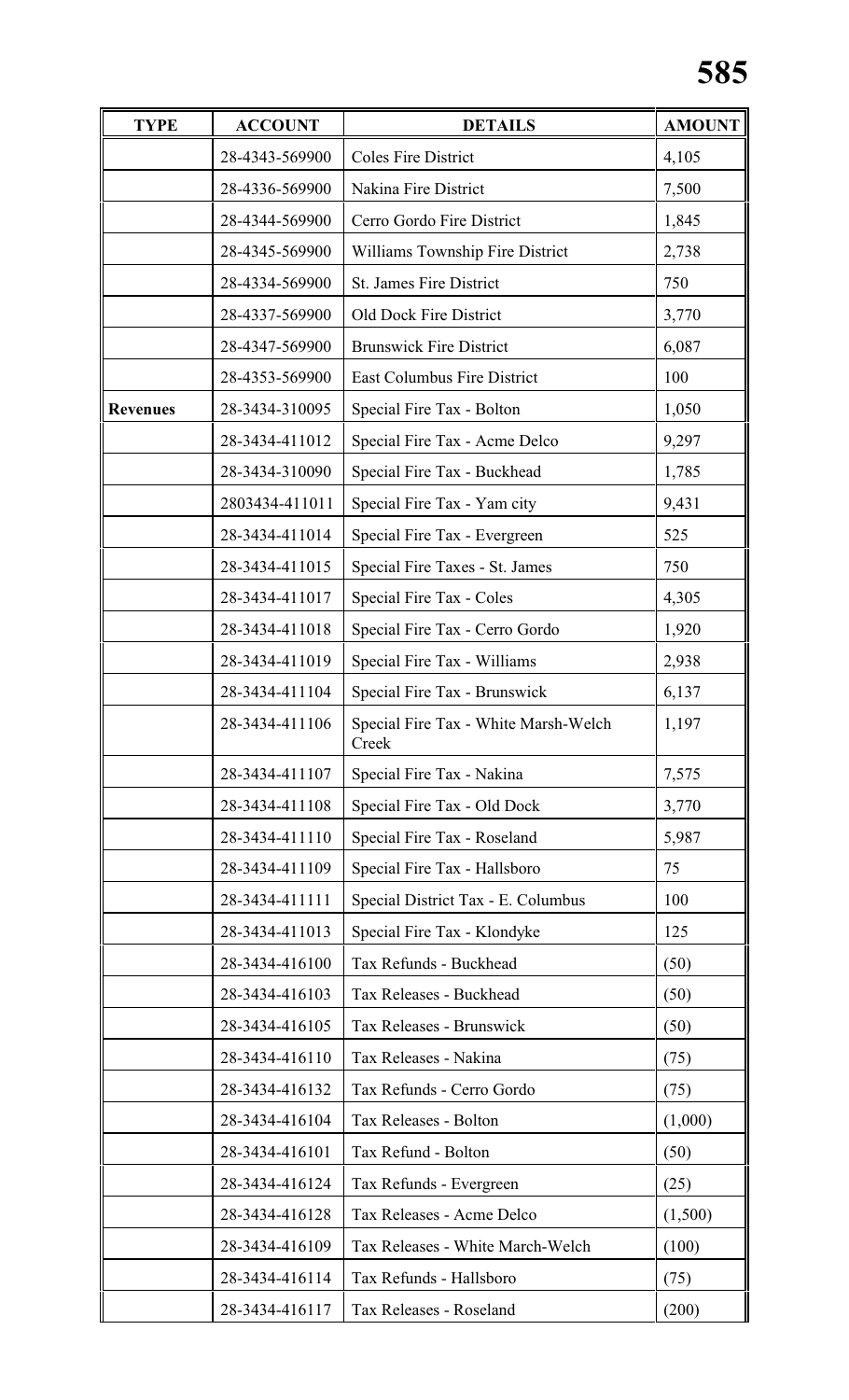| TYPE | ACCOUNT | DETAILS | AMOUNT |
|---|---|---|---|
| | 28-4343-569900 | Coles Fire District | 4,105 |
| | 28-4336-569900 | Nakina Fire District | 7,500 |
| | 28-4344-569900 | Cerro Gordo Fire District | 1,845 |
| | 28-4345-569900 | Williams Township Fire District | 2,738 |
| | 28-4334-569900 | St. James Fire District | 750 |
| | 28-4337-569900 | Old Dock Fire District | 3,770 |
| | 28-4347-569900 | Brunswick Fire District | 6,087 |
| | 28-4353-569900 | East Columbus Fire District | 100 |
| **Revenues** | 28-3434-310095 | Special Fire Tax - Bolton | 1,050 |
| | 28-3434-411012 | Special Fire Tax - Acme Delco | 9,297 |
| | 28-3434-310090 | Special Fire Tax - Buckhead | 1,785 |
| | 2803434-411011 | Special Fire Tax - Yam city | 9,431 |
| | 28-3434-411014 | Special Fire Tax - Evergreen | 525 |
| | 28-3434-411015 | Special Fire Taxes - St. James | 750 |
| | 28-3434-411017 | Special Fire Tax - Coles | 4,305 |
| | 28-3434-411018 | Special Fire Tax - Cerro Gordo | 1,920 |
| | 28-3434-411019 | Special Fire Tax - Williams | 2,938 |
| | 28-3434-411104 | Special Fire Tax - Brunswick | 6,137 |
| | 28-3434-411106 | Special Fire Tax - White Marsh-Welch Creek | 1,197 |
| | 28-3434-411107 | Special Fire Tax - Nakina | 7,575 |
| | 28-3434-411108 | Special Fire Tax - Old Dock | 3,770 |
| | 28-3434-411110 | Special Fire Tax - Roseland | 5,987 |
| | 28-3434-411109 | Special Fire Tax - Hallsboro | 75 |
| | 28-3434-411111 | Special District Tax - E. Columbus | 100 |
| | 28-3434-411013 | Special Fire Tax - Klondyke | 125 |
| | 28-3434-416100 | Tax Refunds - Buckhead | (50) |
| | 28-3434-416103 | Tax Releases - Buckhead | (50) |
| | 28-3434-416105 | Tax Releases - Brunswick | (50) |
| | 28-3434-416110 | Tax Releases - Nakina | (75) |
| | 28-3434-416132 | Tax Refunds - Cerro Gordo | (75) |
| | 28-3434-416104 | Tax Releases - Bolton | (1,000) |
| | 28-3434-416101 | Tax Refund - Bolton | (50) |
| | 28-3434-416124 | Tax Refunds - Evergreen | (25) |
| | 28-3434-416128 | Tax Releases - Acme Delco | (1,500) |
| | 28-3434-416109 | Tax Releases - White March-Welch | (100) |
| | 28-3434-416114 | Tax Refunds - Hallsboro | (75) |
| | 28-3434-416117 | Tax Releases - Roseland | (200) |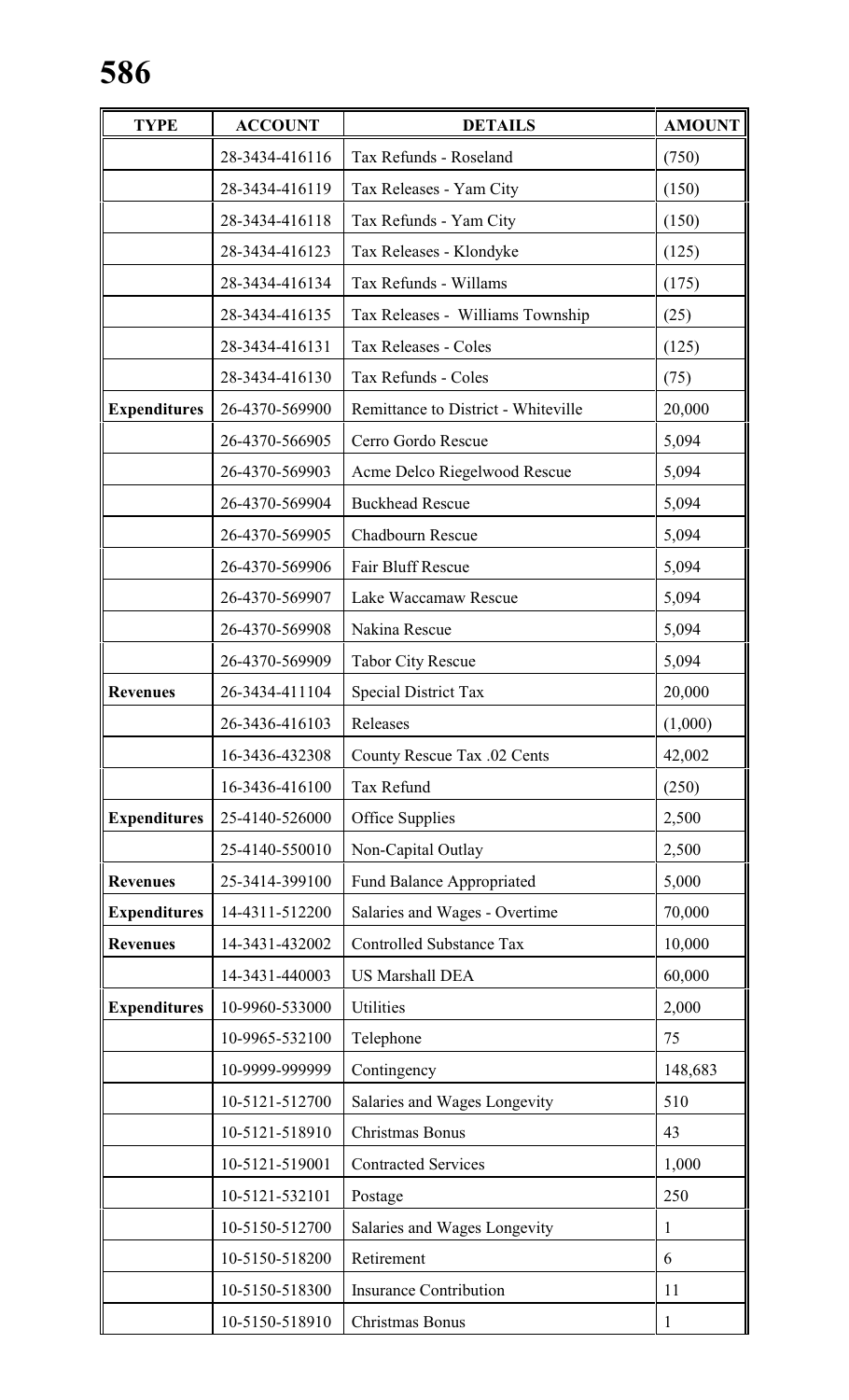| TYPE | ACCOUNT | DETAILS | AMOUNT |
|---|---|---|---|
| | 28-3434-416116 | Tax Refunds - Roseland | (750) |
| | 28-3434-416119 | Tax Releases - Yam City | (150) |
| | 28-3434-416118 | Tax Refunds - Yam City | (150) |
| | 28-3434-416123 | Tax Releases - Klondyke | (125) |
| | 28-3434-416134 | Tax Refunds - Willams | (175) |
| | 28-3434-416135 | Tax Releases - Williams Township | (25) |
| | 28-3434-416131 | Tax Releases - Coles | (125) |
| | 28-3434-416130 | Tax Refunds - Coles | (75) |
| **Expenditures** | 26-4370-569900 | Remittance to District - Whiteville | 20,000 |
| | 26-4370-566905 | Cerro Gordo Rescue | 5,094 |
| | 26-4370-569903 | Acme Delco Riegelwood Rescue | 5,094 |
| | 26-4370-569904 | Buckhead Rescue | 5,094 |
| | 26-4370-569905 | Chadbourn Rescue | 5,094 |
| | 26-4370-569906 | Fair Bluff Rescue | 5,094 |
| | 26-4370-569907 | Lake Waccamaw Rescue | 5,094 |
| | 26-4370-569908 | Nakina Rescue | 5,094 |
| | 26-4370-569909 | Tabor City Rescue | 5,094 |
| **Revenues** | 26-3434-411104 | Special District Tax | 20,000 |
| | 26-3436-416103 | Releases | (1,000) |
| | 16-3436-432308 | County Rescue Tax .02 Cents | 42,002 |
| | 16-3436-416100 | Tax Refund | (250) |
| **Expenditures** | 25-4140-526000 | Office Supplies | 2,500 |
| | 25-4140-550010 | Non-Capital Outlay | 2,500 |
| **Revenues** | 25-3414-399100 | Fund Balance Appropriated | 5,000 |
| **Expenditures** | 14-4311-512200 | Salaries and Wages - Overtime | 70,000 |
| **Revenues** | 14-3431-432002 | Controlled Substance Tax | 10,000 |
| | 14-3431-440003 | US Marshall DEA | 60,000 |
| **Expenditures** | 10-9960-533000 | Utilities | 2,000 |
| | 10-9965-532100 | Telephone | 75 |
| | 10-9999-999999 | Contingency | 148,683 |
| | 10-5121-512700 | Salaries and Wages Longevity | 510 |
| | 10-5121-518910 | Christmas Bonus | 43 |
| | 10-5121-519001 | Contracted Services | 1,000 |
| | 10-5121-532101 | Postage | 250 |
| | 10-5150-512700 | Salaries and Wages Longevity | 1 |
| | 10-5150-518200 | Retirement | 6 |
| | 10-5150-518300 | Insurance Contribution | 11 |
| | 10-5150-518910 | Christmas Bonus | 1 |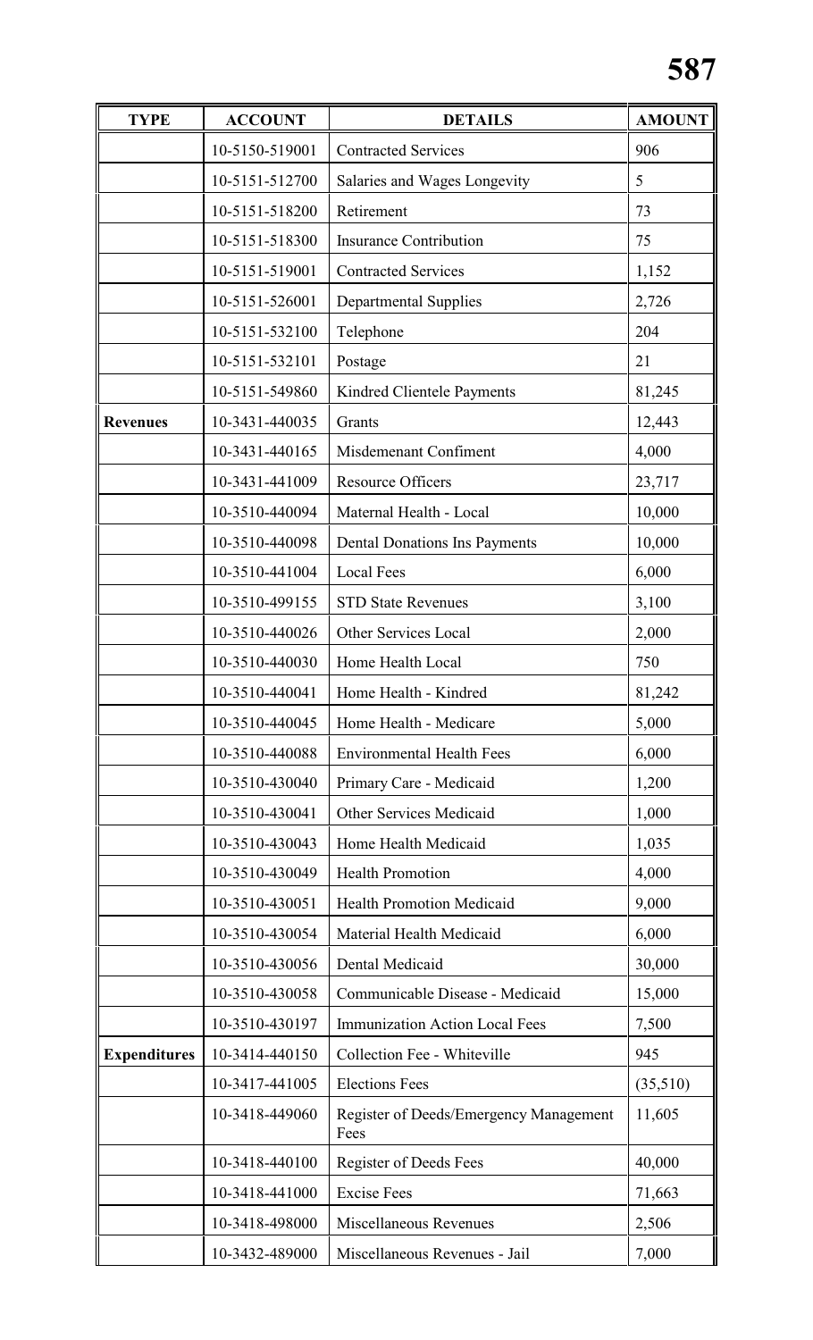| TYPE | ACCOUNT | DETAILS | AMOUNT |
|---|---|---|---|
| | 10-5150-519001 | Contracted Services | 906 |
| | 10-5151-512700 | Salaries and Wages Longevity | 5 |
| | 10-5151-518200 | Retirement | 73 |
| | 10-5151-518300 | Insurance Contribution | 75 |
| | 10-5151-519001 | Contracted Services | 1,152 |
| | 10-5151-526001 | Departmental Supplies | 2,726 |
| | 10-5151-532100 | Telephone | 204 |
| | 10-5151-532101 | Postage | 21 |
| | 10-5151-549860 | Kindred Clientele Payments | 81,245 |
| **Revenues** | 10-3431-440035 | Grants | 12,443 |
| | 10-3431-440165 | Misdemenant Confiment | 4,000 |
| | 10-3431-441009 | Resource Officers | 23,717 |
| | 10-3510-440094 | Maternal Health - Local | 10,000 |
| | 10-3510-440098 | Dental Donations Ins Payments | 10,000 |
| | 10-3510-441004 | Local Fees | 6,000 |
| | 10-3510-499155 | STD State Revenues | 3,100 |
| | 10-3510-440026 | Other Services Local | 2,000 |
| | 10-3510-440030 | Home Health Local | 750 |
| | 10-3510-440041 | Home Health - Kindred | 81,242 |
| | 10-3510-440045 | Home Health - Medicare | 5,000 |
| | 10-3510-440088 | Environmental Health Fees | 6,000 |
| | 10-3510-430040 | Primary Care - Medicaid | 1,200 |
| | 10-3510-430041 | Other Services Medicaid | 1,000 |
| | 10-3510-430043 | Home Health Medicaid | 1,035 |
| | 10-3510-430049 | Health Promotion | 4,000 |
| | 10-3510-430051 | Health Promotion Medicaid | 9,000 |
| | 10-3510-430054 | Material Health Medicaid | 6,000 |
| | 10-3510-430056 | Dental Medicaid | 30,000 |
| | 10-3510-430058 | Communicable Disease - Medicaid | 15,000 |
| | 10-3510-430197 | Immunization Action Local Fees | 7,500 |
| **Expenditures** | 10-3414-440150 | Collection Fee - Whiteville | 945 |
| | 10-3417-441005 | Elections Fees | (35,510) |
| | 10-3418-449060 | Register of Deeds/Emergency Management Fees | 11,605 |
| | 10-3418-440100 | Register of Deeds Fees | 40,000 |
| | 10-3418-441000 | Excise Fees | 71,663 |
| | 10-3418-498000 | Miscellaneous Revenues | 2,506 |
| | 10-3432-489000 | Miscellaneous Revenues - Jail | 7,000 |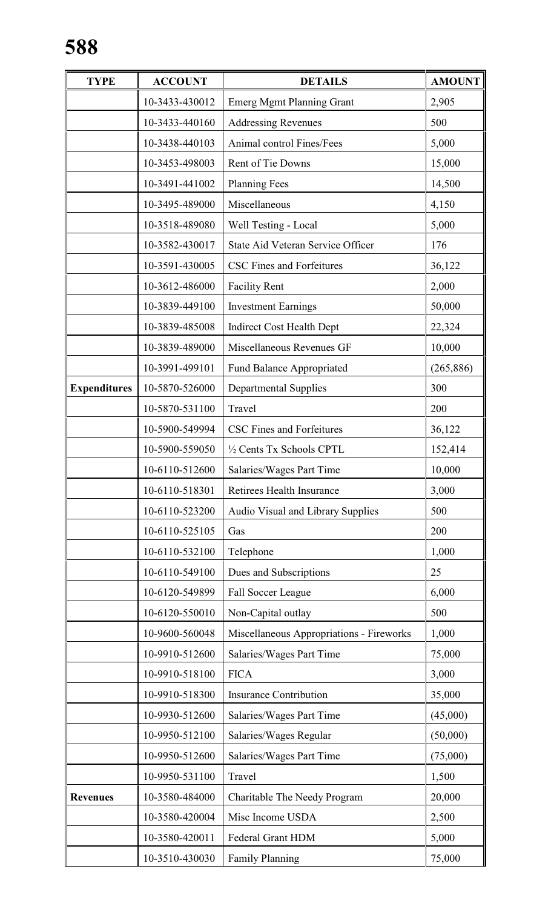| TYPE | ACCOUNT | DETAILS | AMOUNT |
|---|---|---|---|
| | 10-3433-430012 | Emerg Mgmt Planning Grant | 2,905 |
| | 10-3433-440160 | Addressing Revenues | 500 |
| | 10-3438-440103 | Animal control Fines/Fees | 5,000 |
| | 10-3453-498003 | Rent of Tie Downs | 15,000 |
| | 10-3491-441002 | Planning Fees | 14,500 |
| | 10-3495-489000 | Miscellaneous | 4,150 |
| | 10-3518-489080 | Well Testing - Local | 5,000 |
| | 10-3582-430017 | State Aid Veteran Service Officer | 176 |
| | 10-3591-430005 | CSC Fines and Forfeitures | 36,122 |
| | 10-3612-486000 | Facility Rent | 2,000 |
| | 10-3839-449100 | Investment Earnings | 50,000 |
| | 10-3839-485008 | Indirect Cost Health Dept | 22,324 |
| | 10-3839-489000 | Miscellaneous Revenues GF | 10,000 |
| | 10-3991-499101 | Fund Balance Appropriated | (265,886) |
| **Expenditures** | 10-5870-526000 | Departmental Supplies | 300 |
| | 10-5870-531100 | Travel | 200 |
| | 10-5900-549994 | CSC Fines and Forfeitures | 36,122 |
| | 10-5900-559050 | ½ Cents Tx Schools CPTL | 152,414 |
| | 10-6110-512600 | Salaries/Wages Part Time | 10,000 |
| | 10-6110-518301 | Retirees Health Insurance | 3,000 |
| | 10-6110-523200 | Audio Visual and Library Supplies | 500 |
| | 10-6110-525105 | Gas | 200 |
| | 10-6110-532100 | Telephone | 1,000 |
| | 10-6110-549100 | Dues and Subscriptions | 25 |
| | 10-6120-549899 | Fall Soccer League | 6,000 |
| | 10-6120-550010 | Non-Capital outlay | 500 |
| | 10-9600-560048 | Miscellaneous Appropriations - Fireworks | 1,000 |
| | 10-9910-512600 | Salaries/Wages Part Time | 75,000 |
| | 10-9910-518100 | FICA | 3,000 |
| | 10-9910-518300 | Insurance Contribution | 35,000 |
| | 10-9930-512600 | Salaries/Wages Part Time | (45,000) |
| | 10-9950-512100 | Salaries/Wages Regular | (50,000) |
| | 10-9950-512600 | Salaries/Wages Part Time | (75,000) |
| | 10-9950-531100 | Travel | 1,500 |
| **Revenues** | 10-3580-484000 | Charitable The Needy Program | 20,000 |
| | 10-3580-420004 | Misc Income USDA | 2,500 |
| | 10-3580-420011 | Federal Grant HDM | 5,000 |
| | 10-3510-430030 | Family Planning | 75,000 |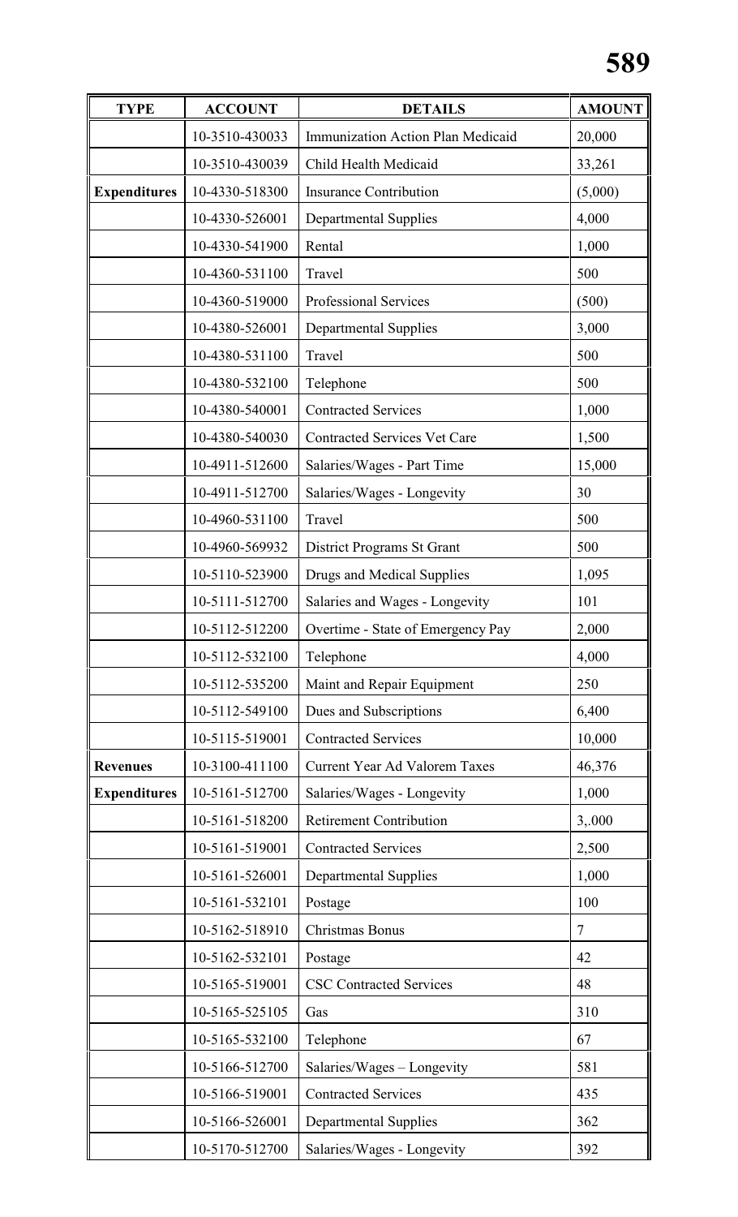| TYPE | ACCOUNT | DETAILS | AMOUNT |
|---|---|---|---|
| | 10-3510-430033 | Immunization Action Plan Medicaid | 20,000 |
| | 10-3510-430039 | Child Health Medicaid | 33,261 |
| **Expenditures** | 10-4330-518300 | Insurance Contribution | (5,000) |
| | 10-4330-526001 | Departmental Supplies | 4,000 |
| | 10-4330-541900 | Rental | 1,000 |
| | 10-4360-531100 | Travel | 500 |
| | 10-4360-519000 | Professional Services | (500) |
| | 10-4380-526001 | Departmental Supplies | 3,000 |
| | 10-4380-531100 | Travel | 500 |
| | 10-4380-532100 | Telephone | 500 |
| | 10-4380-540001 | Contracted Services | 1,000 |
| | 10-4380-540030 | Contracted Services Vet Care | 1,500 |
| | 10-4911-512600 | Salaries/Wages - Part Time | 15,000 |
| | 10-4911-512700 | Salaries/Wages - Longevity | 30 |
| | 10-4960-531100 | Travel | 500 |
| | 10-4960-569932 | District Programs St Grant | 500 |
| | 10-5110-523900 | Drugs and Medical Supplies | 1,095 |
| | 10-5111-512700 | Salaries and Wages - Longevity | 101 |
| | 10-5112-512200 | Overtime - State of Emergency Pay | 2,000 |
| | 10-5112-532100 | Telephone | 4,000 |
| | 10-5112-535200 | Maint and Repair Equipment | 250 |
| | 10-5112-549100 | Dues and Subscriptions | 6,400 |
| | 10-5115-519001 | Contracted Services | 10,000 |
| **Revenues** | 10-3100-411100 | Current Year Ad Valorem Taxes | 46,376 |
| **Expenditures** | 10-5161-512700 | Salaries/Wages - Longevity | 1,000 |
| | 10-5161-518200 | Retirement Contribution | 3,.000 |
| | 10-5161-519001 | Contracted Services | 2,500 |
| | 10-5161-526001 | Departmental Supplies | 1,000 |
| | 10-5161-532101 | Postage | 100 |
| | 10-5162-518910 | Christmas Bonus | 7 |
| | 10-5162-532101 | Postage | 42 |
| | 10-5165-519001 | CSC Contracted Services | 48 |
| | 10-5165-525105 | Gas | 310 |
| | 10-5165-532100 | Telephone | 67 |
| | 10-5166-512700 | Salaries/Wages – Longevity | 581 |
| | 10-5166-519001 | Contracted Services | 435 |
| | 10-5166-526001 | Departmental Supplies | 362 |
| | 10-5170-512700 | Salaries/Wages - Longevity | 392 |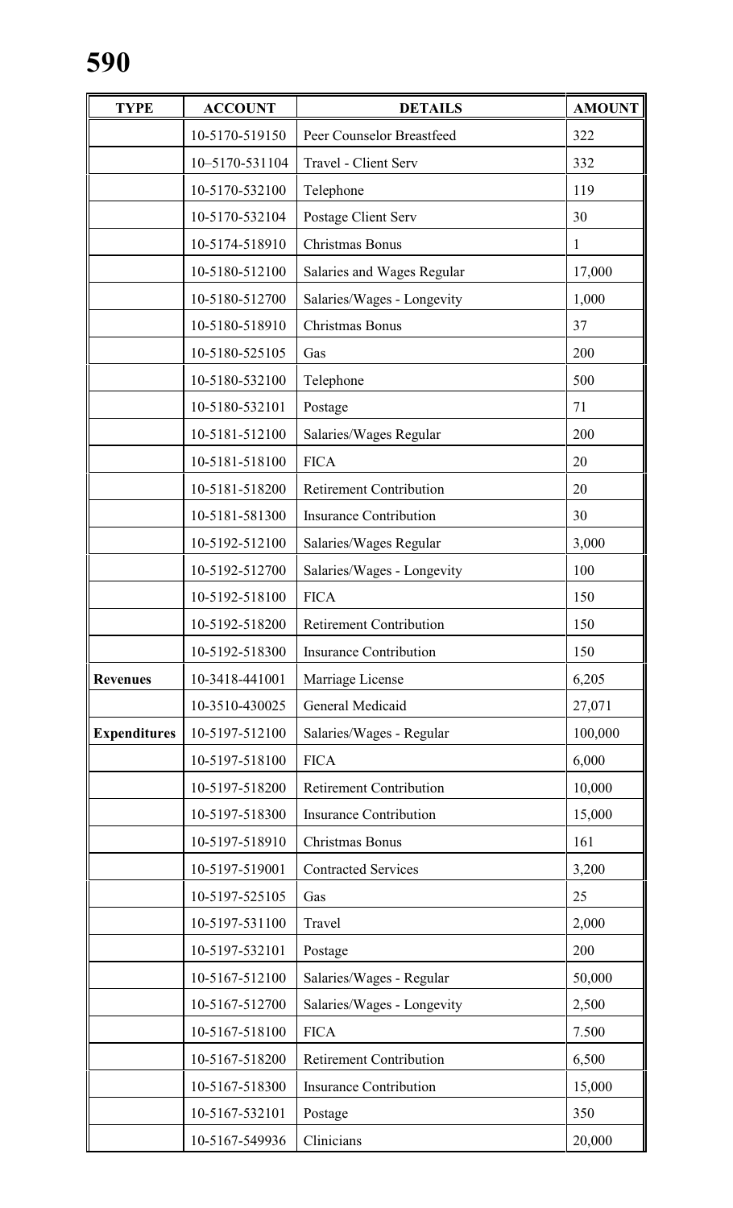| TYPE | ACCOUNT | DETAILS | AMOUNT |
|---|---|---|---|
| | 10-5170-519150 | Peer Counselor Breastfeed | 322 |
| | 10–5170-531104 | Travel - Client Serv | 332 |
| | 10-5170-532100 | Telephone | 119 |
| | 10-5170-532104 | Postage Client Serv | 30 |
| | 10-5174-518910 | Christmas Bonus | 1 |
| | 10-5180-512100 | Salaries and Wages Regular | 17,000 |
| | 10-5180-512700 | Salaries/Wages - Longevity | 1,000 |
| | 10-5180-518910 | Christmas Bonus | 37 |
| | 10-5180-525105 | Gas | 200 |
| | 10-5180-532100 | Telephone | 500 |
| | 10-5180-532101 | Postage | 71 |
| | 10-5181-512100 | Salaries/Wages Regular | 200 |
| | 10-5181-518100 | FICA | 20 |
| | 10-5181-518200 | Retirement Contribution | 20 |
| | 10-5181-581300 | Insurance Contribution | 30 |
| | 10-5192-512100 | Salaries/Wages Regular | 3,000 |
| | 10-5192-512700 | Salaries/Wages - Longevity | 100 |
| | 10-5192-518100 | FICA | 150 |
| | 10-5192-518200 | Retirement Contribution | 150 |
| | 10-5192-518300 | Insurance Contribution | 150 |
| **Revenues** | 10-3418-441001 | Marriage License | 6,205 |
| | 10-3510-430025 | General Medicaid | 27,071 |
| **Expenditures** | 10-5197-512100 | Salaries/Wages - Regular | 100,000 |
| | 10-5197-518100 | FICA | 6,000 |
| | 10-5197-518200 | Retirement Contribution | 10,000 |
| | 10-5197-518300 | Insurance Contribution | 15,000 |
| | 10-5197-518910 | Christmas Bonus | 161 |
| | 10-5197-519001 | Contracted Services | 3,200 |
| | 10-5197-525105 | Gas | 25 |
| | 10-5197-531100 | Travel | 2,000 |
| | 10-5197-532101 | Postage | 200 |
| | 10-5167-512100 | Salaries/Wages - Regular | 50,000 |
| | 10-5167-512700 | Salaries/Wages - Longevity | 2,500 |
| | 10-5167-518100 | FICA | 7.500 |
| | 10-5167-518200 | Retirement Contribution | 6,500 |
| | 10-5167-518300 | Insurance Contribution | 15,000 |
| | 10-5167-532101 | Postage | 350 |
| | 10-5167-549936 | Clinicians | 20,000 |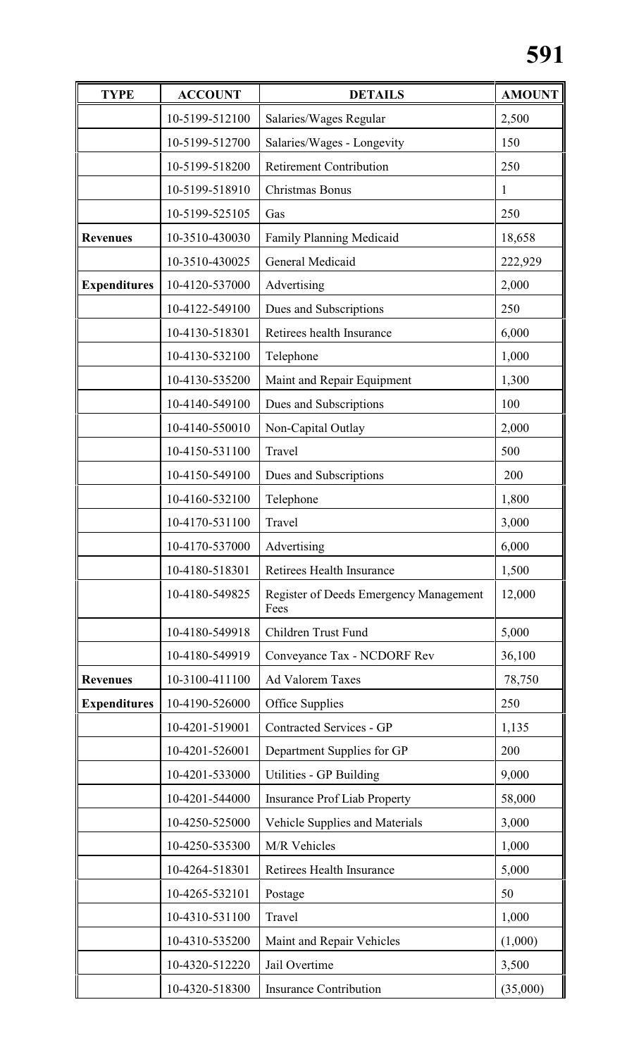| TYPE | ACCOUNT | DETAILS | AMOUNT |
|---|---|---|---|
| | 10-5199-512100 | Salaries/Wages Regular | 2,500 |
| | 10-5199-512700 | Salaries/Wages - Longevity | 150 |
| | 10-5199-518200 | Retirement Contribution | 250 |
| | 10-5199-518910 | Christmas Bonus | 1 |
| | 10-5199-525105 | Gas | 250 |
| **Revenues** | 10-3510-430030 | Family Planning Medicaid | 18,658 |
| | 10-3510-430025 | General Medicaid | 222,929 |
| **Expenditures** | 10-4120-537000 | Advertising | 2,000 |
| | 10-4122-549100 | Dues and Subscriptions | 250 |
| | 10-4130-518301 | Retirees health Insurance | 6,000 |
| | 10-4130-532100 | Telephone | 1,000 |
| | 10-4130-535200 | Maint and Repair Equipment | 1,300 |
| | 10-4140-549100 | Dues and Subscriptions | 100 |
| | 10-4140-550010 | Non-Capital Outlay | 2,000 |
| | 10-4150-531100 | Travel | 500 |
| | 10-4150-549100 | Dues and Subscriptions | 200 |
| | 10-4160-532100 | Telephone | 1,800 |
| | 10-4170-531100 | Travel | 3,000 |
| | 10-4170-537000 | Advertising | 6,000 |
| | 10-4180-518301 | Retirees Health Insurance | 1,500 |
| | 10-4180-549825 | Register of Deeds Emergency Management Fees | 12,000 |
| | 10-4180-549918 | Children Trust Fund | 5,000 |
| | 10-4180-549919 | Conveyance Tax - NCDORF Rev | 36,100 |
| **Revenues** | 10-3100-411100 | Ad Valorem Taxes | 78,750 |
| **Expenditures** | 10-4190-526000 | Office Supplies | 250 |
| | 10-4201-519001 | Contracted Services - GP | 1,135 |
| | 10-4201-526001 | Department Supplies for GP | 200 |
| | 10-4201-533000 | Utilities - GP Building | 9,000 |
| | 10-4201-544000 | Insurance Prof Liab Property | 58,000 |
| | 10-4250-525000 | Vehicle Supplies and Materials | 3,000 |
| | 10-4250-535300 | M/R Vehicles | 1,000 |
| | 10-4264-518301 | Retirees Health Insurance | 5,000 |
| | 10-4265-532101 | Postage | 50 |
| | 10-4310-531100 | Travel | 1,000 |
| | 10-4310-535200 | Maint and Repair Vehicles | (1,000) |
| | 10-4320-512220 | Jail Overtime | 3,500 |
| | 10-4320-518300 | Insurance Contribution | (35,000) |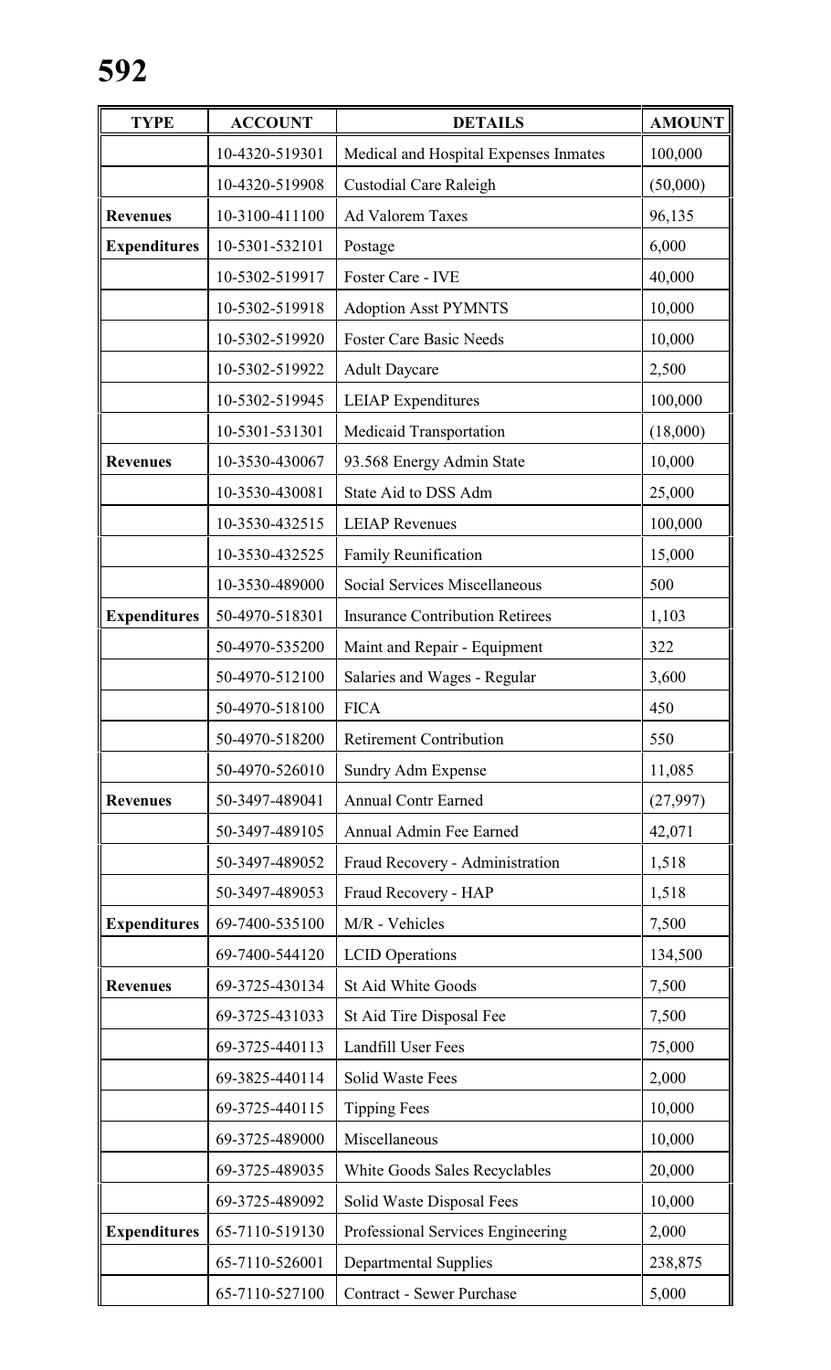| TYPE | ACCOUNT | DETAILS | AMOUNT |
|---|---|---|---|
| | 10-4320-519301 | Medical and Hospital Expenses Inmates | 100,000 |
| | 10-4320-519908 | Custodial Care Raleigh | (50,000) |
| **Revenues** | 10-3100-411100 | Ad Valorem Taxes | 96,135 |
| **Expenditures** | 10-5301-532101 | Postage | 6,000 |
| | 10-5302-519917 | Foster Care - IVE | 40,000 |
| | 10-5302-519918 | Adoption Asst PYMNTS | 10,000 |
| | 10-5302-519920 | Foster Care Basic Needs | 10,000 |
| | 10-5302-519922 | Adult Daycare | 2,500 |
| | 10-5302-519945 | LEIAP Expenditures | 100,000 |
| | 10-5301-531301 | Medicaid Transportation | (18,000) |
| **Revenues** | 10-3530-430067 | 93.568 Energy Admin State | 10,000 |
| | 10-3530-430081 | State Aid to DSS Adm | 25,000 |
| | 10-3530-432515 | LEIAP Revenues | 100,000 |
| | 10-3530-432525 | Family Reunification | 15,000 |
| | 10-3530-489000 | Social Services Miscellaneous | 500 |
| **Expenditures** | 50-4970-518301 | Insurance Contribution Retirees | 1,103 |
| | 50-4970-535200 | Maint and Repair - Equipment | 322 |
| | 50-4970-512100 | Salaries and Wages - Regular | 3,600 |
| | 50-4970-518100 | FICA | 450 |
| | 50-4970-518200 | Retirement Contribution | 550 |
| | 50-4970-526010 | Sundry Adm Expense | 11,085 |
| **Revenues** | 50-3497-489041 | Annual Contr Earned | (27,997) |
| | 50-3497-489105 | Annual Admin Fee Earned | 42,071 |
| | 50-3497-489052 | Fraud Recovery - Administration | 1,518 |
| | 50-3497-489053 | Fraud Recovery - HAP | 1,518 |
| **Expenditures** | 69-7400-535100 | M/R - Vehicles | 7,500 |
| | 69-7400-544120 | LCID Operations | 134,500 |
| **Revenues** | 69-3725-430134 | St Aid White Goods | 7,500 |
| | 69-3725-431033 | St Aid Tire Disposal Fee | 7,500 |
| | 69-3725-440113 | Landfill User Fees | 75,000 |
| | 69-3825-440114 | Solid Waste Fees | 2,000 |
| | 69-3725-440115 | Tipping Fees | 10,000 |
| | 69-3725-489000 | Miscellaneous | 10,000 |
| | 69-3725-489035 | White Goods Sales Recyclables | 20,000 |
| | 69-3725-489092 | Solid Waste Disposal Fees | 10,000 |
| **Expenditures** | 65-7110-519130 | Professional Services Engineering | 2,000 |
| | 65-7110-526001 | Departmental Supplies | 238,875 |
| | 65-7110-527100 | Contract - Sewer Purchase | 5,000 |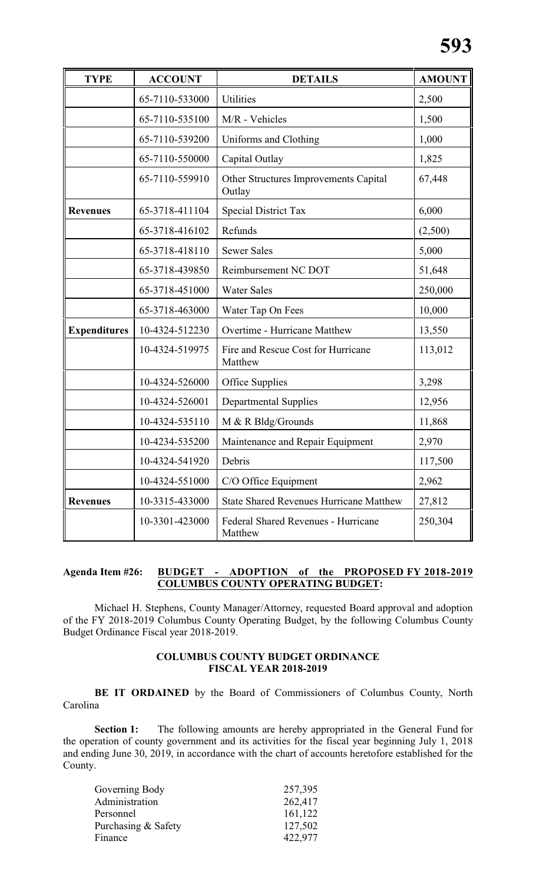| TYPE | ACCOUNT | DETAILS | AMOUNT |
|---|---|---|---|
| | 65-7110-533000 | Utilities | 2,500 |
| | 65-7110-535100 | M/R - Vehicles | 1,500 |
| | 65-7110-539200 | Uniforms and Clothing | 1,000 |
| | 65-7110-550000 | Capital Outlay | 1,825 |
| | 65-7110-559910 | Other Structures Improvements Capital Outlay | 67,448 |
| **Revenues** | 65-3718-411104 | Special District Tax | 6,000 |
| | 65-3718-416102 | Refunds | (2,500) |
| | 65-3718-418110 | Sewer Sales | 5,000 |
| | 65-3718-439850 | Reimbursement NC DOT | 51,648 |
| | 65-3718-451000 | Water Sales | 250,000 |
| | 65-3718-463000 | Water Tap On Fees | 10,000 |
| **Expenditures** | 10-4324-512230 | Overtime - Hurricane Matthew | 13,550 |
| | 10-4324-519975 | Fire and Rescue Cost for Hurricane Matthew | 113,012 |
| | 10-4324-526000 | Office Supplies | 3,298 |
| | 10-4324-526001 | Departmental Supplies | 12,956 |
| | 10-4324-535110 | M & R Bldg/Grounds | 11,868 |
| | 10-4234-535200 | Maintenance and Repair Equipment | 2,970 |
| | 10-4324-541920 | Debris | 117,500 |
| | 10-4324-551000 | C/O Office Equipment | 2,962 |
| **Revenues** | 10-3315-433000 | State Shared Revenues Hurricane Matthew | 27,812 |
| | 10-3301-423000 | Federal Shared Revenues - Hurricane Matthew | 250,304 |

**Agenda Item #26: BUDGET - ADOPTION of the PROPOSED FY 2018-2019 COLUMBUS COUNTY OPERATING BUDGET:**

Michael H. Stephens, County Manager/Attorney, requested Board approval and adoption of the FY 2018-2019 Columbus County Operating Budget, by the following Columbus County Budget Ordinance Fiscal year 2018-2019.

**COLUMBUS COUNTY BUDGET ORDINANCE FISCAL YEAR 2018-2019**

**BE IT ORDAINED** by the Board of Commissioners of Columbus County, North Carolina

**Section 1:** The following amounts are hereby appropriated in the General Fund for the operation of county government and its activities for the fiscal year beginning July 1, 2018 and ending June 30, 2019, in accordance with the chart of accounts heretofore established for the County.

| | |
|---|---|
| Governing Body | 257,395 |
| Administration | 262,417 |
| Personnel | 161,122 |
| Purchasing & Safety | 127,502 |
| Finance | 422,977 |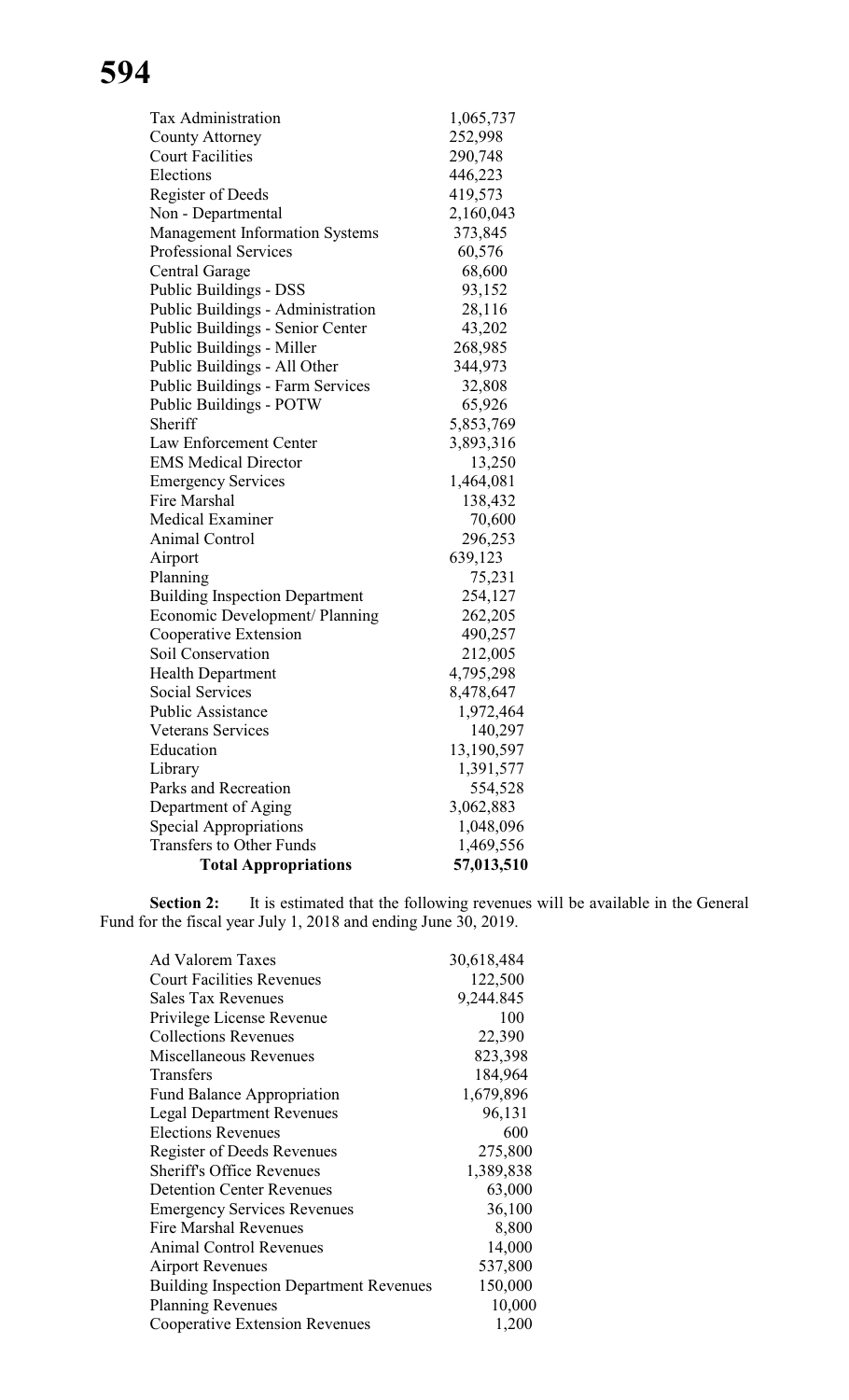| | |
|---|---|
| Tax Administration | 1,065,737 |
| County Attorney | 252,998 |
| Court Facilities | 290,748 |
| Elections | 446,223 |
| Register of Deeds | 419,573 |
| Non - Departmental | 2,160,043 |
| Management Information Systems | 373,845 |
| Professional Services | 60,576 |
| Central Garage | 68,600 |
| Public Buildings - DSS | 93,152 |
| Public Buildings - Administration | 28,116 |
| Public Buildings - Senior Center | 43,202 |
| Public Buildings - Miller | 268,985 |
| Public Buildings - All Other | 344,973 |
| Public Buildings - Farm Services | 32,808 |
| Public Buildings - POTW | 65,926 |
| Sheriff | 5,853,769 |
| Law Enforcement Center | 3,893,316 |
| EMS Medical Director | 13,250 |
| Emergency Services | 1,464,081 |
| Fire Marshal | 138,432 |
| Medical Examiner | 70,600 |
| Animal Control | 296,253 |
| Airport | 639,123 |
| Planning | 75,231 |
| Building Inspection Department | 254,127 |
| Economic Development/ Planning | 262,205 |
| Cooperative Extension | 490,257 |
| Soil Conservation | 212,005 |
| Health Department | 4,795,298 |
| Social Services | 8,478,647 |
| Public Assistance | 1,972,464 |
| Veterans Services | 140,297 |
| Education | 13,190,597 |
| Library | 1,391,577 |
| Parks and Recreation | 554,528 |
| Department of Aging | 3,062,883 |
| Special Appropriations | 1,048,096 |
| Transfers to Other Funds | 1,469,556 |
| **Total Appropriations** | **57,013,510** |

**Section 2:** It is estimated that the following revenues will be available in the General Fund for the fiscal year July 1, 2018 and ending June 30, 2019.

| | |
|---|---|
| Ad Valorem Taxes | 30,618,484 |
| Court Facilities Revenues | 122,500 |
| Sales Tax Revenues | 9,244.845 |
| Privilege License Revenue | 100 |
| Collections Revenues | 22,390 |
| Miscellaneous Revenues | 823,398 |
| Transfers | 184,964 |
| Fund Balance Appropriation | 1,679,896 |
| Legal Department Revenues | 96,131 |
| Elections Revenues | 600 |
| Register of Deeds Revenues | 275,800 |
| Sheriff's Office Revenues | 1,389,838 |
| Detention Center Revenues | 63,000 |
| Emergency Services Revenues | 36,100 |
| Fire Marshal Revenues | 8,800 |
| Animal Control Revenues | 14,000 |
| Airport Revenues | 537,800 |
| Building Inspection Department Revenues | 150,000 |
| Planning Revenues | 10,000 |
| Cooperative Extension Revenues | 1,200 |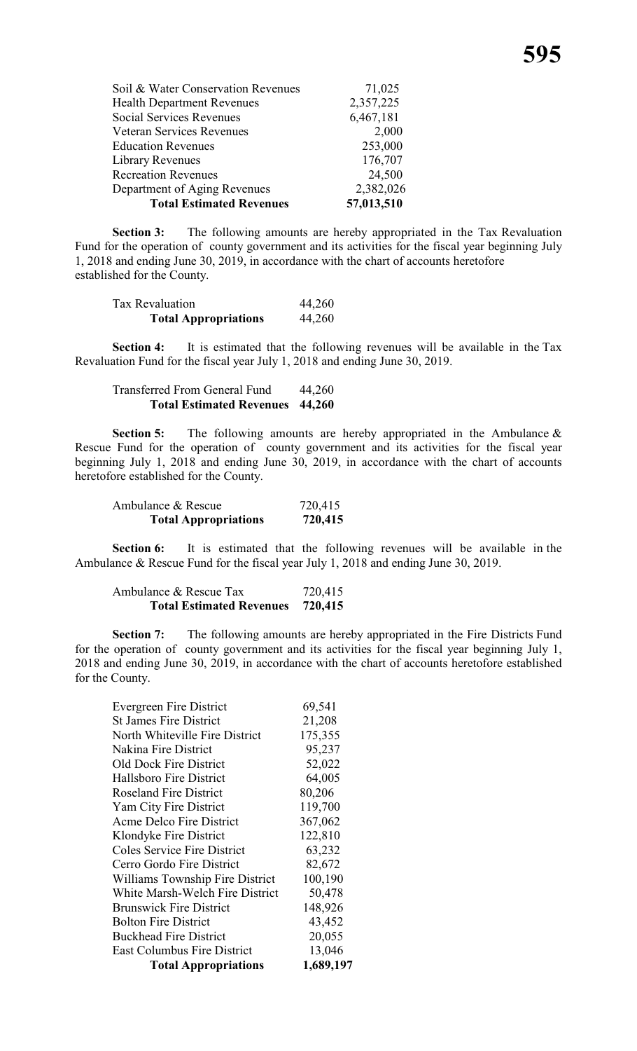| | |
|---|---|
| Soil & Water Conservation Revenues | 71,025 |
| Health Department Revenues | 2,357,225 |
| Social Services Revenues | 6,467,181 |
| Veteran Services Revenues | 2,000 |
| Education Revenues | 253,000 |
| Library Revenues | 176,707 |
| Recreation Revenues | 24,500 |
| Department of Aging Revenues | 2,382,026 |
| **Total Estimated Revenues** | **57,013,510** |

**Section 3:** The following amounts are hereby appropriated in the Tax Revaluation Fund for the operation of county government and its activities for the fiscal year beginning July 1, 2018 and ending June 30, 2019, in accordance with the chart of accounts heretofore established for the County.

| | |
|---|---|
| Tax Revaluation | 44,260 |
| **Total Appropriations** | 44,260 |

**Section 4:** It is estimated that the following revenues will be available in the Tax Revaluation Fund for the fiscal year July 1, 2018 and ending June 30, 2019.

| | |
|---|---|
| Transferred From General Fund | 44,260 |
| **Total Estimated Revenues** | **44,260** |

**Section 5:** The following amounts are hereby appropriated in the Ambulance & Rescue Fund for the operation of county government and its activities for the fiscal year beginning July 1, 2018 and ending June 30, 2019, in accordance with the chart of accounts heretofore established for the County.

| | |
|---|---|
| Ambulance & Rescue | 720,415 |
| **Total Appropriations** | **720,415** |

**Section 6:** It is estimated that the following revenues will be available in the Ambulance & Rescue Fund for the fiscal year July 1, 2018 and ending June 30, 2019.

| | |
|---|---|
| Ambulance & Rescue Tax | 720,415 |
| **Total Estimated Revenues** | **720,415** |

**Section 7:** The following amounts are hereby appropriated in the Fire Districts Fund for the operation of county government and its activities for the fiscal year beginning July 1, 2018 and ending June 30, 2019, in accordance with the chart of accounts heretofore established for the County.

| | |
|---|---|
| Evergreen Fire District | 69,541 |
| St James Fire District | 21,208 |
| North Whiteville Fire District | 175,355 |
| Nakina Fire District | 95,237 |
| Old Dock Fire District | 52,022 |
| Hallsboro Fire District | 64,005 |
| Roseland Fire District | 80,206 |
| Yam City Fire District | 119,700 |
| Acme Delco Fire District | 367,062 |
| Klondyke Fire District | 122,810 |
| Coles Service Fire District | 63,232 |
| Cerro Gordo Fire District | 82,672 |
| Williams Township Fire District | 100,190 |
| White Marsh-Welch Fire District | 50,478 |
| Brunswick Fire District | 148,926 |
| Bolton Fire District | 43,452 |
| Buckhead Fire District | 20,055 |
| East Columbus Fire District | 13,046 |
| **Total Appropriations** | **1,689,197** |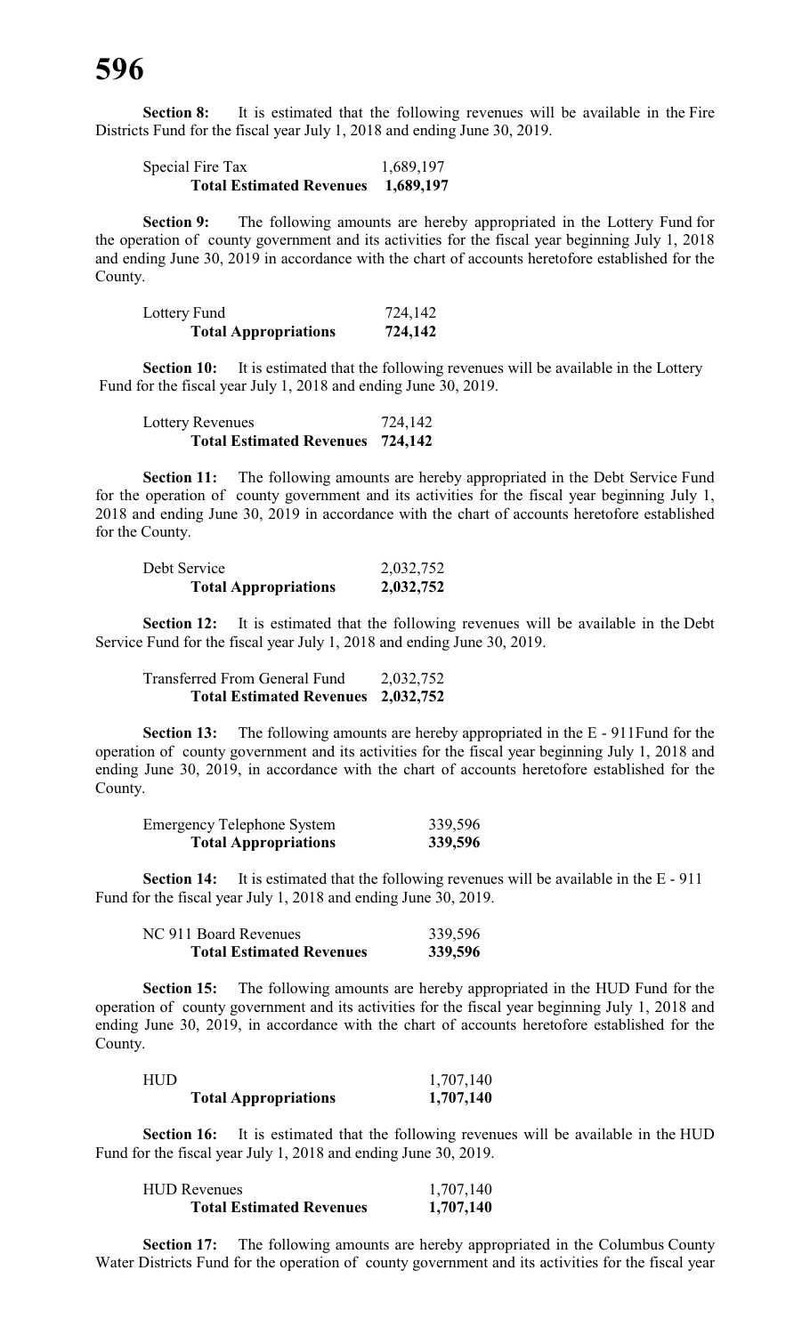**Section 8:** It is estimated that the following revenues will be available in the Fire Districts Fund for the fiscal year July 1, 2018 and ending June 30, 2019.

| | |
|---|---|
| Special Fire Tax | 1,689,197 |
| **Total Estimated Revenues** | **1,689,197** |

**Section 9:** The following amounts are hereby appropriated in the Lottery Fund for the operation of county government and its activities for the fiscal year beginning July 1, 2018 and ending June 30, 2019 in accordance with the chart of accounts heretofore established for the County.

| | |
|---|---|
| Lottery Fund | 724,142 |
| **Total Appropriations** | **724,142** |

**Section 10:** It is estimated that the following revenues will be available in the Lottery Fund for the fiscal year July 1, 2018 and ending June 30, 2019.

| | |
|---|---|
| Lottery Revenues | 724,142 |
| **Total Estimated Revenues** | **724,142** |

**Section 11:** The following amounts are hereby appropriated in the Debt Service Fund for the operation of county government and its activities for the fiscal year beginning July 1, 2018 and ending June 30, 2019 in accordance with the chart of accounts heretofore established for the County.

| | |
|---|---|
| Debt Service | 2,032,752 |
| **Total Appropriations** | **2,032,752** |

**Section 12:** It is estimated that the following revenues will be available in the Debt Service Fund for the fiscal year July 1, 2018 and ending June 30, 2019.

| | |
|---|---|
| Transferred From General Fund | 2,032,752 |
| **Total Estimated Revenues** | **2,032,752** |

**Section 13:** The following amounts are hereby appropriated in the E - 911Fund for the operation of county government and its activities for the fiscal year beginning July 1, 2018 and ending June 30, 2019, in accordance with the chart of accounts heretofore established for the County.

| | |
|---|---|
| Emergency Telephone System | 339,596 |
| **Total Appropriations** | **339,596** |

**Section 14:** It is estimated that the following revenues will be available in the E - 911 Fund for the fiscal year July 1, 2018 and ending June 30, 2019.

| | |
|---|---|
| NC 911 Board Revenues | 339,596 |
| **Total Estimated Revenues** | **339,596** |

**Section 15:** The following amounts are hereby appropriated in the HUD Fund for the operation of county government and its activities for the fiscal year beginning July 1, 2018 and ending June 30, 2019, in accordance with the chart of accounts heretofore established for the County.

| | |
|---|---|
| HUD | 1,707,140 |
| **Total Appropriations** | **1,707,140** |

**Section 16:** It is estimated that the following revenues will be available in the HUD Fund for the fiscal year July 1, 2018 and ending June 30, 2019.

| | |
|---|---|
| HUD Revenues | 1,707,140 |
| **Total Estimated Revenues** | **1,707,140** |

**Section 17:** The following amounts are hereby appropriated in the Columbus County Water Districts Fund for the operation of county government and its activities for the fiscal year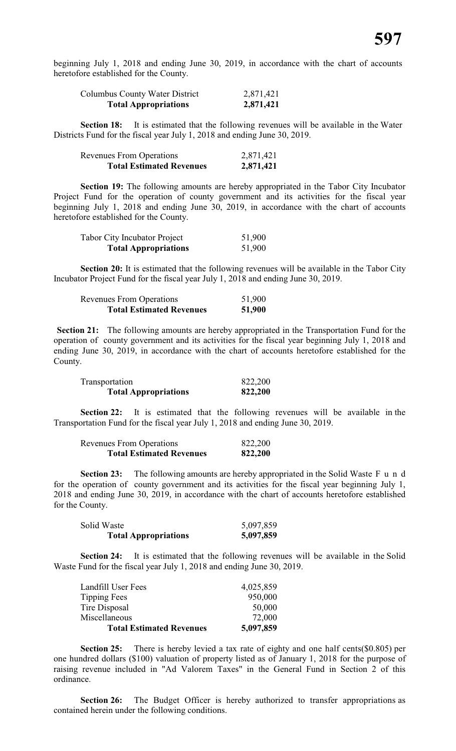beginning July 1, 2018 and ending June 30, 2019, in accordance with the chart of accounts heretofore established for the County.

| | |
|---|---|
| Columbus County Water District | 2,871,421 |
| **Total Appropriations** | **2,871,421** |

**Section 18:** It is estimated that the following revenues will be available in the Water Districts Fund for the fiscal year July 1, 2018 and ending June 30, 2019.

| | |
|---|---|
| Revenues From Operations | 2,871,421 |
| **Total Estimated Revenues** | **2,871,421** |

**Section 19:** The following amounts are hereby appropriated in the Tabor City Incubator Project Fund for the operation of county government and its activities for the fiscal year beginning July 1, 2018 and ending June 30, 2019, in accordance with the chart of accounts heretofore established for the County.

| | |
|---|---|
| Tabor City Incubator Project | 51,900 |
| **Total Appropriations** | 51,900 |

**Section 20:** It is estimated that the following revenues will be available in the Tabor City Incubator Project Fund for the fiscal year July 1, 2018 and ending June 30, 2019.

| | |
|---|---|
| Revenues From Operations | 51,900 |
| **Total Estimated Revenues** | **51,900** |

**Section 21:** The following amounts are hereby appropriated in the Transportation Fund for the operation of county government and its activities for the fiscal year beginning July 1, 2018 and ending June 30, 2019, in accordance with the chart of accounts heretofore established for the County.

| | |
|---|---|
| Transportation | 822,200 |
| **Total Appropriations** | **822,200** |

**Section 22:** It is estimated that the following revenues will be available in the Transportation Fund for the fiscal year July 1, 2018 and ending June 30, 2019.

| | |
|---|---|
| Revenues From Operations | 822,200 |
| **Total Estimated Revenues** | **822,200** |

**Section 23:** The following amounts are hereby appropriated in the Solid Waste Fund for the operation of county government and its activities for the fiscal year beginning July 1, 2018 and ending June 30, 2019, in accordance with the chart of accounts heretofore established for the County.

| | |
|---|---|
| Solid Waste | 5,097,859 |
| **Total Appropriations** | **5,097,859** |

**Section 24:** It is estimated that the following revenues will be available in the Solid Waste Fund for the fiscal year July 1, 2018 and ending June 30, 2019.

| | |
|---|---|
| Landfill User Fees | 4,025,859 |
| Tipping Fees | 950,000 |
| Tire Disposal | 50,000 |
| Miscellaneous | 72,000 |
| **Total Estimated Revenues** | **5,097,859** |

**Section 25:** There is hereby levied a tax rate of eighty and one half cents($0.805) per one hundred dollars ($100) valuation of property listed as of January 1, 2018 for the purpose of raising revenue included in "Ad Valorem Taxes" in the General Fund in Section 2 of this ordinance.

**Section 26:** The Budget Officer is hereby authorized to transfer appropriations as contained herein under the following conditions.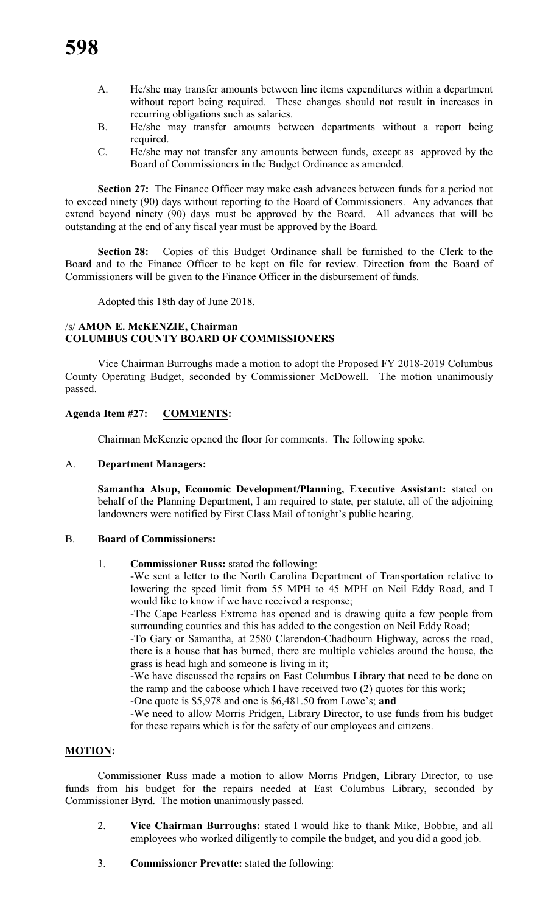A. He/she may transfer amounts between line items expenditures within a department without report being required. These changes should not result in increases in recurring obligations such as salaries.
B. He/she may transfer amounts between departments without a report being required.
C. He/she may not transfer any amounts between funds, except as approved by the Board of Commissioners in the Budget Ordinance as amended.

**Section 27:** The Finance Officer may make cash advances between funds for a period not to exceed ninety (90) days without reporting to the Board of Commissioners. Any advances that extend beyond ninety (90) days must be approved by the Board. All advances that will be outstanding at the end of any fiscal year must be approved by the Board.

**Section 28:** Copies of this Budget Ordinance shall be furnished to the Clerk to the Board and to the Finance Officer to be kept on file for review. Direction from the Board of Commissioners will be given to the Finance Officer in the disbursement of funds.

Adopted this 18th day of June 2018.

/s/ **AMON E. McKENZIE, Chairman**
**COLUMBUS COUNTY BOARD OF COMMISSIONERS**

Vice Chairman Burroughs made a motion to adopt the Proposed FY 2018-2019 Columbus County Operating Budget, seconded by Commissioner McDowell. The motion unanimously passed.

**Agenda Item #27: COMMENTS:**

Chairman McKenzie opened the floor for comments. The following spoke.

A. **Department Managers:**

**Samantha Alsup, Economic Development/Planning, Executive Assistant:** stated on behalf of the Planning Department, I am required to state, per statute, all of the adjoining landowners were notified by First Class Mail of tonight's public hearing.

B. **Board of Commissioners:**

1. **Commissioner Russ:** stated the following:
   - We sent a letter to the North Carolina Department of Transportation relative to lowering the speed limit from 55 MPH to 45 MPH on Neil Eddy Road, and I would like to know if we have received a response;
   - The Cape Fearless Extreme has opened and is drawing quite a few people from surrounding counties and this has added to the congestion on Neil Eddy Road;
   - To Gary or Samantha, at 2580 Clarendon-Chadbourn Highway, across the road, there is a house that has burned, there are multiple vehicles around the house, the grass is head high and someone is living in it;
   - We have discussed the repairs on East Columbus Library that need to be done on the ramp and the caboose which I have received two (2) quotes for this work;
   - One quote is $5,978 and one is $6,481.50 from Lowe's; **and**
   - We need to allow Morris Pridgen, Library Director, to use funds from his budget for these repairs which is for the safety of our employees and citizens.

**MOTION:**

Commissioner Russ made a motion to allow Morris Pridgen, Library Director, to use funds from his budget for the repairs needed at East Columbus Library, seconded by Commissioner Byrd. The motion unanimously passed.

2. **Vice Chairman Burroughs:** stated I would like to thank Mike, Bobbie, and all employees who worked diligently to compile the budget, and you did a good job.

3. **Commissioner Prevatte:** stated the following: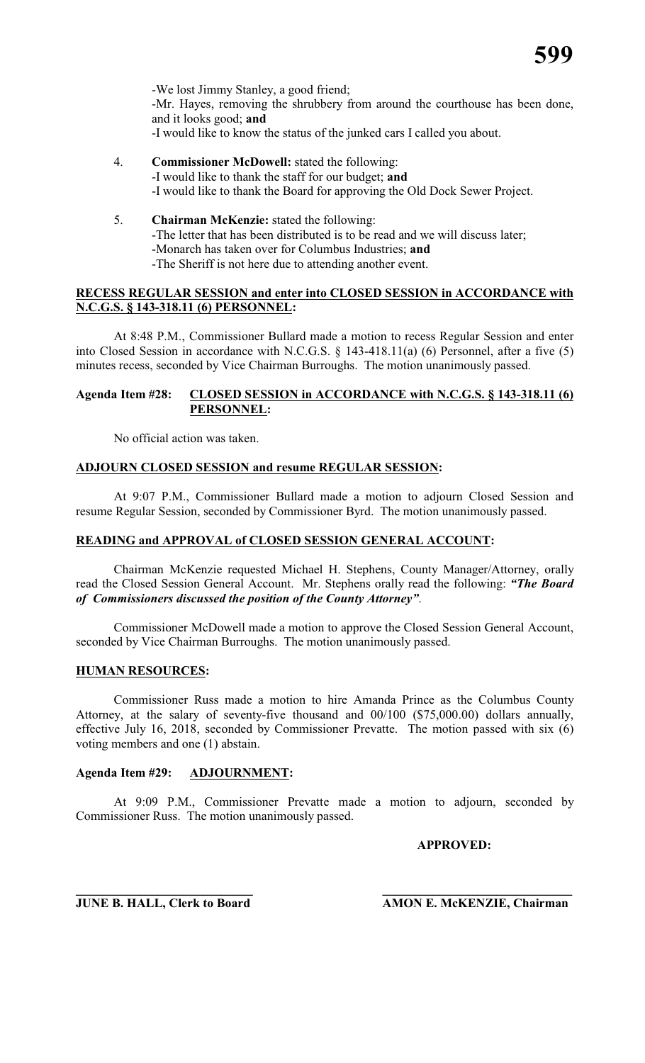-We lost Jimmy Stanley, a good friend;
-Mr. Hayes, removing the shrubbery from around the courthouse has been done, and it looks good; **and**
-I would like to know the status of the junked cars I called you about.

4. **Commissioner McDowell:** stated the following:
-I would like to thank the staff for our budget; **and**
-I would like to thank the Board for approving the Old Dock Sewer Project.

5. **Chairman McKenzie:** stated the following:
-The letter that has been distributed is to be read and we will discuss later;
-Monarch has taken over for Columbus Industries; **and**
-The Sheriff is not here due to attending another event.

**RECESS REGULAR SESSION and enter into CLOSED SESSION in ACCORDANCE with N.C.G.S. § 143-318.11 (6) PERSONNEL:**

At 8:48 P.M., Commissioner Bullard made a motion to recess Regular Session and enter into Closed Session in accordance with N.C.G.S. § 143-418.11(a) (6) Personnel, after a five (5) minutes recess, seconded by Vice Chairman Burroughs. The motion unanimously passed.

**Agenda Item #28: CLOSED SESSION in ACCORDANCE with N.C.G.S. § 143-318.11 (6) PERSONNEL:**

No official action was taken.

**ADJOURN CLOSED SESSION and resume REGULAR SESSION:**

At 9:07 P.M., Commissioner Bullard made a motion to adjourn Closed Session and resume Regular Session, seconded by Commissioner Byrd. The motion unanimously passed.

**READING and APPROVAL of CLOSED SESSION GENERAL ACCOUNT:**

Chairman McKenzie requested Michael H. Stephens, County Manager/Attorney, orally read the Closed Session General Account. Mr. Stephens orally read the following: ***"The Board of Commissioners discussed the position of the County Attorney"***.

Commissioner McDowell made a motion to approve the Closed Session General Account, seconded by Vice Chairman Burroughs. The motion unanimously passed.

**HUMAN RESOURCES:**

Commissioner Russ made a motion to hire Amanda Prince as the Columbus County Attorney, at the salary of seventy-five thousand and 00/100 ($75,000.00) dollars annually, effective July 16, 2018, seconded by Commissioner Prevatte. The motion passed with six (6) voting members and one (1) abstain.

**Agenda Item #29: ADJOURNMENT:**

At 9:09 P.M., Commissioner Prevatte made a motion to adjourn, seconded by Commissioner Russ. The motion unanimously passed.

**APPROVED:**

**JUNE B. HALL, Clerk to Board** **AMON E. McKENZIE, Chairman**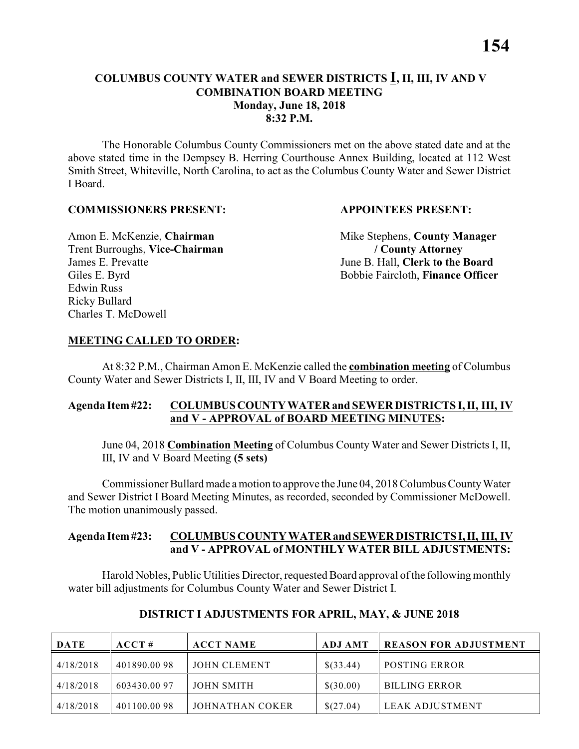## COLUMBUS COUNTY WATER and SEWER DISTRICTS I, II, III, IV AND V COMBINATION BOARD MEETING
**Monday, June 18, 2018**
**8:32 P.M.**

The Honorable Columbus County Commissioners met on the above stated date and at the above stated time in the Dempsey B. Herring Courthouse Annex Building, located at 112 West Smith Street, Whiteville, North Carolina, to act as the Columbus County Water and Sewer District I Board.

**COMMISSIONERS PRESENT:**

Amon E. McKenzie, **Chairman**
Trent Burroughs, **Vice-Chairman**
James E. Prevatte
Giles E. Byrd
Edwin Russ
Ricky Bullard
Charles T. McDowell

**APPOINTEES PRESENT:**

Mike Stephens, **County Manager / County Attorney**
June B. Hall, **Clerk to the Board**
Bobbie Faircloth, **Finance Officer**

**MEETING CALLED TO ORDER:**

At 8:32 P.M., Chairman Amon E. McKenzie called the **combination meeting** of Columbus County Water and Sewer Districts I, II, III, IV and V Board Meeting to order.

**Agenda Item #22: COLUMBUS COUNTY WATER and SEWER DISTRICTS I, II, III, IV and V - APPROVAL of BOARD MEETING MINUTES:**

June 04, 2018 **Combination Meeting** of Columbus County Water and Sewer Districts I, II, III, IV and V Board Meeting **(5 sets)**

Commissioner Bullard made a motion to approve the June 04, 2018 Columbus County Water and Sewer District I Board Meeting Minutes, as recorded, seconded by Commissioner McDowell. The motion unanimously passed.

**Agenda Item #23: COLUMBUS COUNTY WATER and SEWER DISTRICTS I, II, III, IV and V - APPROVAL of MONTHLY WATER BILL ADJUSTMENTS:**

Harold Nobles, Public Utilities Director, requested Board approval of the following monthly water bill adjustments for Columbus County Water and Sewer District I.

**DISTRICT I ADJUSTMENTS FOR APRIL, MAY, & JUNE 2018**

| DATE | ACCT # | ACCT NAME | ADJ AMT | REASON FOR ADJUSTMENT |
|---|---|---|---|---|
| 4/18/2018 | 401890.00 98 | JOHN CLEMENT | $(33.44) | POSTING ERROR |
| 4/18/2018 | 603430.00 97 | JOHN SMITH | $(30.00) | BILLING ERROR |
| 4/18/2018 | 401100.00 98 | JOHNATHAN COKER | $(27.04) | LEAK ADJUSTMENT |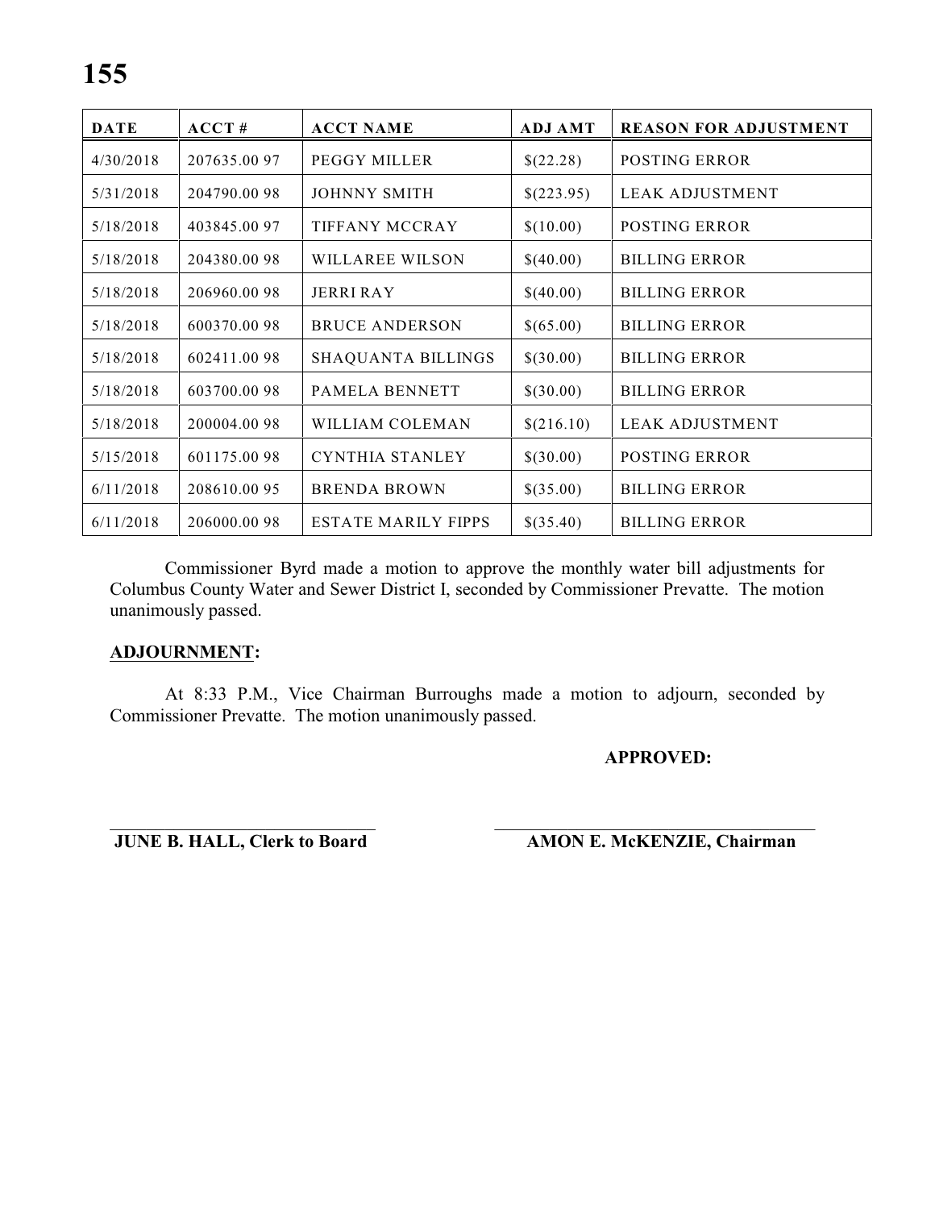| DATE | ACCT # | ACCT NAME | ADJ AMT | REASON FOR ADJUSTMENT |
|---|---|---|---|---|
| 4/30/2018 | 207635.00 97 | PEGGY MILLER | $(22.28) | POSTING ERROR |
| 5/31/2018 | 204790.00 98 | JOHNNY SMITH | $(223.95) | LEAK ADJUSTMENT |
| 5/18/2018 | 403845.00 97 | TIFFANY MCCRAY | $(10.00) | POSTING ERROR |
| 5/18/2018 | 204380.00 98 | WILLAREE WILSON | $(40.00) | BILLING ERROR |
| 5/18/2018 | 206960.00 98 | JERRI RAY | $(40.00) | BILLING ERROR |
| 5/18/2018 | 600370.00 98 | BRUCE ANDERSON | $(65.00) | BILLING ERROR |
| 5/18/2018 | 602411.00 98 | SHAQUANTA BILLINGS | $(30.00) | BILLING ERROR |
| 5/18/2018 | 603700.00 98 | PAMELA BENNETT | $(30.00) | BILLING ERROR |
| 5/18/2018 | 200004.00 98 | WILLIAM COLEMAN | $(216.10) | LEAK ADJUSTMENT |
| 5/15/2018 | 601175.00 98 | CYNTHIA STANLEY | $(30.00) | POSTING ERROR |
| 6/11/2018 | 208610.00 95 | BRENDA BROWN | $(35.00) | BILLING ERROR |
| 6/11/2018 | 206000.00 98 | ESTATE MARILY FIPPS | $(35.40) | BILLING ERROR |

Commissioner Byrd made a motion to approve the monthly water bill adjustments for Columbus County Water and Sewer District I, seconded by Commissioner Prevatte. The motion unanimously passed.

**ADJOURNMENT:**

At 8:33 P.M., Vice Chairman Burroughs made a motion to adjourn, seconded by Commissioner Prevatte. The motion unanimously passed.

**APPROVED:**

**JUNE B. HALL, Clerk to Board** | **AMON E. McKENZIE, Chairman**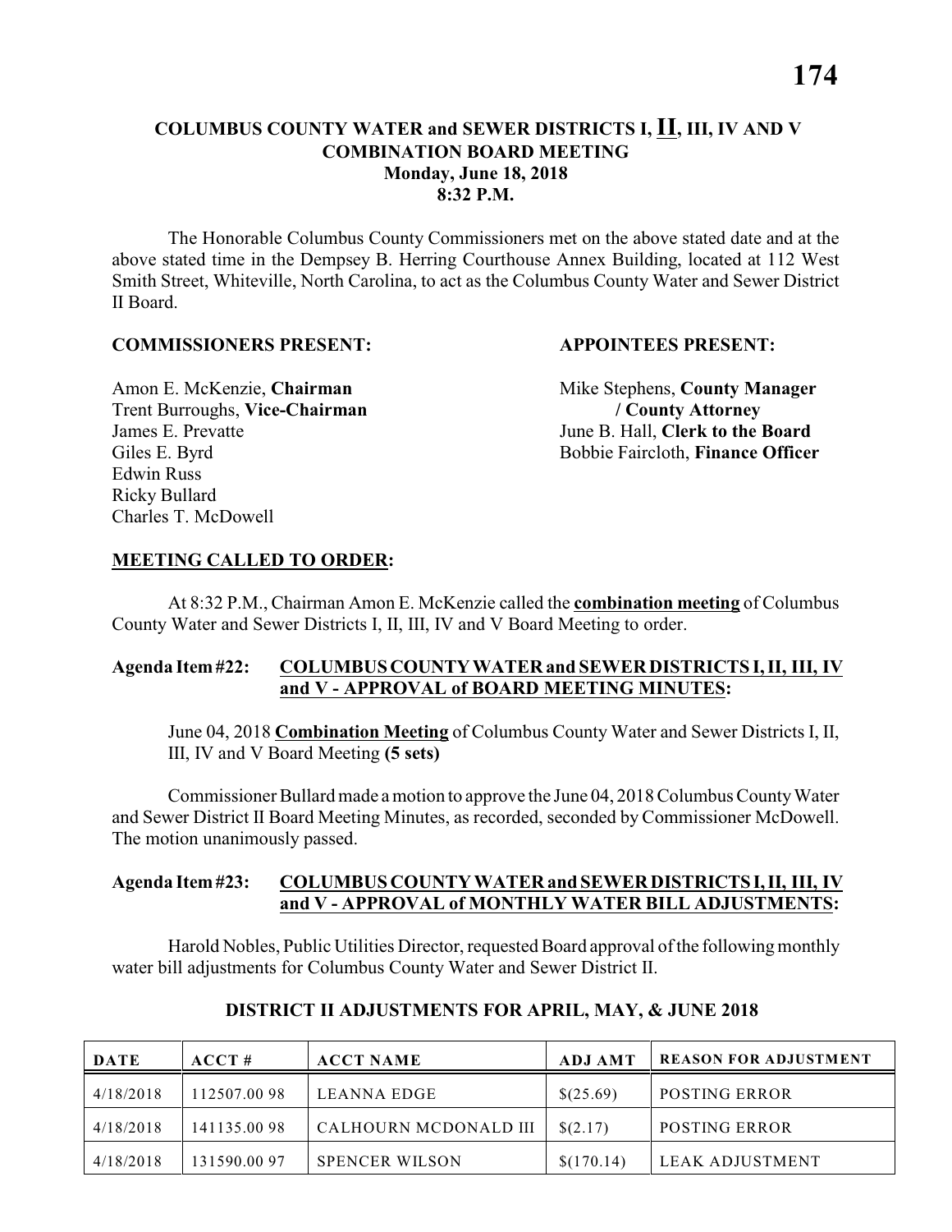# COLUMBUS COUNTY WATER and SEWER DISTRICTS I, II, III, IV AND V COMBINATION BOARD MEETING
## Monday, June 18, 2018
## 8:32 P.M.

The Honorable Columbus County Commissioners met on the above stated date and at the above stated time in the Dempsey B. Herring Courthouse Annex Building, located at 112 West Smith Street, Whiteville, North Carolina, to act as the Columbus County Water and Sewer District II Board.

**COMMISSIONERS PRESENT:**

Amon E. McKenzie, **Chairman**
Trent Burroughs, **Vice-Chairman**
James E. Prevatte
Giles E. Byrd
Edwin Russ
Ricky Bullard
Charles T. McDowell

**APPOINTEES PRESENT:**

Mike Stephens, **County Manager / County Attorney**
June B. Hall, **Clerk to the Board**
Bobbie Faircloth, **Finance Officer**

**MEETING CALLED TO ORDER:**

At 8:32 P.M., Chairman Amon E. McKenzie called the **combination meeting** of Columbus County Water and Sewer Districts I, II, III, IV and V Board Meeting to order.

**Agenda Item #22: COLUMBUS COUNTY WATER and SEWER DISTRICTS I, II, III, IV and V - APPROVAL of BOARD MEETING MINUTES:**

June 04, 2018 **Combination Meeting** of Columbus County Water and Sewer Districts I, II, III, IV and V Board Meeting **(5 sets)**

Commissioner Bullard made a motion to approve the June 04, 2018 Columbus County Water and Sewer District II Board Meeting Minutes, as recorded, seconded by Commissioner McDowell. The motion unanimously passed.

**Agenda Item #23: COLUMBUS COUNTY WATER and SEWER DISTRICTS I, II, III, IV and V - APPROVAL of MONTHLY WATER BILL ADJUSTMENTS:**

Harold Nobles, Public Utilities Director, requested Board approval of the following monthly water bill adjustments for Columbus County Water and Sewer District II.

**DISTRICT II ADJUSTMENTS FOR APRIL, MAY, & JUNE 2018**

| DATE | ACCT # | ACCT NAME | ADJ AMT | REASON FOR ADJUSTMENT |
|---|---|---|---|---|
| 4/18/2018 | 112507.00 98 | LEANNA EDGE | $(25.69) | POSTING ERROR |
| 4/18/2018 | 141135.00 98 | CALHOURN MCDONALD III | $(2.17) | POSTING ERROR |
| 4/18/2018 | 131590.00 97 | SPENCER WILSON | $(170.14) | LEAK ADJUSTMENT |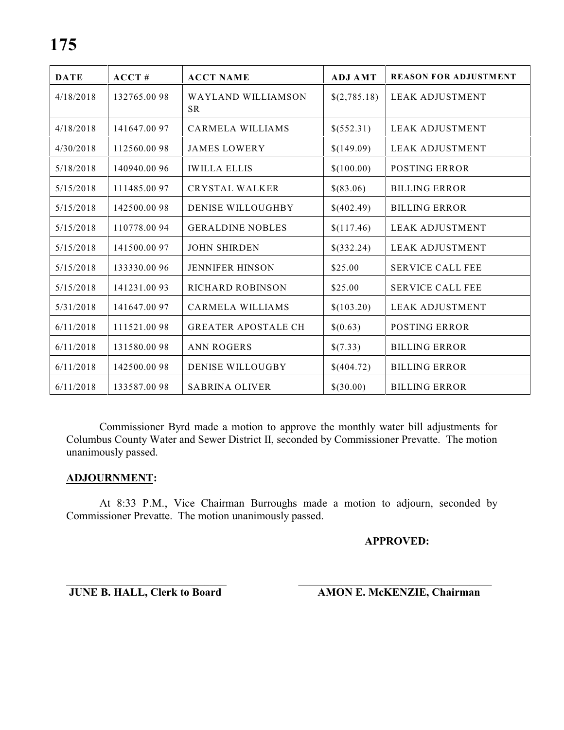| DATE | ACCT # | ACCT NAME | ADJ AMT | REASON FOR ADJUSTMENT |
|---|---|---|---|---|
| 4/18/2018 | 132765.00 98 | WAYLAND WILLIAMSON SR | $(2,785.18) | LEAK ADJUSTMENT |
| 4/18/2018 | 141647.00 97 | CARMELA WILLIAMS | $(552.31) | LEAK ADJUSTMENT |
| 4/30/2018 | 112560.00 98 | JAMES LOWERY | $(149.09) | LEAK ADJUSTMENT |
| 5/18/2018 | 140940.00 96 | IWILLA ELLIS | $(100.00) | POSTING ERROR |
| 5/15/2018 | 111485.00 97 | CRYSTAL WALKER | $(83.06) | BILLING ERROR |
| 5/15/2018 | 142500.00 98 | DENISE WILLOUGHBY | $(402.49) | BILLING ERROR |
| 5/15/2018 | 110778.00 94 | GERALDINE NOBLES | $(117.46) | LEAK ADJUSTMENT |
| 5/15/2018 | 141500.00 97 | JOHN SHIRDEN | $(332.24) | LEAK ADJUSTMENT |
| 5/15/2018 | 133330.00 96 | JENNIFER HINSON | $25.00 | SERVICE CALL FEE |
| 5/15/2018 | 141231.00 93 | RICHARD ROBINSON | $25.00 | SERVICE CALL FEE |
| 5/31/2018 | 141647.00 97 | CARMELA WILLIAMS | $(103.20) | LEAK ADJUSTMENT |
| 6/11/2018 | 111521.00 98 | GREATER APOSTALE CH | $(0.63) | POSTING ERROR |
| 6/11/2018 | 131580.00 98 | ANN ROGERS | $(7.33) | BILLING ERROR |
| 6/11/2018 | 142500.00 98 | DENISE WILLOUGBY | $(404.72) | BILLING ERROR |
| 6/11/2018 | 133587.00 98 | SABRINA OLIVER | $(30.00) | BILLING ERROR |

Commissioner Byrd made a motion to approve the monthly water bill adjustments for Columbus County Water and Sewer District II, seconded by Commissioner Prevatte. The motion unanimously passed.

## ADJOURNMENT:

At 8:33 P.M., Vice Chairman Burroughs made a motion to adjourn, seconded by Commissioner Prevatte. The motion unanimously passed.

**APPROVED:**

\_\_\_\_\_\_\_\_\_\_\_\_\_\_\_\_\_\_\_\_\_\_\_\_\_\_\_\_ \_\_\_\_\_\_\_\_\_\_\_\_\_\_\_\_\_\_\_\_\_\_\_\_\_\_\_\_

**JUNE B. HALL, Clerk to Board** **AMON E. McKENZIE, Chairman**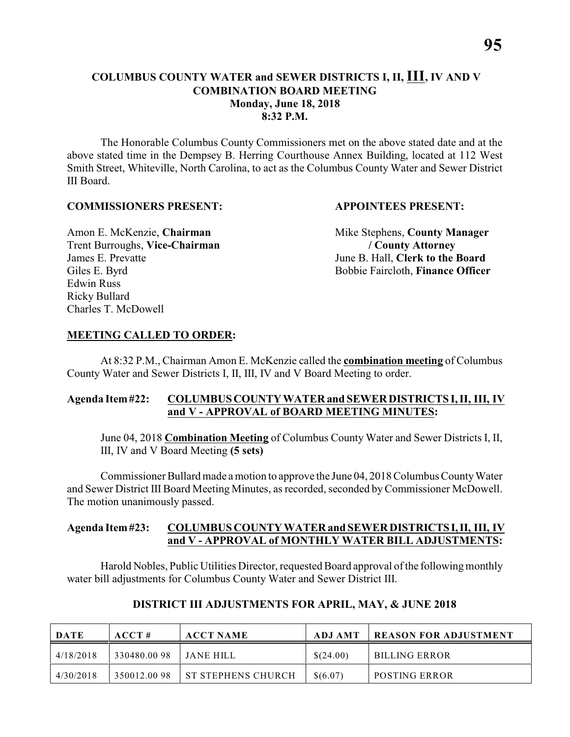# COLUMBUS COUNTY WATER and SEWER DISTRICTS I, II, III, IV AND V COMBINATION BOARD MEETING

**Monday, June 18, 2018**
**8:32 P.M.**

The Honorable Columbus County Commissioners met on the above stated date and at the above stated time in the Dempsey B. Herring Courthouse Annex Building, located at 112 West Smith Street, Whiteville, North Carolina, to act as the Columbus County Water and Sewer District III Board.

**COMMISSIONERS PRESENT:**

Amon E. McKenzie, **Chairman**
Trent Burroughs, **Vice-Chairman**
James E. Prevatte
Giles E. Byrd
Edwin Russ
Ricky Bullard
Charles T. McDowell

**APPOINTEES PRESENT:**

Mike Stephens, **County Manager / County Attorney**
June B. Hall, **Clerk to the Board**
Bobbie Faircloth, **Finance Officer**

**MEETING CALLED TO ORDER:**

At 8:32 P.M., Chairman Amon E. McKenzie called the **combination meeting** of Columbus County Water and Sewer Districts I, II, III, IV and V Board Meeting to order.

**Agenda Item #22: COLUMBUS COUNTY WATER and SEWER DISTRICTS I, II, III, IV and V - APPROVAL of BOARD MEETING MINUTES:**

June 04, 2018 **Combination Meeting** of Columbus County Water and Sewer Districts I, II, III, IV and V Board Meeting **(5 sets)**

Commissioner Bullard made a motion to approve the June 04, 2018 Columbus County Water and Sewer District III Board Meeting Minutes, as recorded, seconded by Commissioner McDowell. The motion unanimously passed.

**Agenda Item #23: COLUMBUS COUNTY WATER and SEWER DISTRICTS I, II, III, IV and V - APPROVAL of MONTHLY WATER BILL ADJUSTMENTS:**

Harold Nobles, Public Utilities Director, requested Board approval of the following monthly water bill adjustments for Columbus County Water and Sewer District III.

**DISTRICT III ADJUSTMENTS FOR APRIL, MAY, & JUNE 2018**

| DATE | ACCT # | ACCT NAME | ADJ AMT | REASON FOR ADJUSTMENT |
|---|---|---|---|---|
| 4/18/2018 | 330480.00 98 | JANE HILL | $(24.00) | BILLING ERROR |
| 4/30/2018 | 350012.00 98 | ST STEPHENS CHURCH | $(6.07) | POSTING ERROR |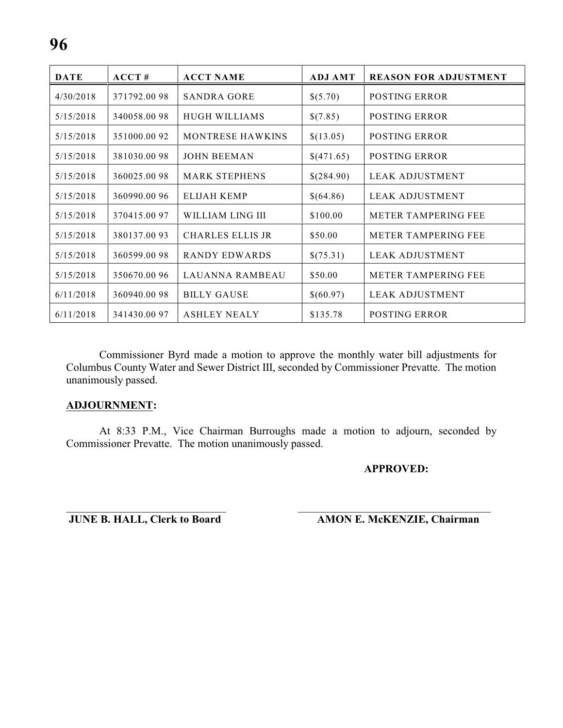| DATE | ACCT # | ACCT NAME | ADJ AMT | REASON FOR ADJUSTMENT |
|---|---|---|---|---|
| 4/30/2018 | 371792.00 98 | SANDRA GORE | $(5.70) | POSTING ERROR |
| 5/15/2018 | 340058.00 98 | HUGH WILLIAMS | $(7.85) | POSTING ERROR |
| 5/15/2018 | 351000.00 92 | MONTRESE HAWKINS | $(13.05) | POSTING ERROR |
| 5/15/2018 | 381030.00 98 | JOHN BEEMAN | $(471.65) | POSTING ERROR |
| 5/15/2018 | 360025.00 98 | MARK STEPHENS | $(284.90) | LEAK ADJUSTMENT |
| 5/15/2018 | 360990.00 96 | ELIJAH KEMP | $(64.86) | LEAK ADJUSTMENT |
| 5/15/2018 | 370415.00 97 | WILLIAM LING III | $100.00 | METER TAMPERING FEE |
| 5/15/2018 | 380137.00 93 | CHARLES ELLIS JR | $50.00 | METER TAMPERING FEE |
| 5/15/2018 | 360599.00 98 | RANDY EDWARDS | $(75.31) | LEAK ADJUSTMENT |
| 5/15/2018 | 350670.00 96 | LAUANNA RAMBEAU | $50.00 | METER TAMPERING FEE |
| 6/11/2018 | 360940.00 98 | BILLY GAUSE | $(60.97) | LEAK ADJUSTMENT |
| 6/11/2018 | 341430.00 97 | ASHLEY NEALY | $135.78 | POSTING ERROR |

Commissioner Byrd made a motion to approve the monthly water bill adjustments for Columbus County Water and Sewer District III, seconded by Commissioner Prevatte. The motion unanimously passed.

**ADJOURNMENT:**

At 8:33 P.M., Vice Chairman Burroughs made a motion to adjourn, seconded by Commissioner Prevatte. The motion unanimously passed.

**APPROVED:**

**JUNE B. HALL, Clerk to Board** | **AMON E. McKENZIE, Chairman**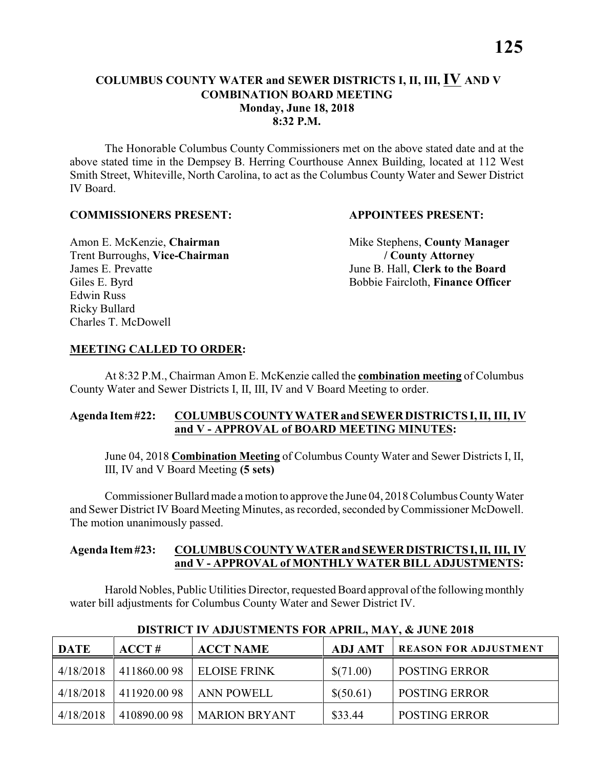# COLUMBUS COUNTY WATER and SEWER DISTRICTS I, II, III, IV AND V COMBINATION BOARD MEETING
**Monday, June 18, 2018**
**8:32 P.M.**

The Honorable Columbus County Commissioners met on the above stated date and at the above stated time in the Dempsey B. Herring Courthouse Annex Building, located at 112 West Smith Street, Whiteville, North Carolina, to act as the Columbus County Water and Sewer District IV Board.

**COMMISSIONERS PRESENT:**

Amon E. McKenzie, **Chairman**
Trent Burroughs, **Vice-Chairman**
James E. Prevatte
Giles E. Byrd
Edwin Russ
Ricky Bullard
Charles T. McDowell

**APPOINTEES PRESENT:**

Mike Stephens, **County Manager / County Attorney**
June B. Hall, **Clerk to the Board**
Bobbie Faircloth, **Finance Officer**

**MEETING CALLED TO ORDER:**

At 8:32 P.M., Chairman Amon E. McKenzie called the **combination meeting** of Columbus County Water and Sewer Districts I, II, III, IV and V Board Meeting to order.

**Agenda Item #22: COLUMBUS COUNTY WATER and SEWER DISTRICTS I, II, III, IV and V - APPROVAL of BOARD MEETING MINUTES:**

June 04, 2018 **Combination Meeting** of Columbus County Water and Sewer Districts I, II, III, IV and V Board Meeting **(5 sets)**

Commissioner Bullard made a motion to approve the June 04, 2018 Columbus County Water and Sewer District IV Board Meeting Minutes, as recorded, seconded by Commissioner McDowell. The motion unanimously passed.

**Agenda Item #23: COLUMBUS COUNTY WATER and SEWER DISTRICTS I, II, III, IV and V - APPROVAL of MONTHLY WATER BILL ADJUSTMENTS:**

Harold Nobles, Public Utilities Director, requested Board approval of the following monthly water bill adjustments for Columbus County Water and Sewer District IV.

**DISTRICT IV ADJUSTMENTS FOR APRIL, MAY, & JUNE 2018**

| DATE | ACCT # | ACCT NAME | ADJ AMT | REASON FOR ADJUSTMENT |
|---|---|---|---|---|
| 4/18/2018 | 411860.00 98 | ELOISE FRINK | $(71.00) | POSTING ERROR |
| 4/18/2018 | 411920.00 98 | ANN POWELL | $(50.61) | POSTING ERROR |
| 4/18/2018 | 410890.00 98 | MARION BRYANT | $33.44 | POSTING ERROR |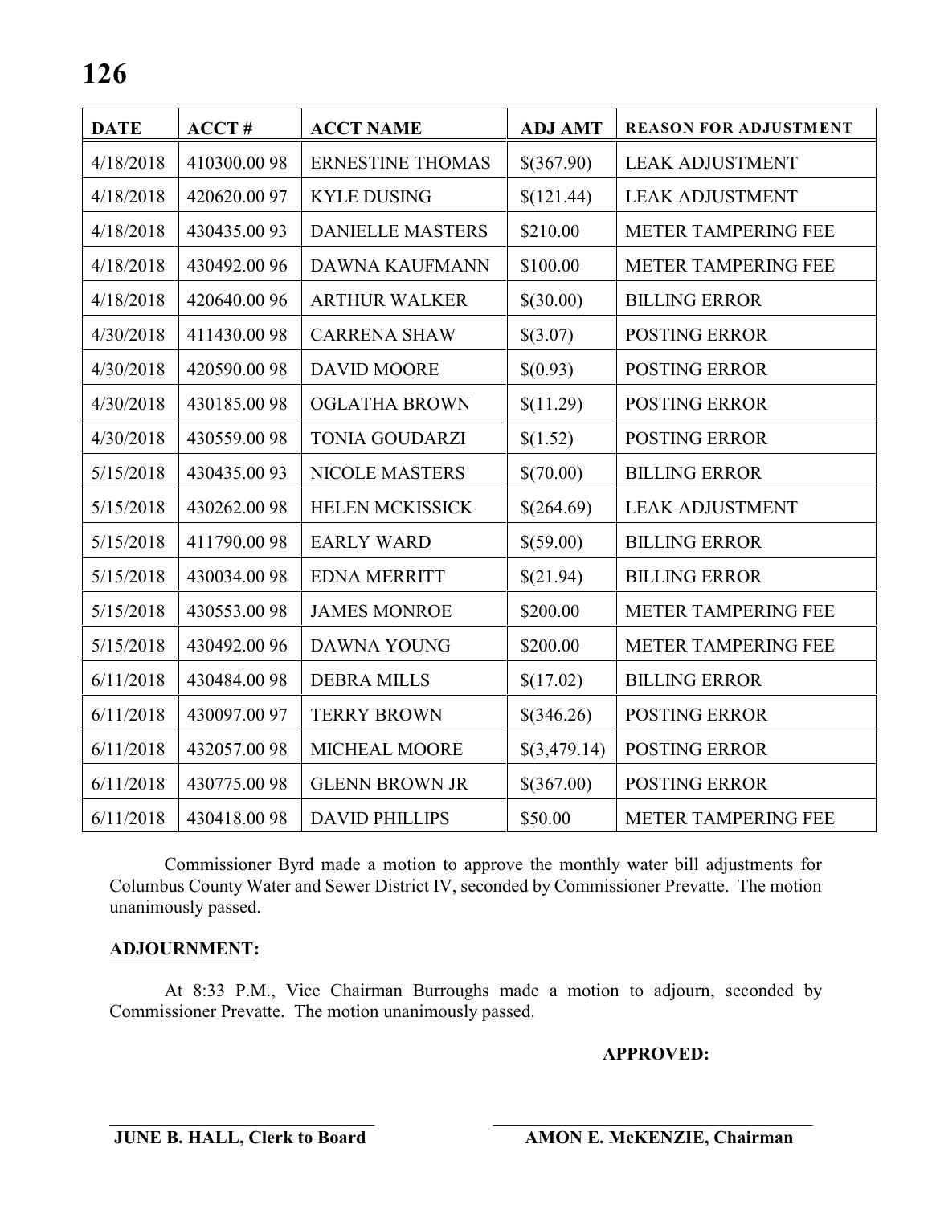| DATE | ACCT # | ACCT NAME | ADJ AMT | REASON FOR ADJUSTMENT |
|---|---|---|---|---|
| 4/18/2018 | 410300.00 98 | ERNESTINE THOMAS | $(367.90) | LEAK ADJUSTMENT |
| 4/18/2018 | 420620.00 97 | KYLE DUSING | $(121.44) | LEAK ADJUSTMENT |
| 4/18/2018 | 430435.00 93 | DANIELLE MASTERS | $210.00 | METER TAMPERING FEE |
| 4/18/2018 | 430492.00 96 | DAWNA KAUFMANN | $100.00 | METER TAMPERING FEE |
| 4/18/2018 | 420640.00 96 | ARTHUR WALKER | $(30.00) | BILLING ERROR |
| 4/30/2018 | 411430.00 98 | CARRENA SHAW | $(3.07) | POSTING ERROR |
| 4/30/2018 | 420590.00 98 | DAVID MOORE | $(0.93) | POSTING ERROR |
| 4/30/2018 | 430185.00 98 | OGLATHA BROWN | $(11.29) | POSTING ERROR |
| 4/30/2018 | 430559.00 98 | TONIA GOUDARZI | $(1.52) | POSTING ERROR |
| 5/15/2018 | 430435.00 93 | NICOLE MASTERS | $(70.00) | BILLING ERROR |
| 5/15/2018 | 430262.00 98 | HELEN MCKISSICK | $(264.69) | LEAK ADJUSTMENT |
| 5/15/2018 | 411790.00 98 | EARLY WARD | $(59.00) | BILLING ERROR |
| 5/15/2018 | 430034.00 98 | EDNA MERRITT | $(21.94) | BILLING ERROR |
| 5/15/2018 | 430553.00 98 | JAMES MONROE | $200.00 | METER TAMPERING FEE |
| 5/15/2018 | 430492.00 96 | DAWNA YOUNG | $200.00 | METER TAMPERING FEE |
| 6/11/2018 | 430484.00 98 | DEBRA MILLS | $(17.02) | BILLING ERROR |
| 6/11/2018 | 430097.00 97 | TERRY BROWN | $(346.26) | POSTING ERROR |
| 6/11/2018 | 432057.00 98 | MICHEAL MOORE | $(3,479.14) | POSTING ERROR |
| 6/11/2018 | 430775.00 98 | GLENN BROWN JR | $(367.00) | POSTING ERROR |
| 6/11/2018 | 430418.00 98 | DAVID PHILLIPS | $50.00 | METER TAMPERING FEE |

Commissioner Byrd made a motion to approve the monthly water bill adjustments for Columbus County Water and Sewer District IV, seconded by Commissioner Prevatte. The motion unanimously passed.

**ADJOURNMENT:**

At 8:33 P.M., Vice Chairman Burroughs made a motion to adjourn, seconded by Commissioner Prevatte. The motion unanimously passed.

**APPROVED:**

\_\_\_\_\_\_\_\_\_\_\_\_\_\_\_\_\_\_\_\_\_\_\_\_\_\_\_\_\_\_ \_\_\_\_\_\_\_\_\_\_\_\_\_\_\_\_\_\_\_\_\_\_\_\_\_\_\_\_\_\_

**JUNE B. HALL, Clerk to Board** **AMON E. McKENZIE, Chairman**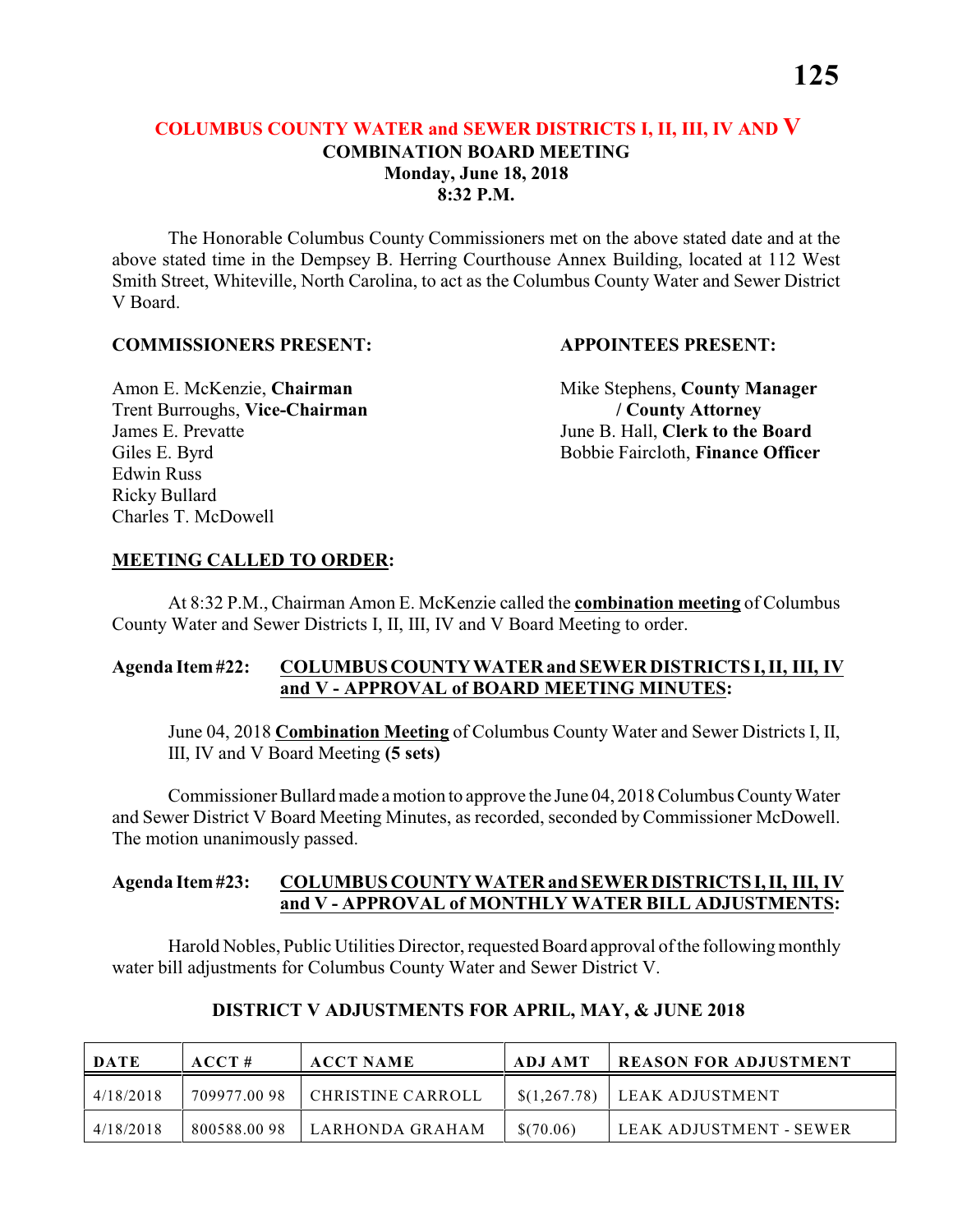## COLUMBUS COUNTY WATER and SEWER DISTRICTS I, II, III, IV AND V
### COMBINATION BOARD MEETING
### Monday, June 18, 2018
### 8:32 P.M.

The Honorable Columbus County Commissioners met on the above stated date and at the above stated time in the Dempsey B. Herring Courthouse Annex Building, located at 112 West Smith Street, Whiteville, North Carolina, to act as the Columbus County Water and Sewer District V Board.

**COMMISSIONERS PRESENT:**

Amon E. McKenzie, **Chairman**
Trent Burroughs, **Vice-Chairman**
James E. Prevatte
Giles E. Byrd
Edwin Russ
Ricky Bullard
Charles T. McDowell

**APPOINTEES PRESENT:**

Mike Stephens, **County Manager / County Attorney**
June B. Hall, **Clerk to the Board**
Bobbie Faircloth, **Finance Officer**

**MEETING CALLED TO ORDER:**

At 8:32 P.M., Chairman Amon E. McKenzie called the **combination meeting** of Columbus County Water and Sewer Districts I, II, III, IV and V Board Meeting to order.

**Agenda Item #22: COLUMBUS COUNTY WATER and SEWER DISTRICTS I, II, III, IV and V - APPROVAL of BOARD MEETING MINUTES:**

June 04, 2018 **Combination Meeting** of Columbus County Water and Sewer Districts I, II, III, IV and V Board Meeting **(5 sets)**

Commissioner Bullard made a motion to approve the June 04, 2018 Columbus County Water and Sewer District V Board Meeting Minutes, as recorded, seconded by Commissioner McDowell. The motion unanimously passed.

**Agenda Item #23: COLUMBUS COUNTY WATER and SEWER DISTRICTS I, II, III, IV and V - APPROVAL of MONTHLY WATER BILL ADJUSTMENTS:**

Harold Nobles, Public Utilities Director, requested Board approval of the following monthly water bill adjustments for Columbus County Water and Sewer District V.

**DISTRICT V ADJUSTMENTS FOR APRIL, MAY, & JUNE 2018**

| DATE | ACCT # | ACCT NAME | ADJ AMT | REASON FOR ADJUSTMENT |
|---|---|---|---|---|
| 4/18/2018 | 709977.00 98 | CHRISTINE CARROLL | $(1,267.78) | LEAK ADJUSTMENT |
| 4/18/2018 | 800588.00 98 | LARHONDA GRAHAM | $(70.06) | LEAK ADJUSTMENT - SEWER |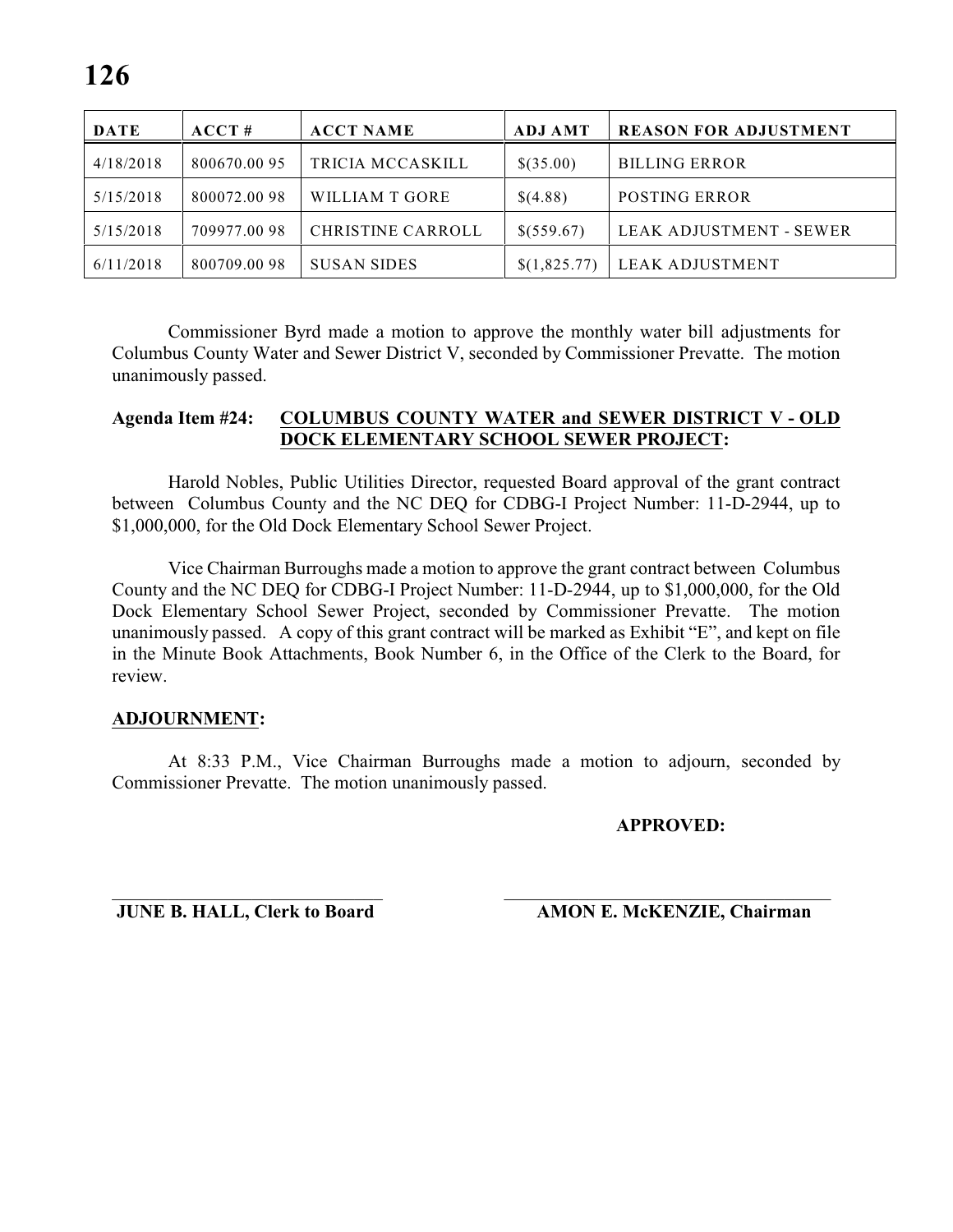| DATE | ACCT # | ACCT NAME | ADJ AMT | REASON FOR ADJUSTMENT |
|---|---|---|---|---|
| 4/18/2018 | 800670.00 95 | TRICIA MCCASKILL | $(35.00) | BILLING ERROR |
| 5/15/2018 | 800072.00 98 | WILLIAM T GORE | $(4.88) | POSTING ERROR |
| 5/15/2018 | 709977.00 98 | CHRISTINE CARROLL | $(559.67) | LEAK ADJUSTMENT - SEWER |
| 6/11/2018 | 800709.00 98 | SUSAN SIDES | $(1,825.77) | LEAK ADJUSTMENT |

Commissioner Byrd made a motion to approve the monthly water bill adjustments for Columbus County Water and Sewer District V, seconded by Commissioner Prevatte. The motion unanimously passed.

**Agenda Item #24: COLUMBUS COUNTY WATER and SEWER DISTRICT V - OLD DOCK ELEMENTARY SCHOOL SEWER PROJECT:**

Harold Nobles, Public Utilities Director, requested Board approval of the grant contract between Columbus County and the NC DEQ for CDBG-I Project Number: 11-D-2944, up to $1,000,000, for the Old Dock Elementary School Sewer Project.

Vice Chairman Burroughs made a motion to approve the grant contract between Columbus County and the NC DEQ for CDBG-I Project Number: 11-D-2944, up to $1,000,000, for the Old Dock Elementary School Sewer Project, seconded by Commissioner Prevatte. The motion unanimously passed. A copy of this grant contract will be marked as Exhibit "E", and kept on file in the Minute Book Attachments, Book Number 6, in the Office of the Clerk to the Board, for review.

**ADJOURNMENT:**

At 8:33 P.M., Vice Chairman Burroughs made a motion to adjourn, seconded by Commissioner Prevatte. The motion unanimously passed.

**APPROVED:**

**JUNE B. HALL, Clerk to Board**

**AMON E. McKENZIE, Chairman**